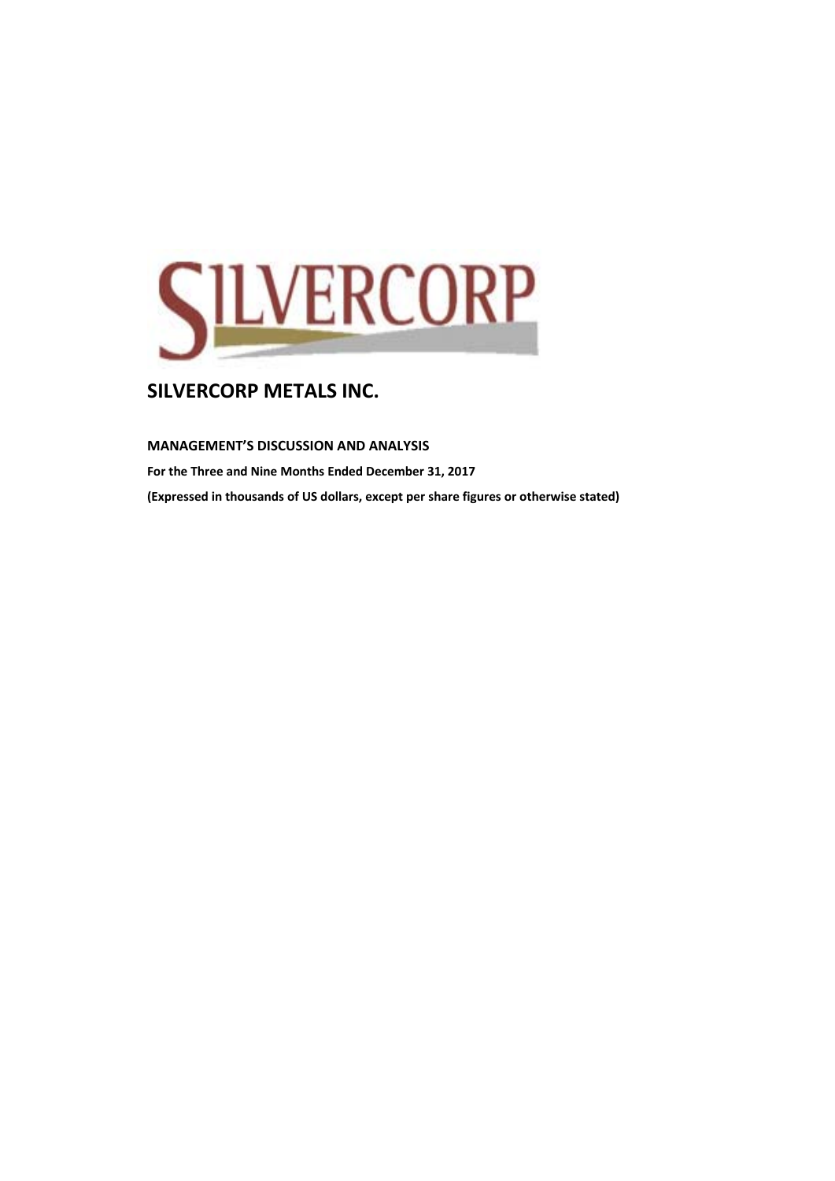SILVERCORP

# SILVERCORP METALS INC.

**MANAGEMENT'S DISCUSSION AND ANALYSIS**

**For the Three and Nine Months Ended December 31, 2017**

**(Expressed in thousands of US dollars, except per share figures or otherwise stated)**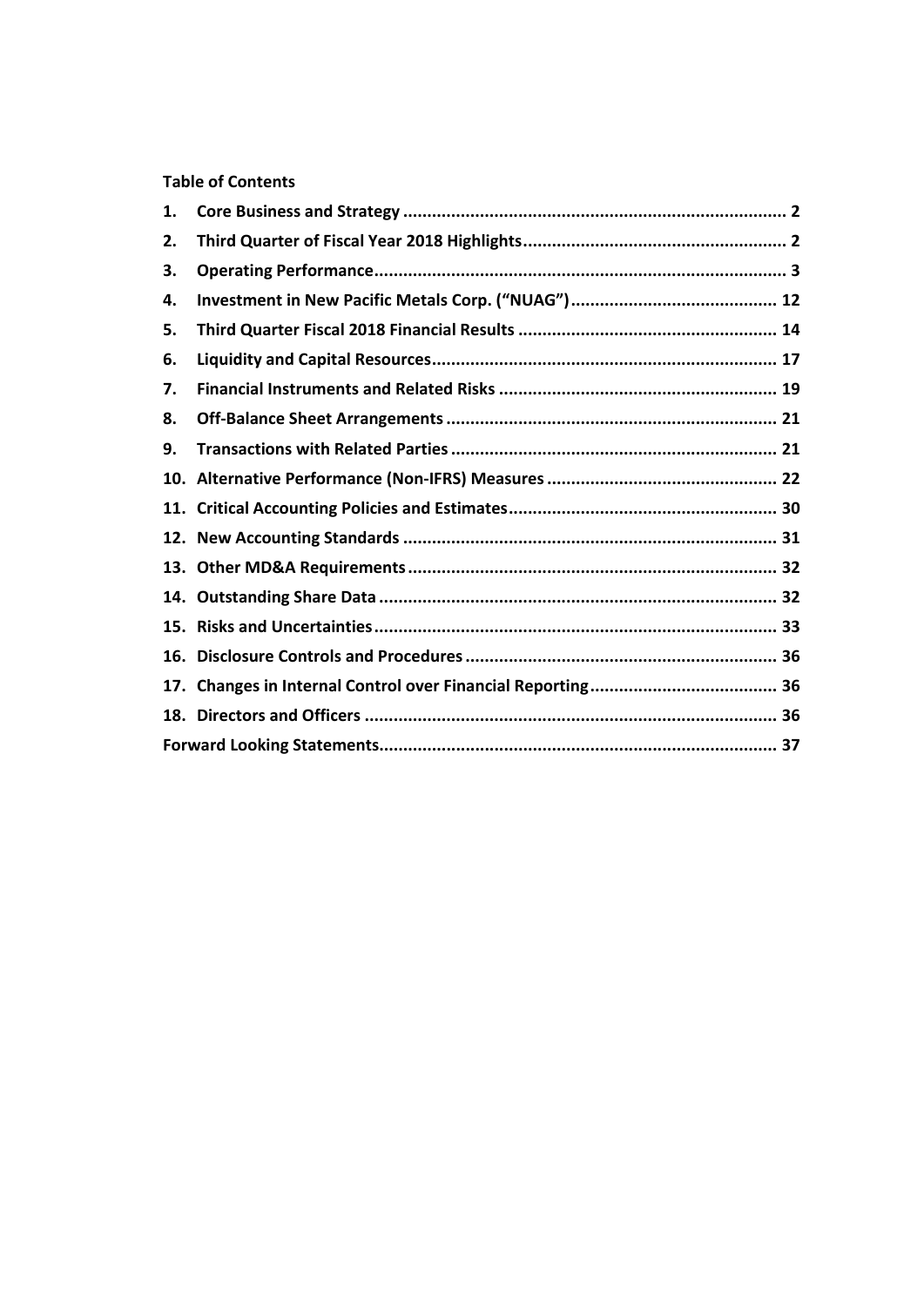**Table of Contents**

| | | |
|---|---|---|
| 1. | Core Business and Strategy | 2 |
| 2. | Third Quarter of Fiscal Year 2018 Highlights | 2 |
| 3. | Operating Performance | 3 |
| 4. | Investment in New Pacific Metals Corp. ("NUAG") | 12 |
| 5. | Third Quarter Fiscal 2018 Financial Results | 14 |
| 6. | Liquidity and Capital Resources | 17 |
| 7. | Financial Instruments and Related Risks | 19 |
| 8. | Off-Balance Sheet Arrangements | 21 |
| 9. | Transactions with Related Parties | 21 |
| 10. | Alternative Performance (Non-IFRS) Measures | 22 |
| 11. | Critical Accounting Policies and Estimates | 30 |
| 12. | New Accounting Standards | 31 |
| 13. | Other MD&A Requirements | 32 |
| 14. | Outstanding Share Data | 32 |
| 15. | Risks and Uncertainties | 33 |
| 16. | Disclosure Controls and Procedures | 36 |
| 17. | Changes in Internal Control over Financial Reporting | 36 |
| 18. | Directors and Officers | 36 |
| | Forward Looking Statements | 37 |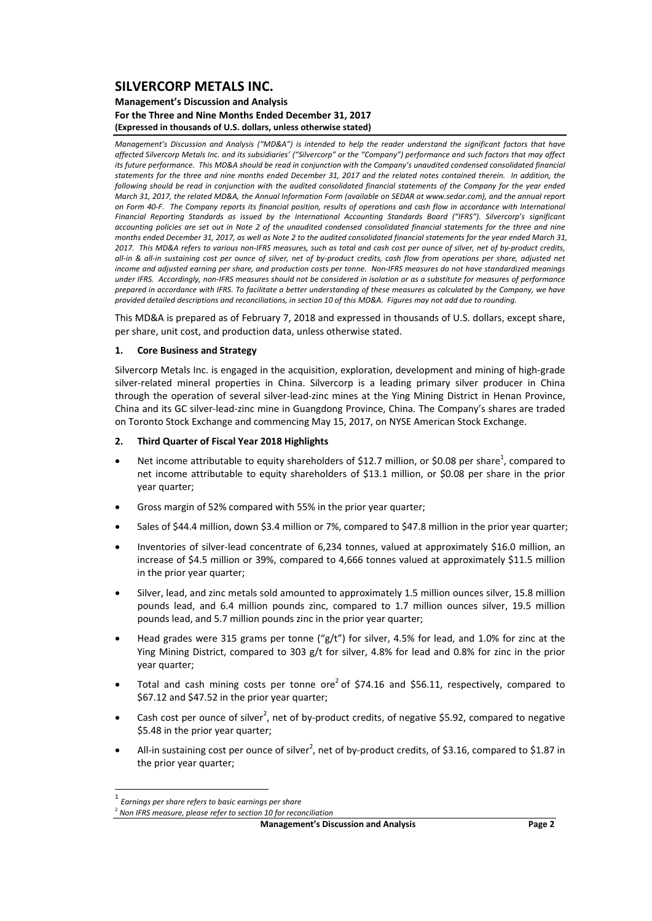# SILVERCORP METALS INC.

**Management's Discussion and Analysis**
**For the Three and Nine Months Ended December 31, 2017**
**(Expressed in thousands of U.S. dollars, unless otherwise stated)**

*Management's Discussion and Analysis ("MD&A") is intended to help the reader understand the significant factors that have affected Silvercorp Metals Inc. and its subsidiaries' ("Silvercorp" or the "Company") performance and such factors that may affect its future performance. This MD&A should be read in conjunction with the Company's unaudited condensed consolidated financial statements for the three and nine months ended December 31, 2017 and the related notes contained therein. In addition, the following should be read in conjunction with the audited consolidated financial statements of the Company for the year ended March 31, 2017, the related MD&A, the Annual Information Form (available on SEDAR at www.sedar.com), and the annual report on Form 40-F. The Company reports its financial position, results of operations and cash flow in accordance with International Financial Reporting Standards as issued by the International Accounting Standards Board ("IFRS"). Silvercorp's significant accounting policies are set out in Note 2 of the unaudited condensed consolidated financial statements for the three and nine months ended December 31, 2017, as well as Note 2 to the audited consolidated financial statements for the year ended March 31, 2017. This MD&A refers to various non-IFRS measures, such as total and cash cost per ounce of silver, net of by-product credits, all-in & all-in sustaining cost per ounce of silver, net of by-product credits, cash flow from operations per share, adjusted net income and adjusted earning per share, and production costs per tonne. Non-IFRS measures do not have standardized meanings under IFRS. Accordingly, non-IFRS measures should not be considered in isolation or as a substitute for measures of performance prepared in accordance with IFRS. To facilitate a better understanding of these measures as calculated by the Company, we have provided detailed descriptions and reconciliations, in section 10 of this MD&A. Figures may not add due to rounding.*

This MD&A is prepared as of February 7, 2018 and expressed in thousands of U.S. dollars, except share, per share, unit cost, and production data, unless otherwise stated.

## 1. Core Business and Strategy

Silvercorp Metals Inc. is engaged in the acquisition, exploration, development and mining of high-grade silver-related mineral properties in China. Silvercorp is a leading primary silver producer in China through the operation of several silver-lead-zinc mines at the Ying Mining District in Henan Province, China and its GC silver-lead-zinc mine in Guangdong Province, China. The Company's shares are traded on Toronto Stock Exchange and commencing May 15, 2017, on NYSE American Stock Exchange.

## 2. Third Quarter of Fiscal Year 2018 Highlights

- Net income attributable to equity shareholders of $12.7 million, or $0.08 per share[1], compared to net income attributable to equity shareholders of $13.1 million, or $0.08 per share in the prior year quarter;
- Gross margin of 52% compared with 55% in the prior year quarter;
- Sales of $44.4 million, down $3.4 million or 7%, compared to $47.8 million in the prior year quarter;
- Inventories of silver-lead concentrate of 6,234 tonnes, valued at approximately $16.0 million, an increase of $4.5 million or 39%, compared to 4,666 tonnes valued at approximately $11.5 million in the prior year quarter;
- Silver, lead, and zinc metals sold amounted to approximately 1.5 million ounces silver, 15.8 million pounds lead, and 6.4 million pounds zinc, compared to 1.7 million ounces silver, 19.5 million pounds lead, and 5.7 million pounds zinc in the prior year quarter;
- Head grades were 315 grams per tonne ("g/t") for silver, 4.5% for lead, and 1.0% for zinc at the Ying Mining District, compared to 303 g/t for silver, 4.8% for lead and 0.8% for zinc in the prior year quarter;
- Total and cash mining costs per tonne ore[2] of $74.16 and $56.11, respectively, compared to $67.12 and $47.52 in the prior year quarter;
- Cash cost per ounce of silver[2], net of by-product credits, of negative $5.92, compared to negative $5.48 in the prior year quarter;
- All-in sustaining cost per ounce of silver[2], net of by-product credits, of $3.16, compared to $1.87 in the prior year quarter;

---

[1] *Earnings per share refers to basic earnings per share*
[2] *Non IFRS measure, please refer to section 10 for reconciliation*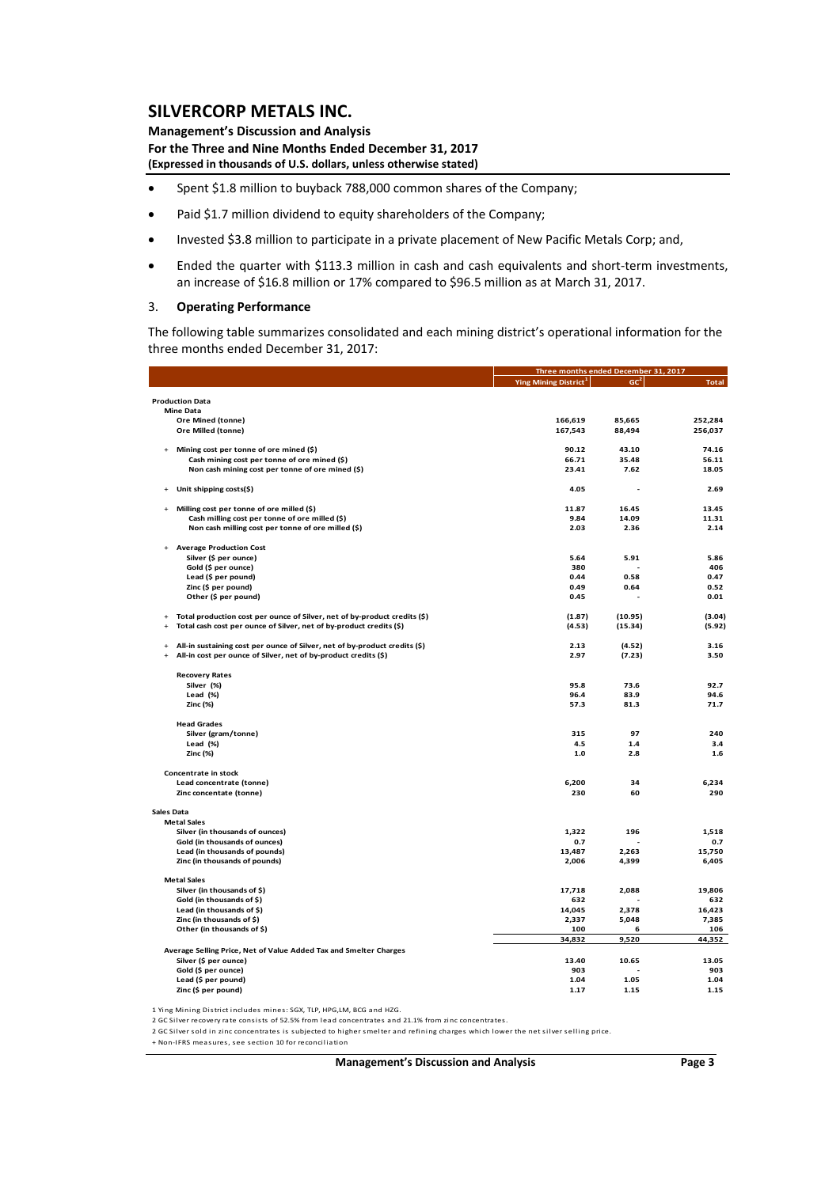- Spent \$1.8 million to buyback 788,000 common shares of the Company;
- Paid \$1.7 million dividend to equity shareholders of the Company;
- Invested \$3.8 million to participate in a private placement of New Pacific Metals Corp; and,
- Ended the quarter with \$113.3 million in cash and cash equivalents and short-term investments, an increase of \$16.8 million or 17% compared to \$96.5 million as at March 31, 2017.

## 3. Operating Performance

The following table summarizes consolidated and each mining district's operational information for the three months ended December 31, 2017:

| | Three months ended December 31, 2017 | | |
|---|---|---|---|
| | Ying Mining District[1] | GC[2] | Total |
| **Production Data** | | | |
| **Mine Data** | | | |
| Ore Mined (tonne) | 166,619 | 85,665 | 252,284 |
| Ore Milled (tonne) | 167,543 | 88,494 | 256,037 |
| + Mining cost per tonne of ore mined (\$) | 90.12 | 43.10 | 74.16 |
| Cash mining cost per tonne of ore mined (\$) | 66.71 | 35.48 | 56.11 |
| Non cash mining cost per tonne of ore mined (\$) | 23.41 | 7.62 | 18.05 |
| + Unit shipping costs(\$) | 4.05 | - | 2.69 |
| + Milling cost per tonne of ore milled (\$) | 11.87 | 16.45 | 13.45 |
| Cash milling cost per tonne of ore milled (\$) | 9.84 | 14.09 | 11.31 |
| Non cash milling cost per tonne of ore milled (\$) | 2.03 | 2.36 | 2.14 |
| + Average Production Cost | | | |
| Silver (\$ per ounce) | 5.64 | 5.91 | 5.86 |
| Gold (\$ per ounce) | 380 | - | 406 |
| Lead (\$ per pound) | 0.44 | 0.58 | 0.47 |
| Zinc (\$ per pound) | 0.49 | 0.64 | 0.52 |
| Other (\$ per pound) | 0.45 | - | 0.01 |
| + Total production cost per ounce of Silver, net of by-product credits (\$) | (1.87) | (10.95) | (3.04) |
| + Total cash cost per ounce of Silver, net of by-product credits (\$) | (4.53) | (15.34) | (5.92) |
| + All-in sustaining cost per ounce of Silver, net of by-product credits (\$) | 2.13 | (4.52) | 3.16 |
| + All-in cost per ounce of Silver, net of by-product credits (\$) | 2.97 | (7.23) | 3.50 |
| **Recovery Rates** | | | |
| Silver (%) | 95.8 | 73.6 | 92.7 |
| Lead (%) | 96.4 | 83.9 | 94.6 |
| Zinc (%) | 57.3 | 81.3 | 71.7 |
| **Head Grades** | | | |
| Silver (gram/tonne) | 315 | 97 | 240 |
| Lead (%) | 4.5 | 1.4 | 3.4 |
| Zinc (%) | 1.0 | 2.8 | 1.6 |
| **Concentrate in stock** | | | |
| Lead concentrate (tonne) | 6,200 | 34 | 6,234 |
| Zinc concentate (tonne) | 230 | 60 | 290 |
| **Sales Data** | | | |
| **Metal Sales** | | | |
| Silver (in thousands of ounces) | 1,322 | 196 | 1,518 |
| Gold (in thousands of ounces) | 0.7 | - | 0.7 |
| Lead (in thousands of pounds) | 13,487 | 2,263 | 15,750 |
| Zinc (in thousands of pounds) | 2,006 | 4,399 | 6,405 |
| **Metal Sales** | | | |
| Silver (in thousands of \$) | 17,718 | 2,088 | 19,806 |
| Gold (in thousands of \$) | 632 | - | 632 |
| Lead (in thousands of \$) | 14,045 | 2,378 | 16,423 |
| Zinc (in thousands of \$) | 2,337 | 5,048 | 7,385 |
| Other (in thousands of \$) | 100 | 6 | 106 |
| | 34,832 | 9,520 | 44,352 |
| **Average Selling Price, Net of Value Added Tax and Smelter Charges** | | | |
| Silver (\$ per ounce) | 13.40 | 10.65 | 13.05 |
| Gold (\$ per ounce) | 903 | - | 903 |
| Lead (\$ per pound) | 1.04 | 1.05 | 1.04 |
| Zinc (\$ per pound) | 1.17 | 1.15 | 1.15 |

1 Ying Mining District includes mines: SGX, TLP, HPG,LM, BCG and HZG.

2 GC Silver recovery rate consists of 52.5% from lead concentrates and 21.1% from zinc concentrates.

2 GC Silver sold in zinc concentrates is subjected to higher smelter and refining charges which lower the net silver selling price.

+ Non-IFRS measures, see section 10 for reconciliation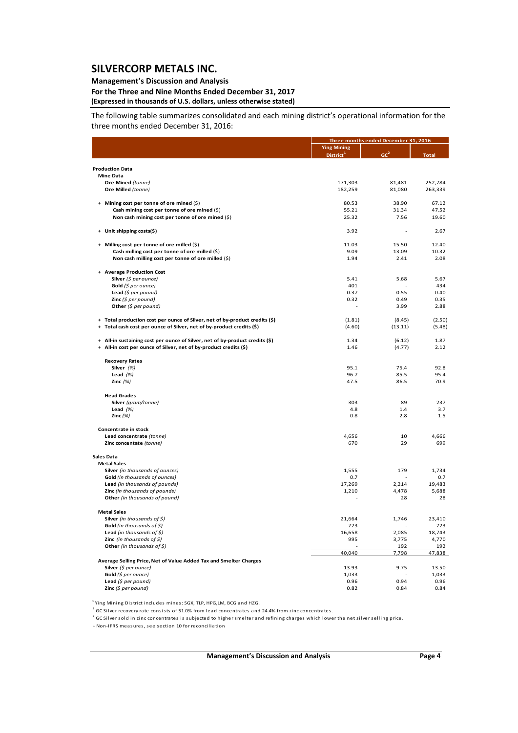The following table summarizes consolidated and each mining district's operational information for the three months ended December 31, 2016:

| | Three months ended December 31, 2016 | | |
|---|---|---|---|
| | Ying Mining District[1] | GC[2] | Total |
| **Production Data** | | | |
| **Mine Data** | | | |
| **Ore Mined** *(tonne)* | 171,303 | 81,481 | 252,784 |
| **Ore Milled** *(tonne)* | 182,259 | 81,080 | 263,339 |
| + **Mining cost per tonne of ore mined** ($) | 80.53 | 38.90 | 67.12 |
| **Cash mining cost per tonne of ore mined** ($) | 55.21 | 31.34 | 47.52 |
| **Non cash mining cost per tonne of ore mined** ($) | 25.32 | 7.56 | 19.60 |
| + **Unit shipping costs($)** | 3.92 | - | 2.67 |
| + **Milling cost per tonne of ore milled** ($) | 11.03 | 15.50 | 12.40 |
| **Cash milling cost per tonne of ore milled** ($) | 9.09 | 13.09 | 10.32 |
| **Non cash milling cost per tonne of ore milled** ($) | 1.94 | 2.41 | 2.08 |
| + **Average Production Cost** | | | |
| **Silver** *($ per ounce)* | 5.41 | 5.68 | 5.67 |
| **Gold** *($ per ounce)* | 401 | - | 434 |
| **Lead** *($ per pound)* | 0.37 | 0.55 | 0.40 |
| **Zinc** *($ per pound)* | 0.32 | 0.49 | 0.35 |
| **Other** *($ per pound)* | - | 3.99 | 2.88 |
| + **Total production cost per ounce of Silver, net of by-product credits ($)** | (1.81) | (8.45) | (2.50) |
| + **Total cash cost per ounce of Silver, net of by-product credits ($)** | (4.60) | (13.11) | (5.48) |
| + **All-in sustaining cost per ounce of Silver, net of by-product credits ($)** | 1.34 | (6.12) | 1.87 |
| + **All-in cost per ounce of Silver, net of by-product credits ($)** | 1.46 | (4.77) | 2.12 |
| **Recovery Rates** | | | |
| **Silver** *(%)* | 95.1 | 75.4 | 92.8 |
| **Lead** *(%)* | 96.7 | 85.5 | 95.4 |
| **Zinc** *(%)* | 47.5 | 86.5 | 70.9 |
| **Head Grades** | | | |
| **Silver** *(gram/tonne)* | 303 | 89 | 237 |
| **Lead** *(%)* | 4.8 | 1.4 | 3.7 |
| **Zinc** *(%)* | 0.8 | 2.8 | 1.5 |
| **Concentrate in stock** | | | |
| **Lead concentrate** *(tonne)* | 4,656 | 10 | 4,666 |
| **Zinc concentate** *(tonne)* | 670 | 29 | 699 |
| **Sales Data** | | | |
| **Metal Sales** | | | |
| **Silver** *(in thousands of ounces)* | 1,555 | 179 | 1,734 |
| **Gold** *(in thousands of ounces)* | 0.7 | - | 0.7 |
| **Lead** *(in thousands of pounds)* | 17,269 | 2,214 | 19,483 |
| **Zinc** *(in thousands of pounds)* | 1,210 | 4,478 | 5,688 |
| **Other** *(in thousands of pound)* | - | 28 | 28 |
| **Metal Sales** | | | |
| **Silver** *(in thousands of $)* | 21,664 | 1,746 | 23,410 |
| **Gold** *(in thousands of $)* | 723 | - | 723 |
| **Lead** *(in thousands of $)* | 16,658 | 2,085 | 18,743 |
| **Zinc** *(in thousands of $)* | 995 | 3,775 | 4,770 |
| **Other** *(in thousands of $)* | - | 192 | 192 |
| | 40,040 | 7,798 | 47,838 |
| **Average Selling Price, Net of Value Added Tax and Smelter Charges** | | | |
| **Silver** *($ per ounce)* | 13.93 | 9.75 | 13.50 |
| **Gold** *($ per ounce)* | 1,033 | - | 1,033 |
| **Lead** *($ per pound)* | 0.96 | 0.94 | 0.96 |
| **Zinc** *($ per pound)* | 0.82 | 0.84 | 0.84 |

[1] Ying Mining District includes mines: SGX, TLP, HPG,LM, BCG and HZG.

[2] GC Silver recovery rate consists of 51.0% from lead concentrates and 24.4% from zinc concentrates.

[2] GC Silver sold in zinc concentrates is subjected to higher smelter and refining charges which lower the net silver selling price.

+ Non-IFRS measures, see section 10 for reconciliation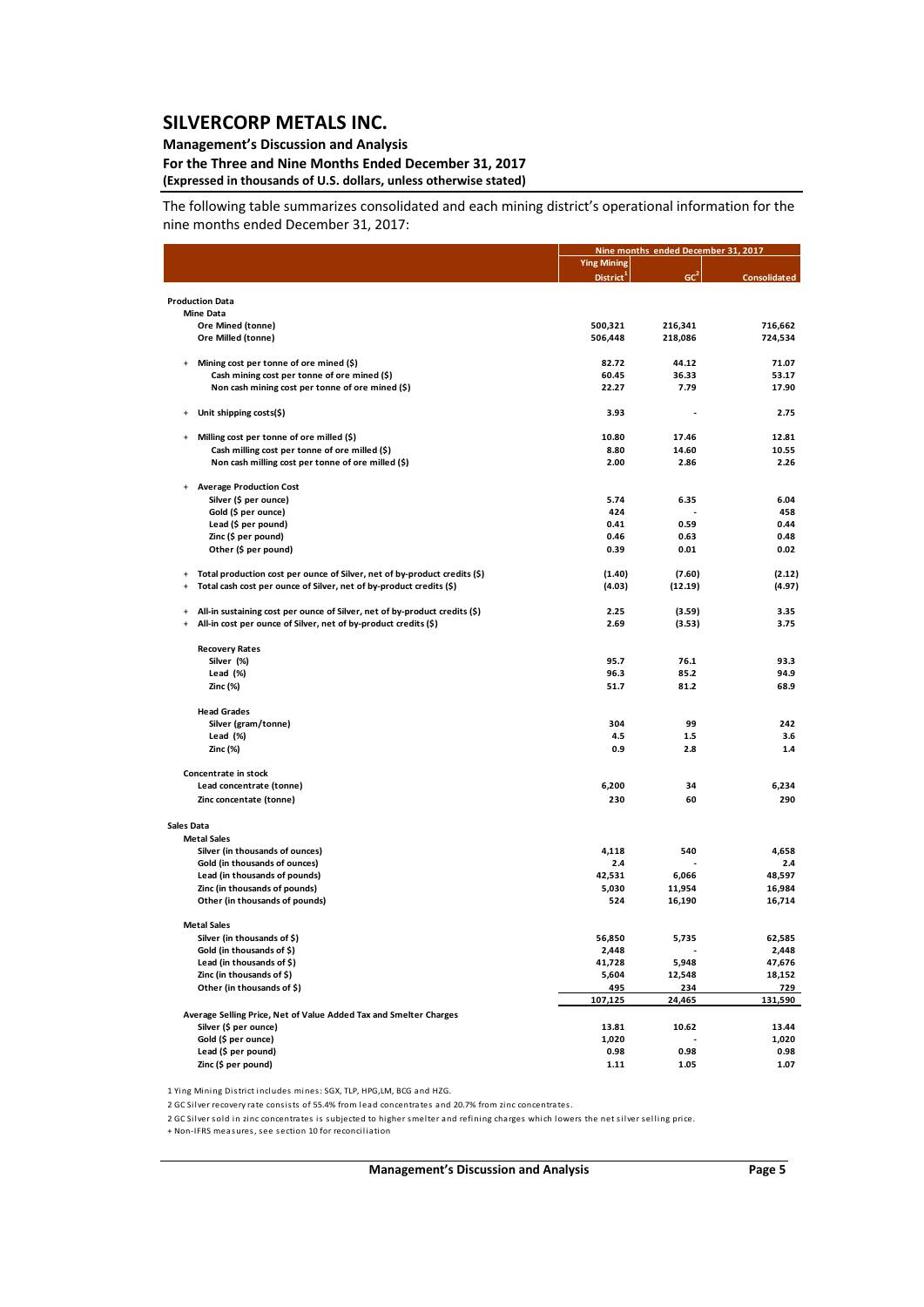The following table summarizes consolidated and each mining district's operational information for the nine months ended December 31, 2017:

| | Nine months ended December 31, 2017 | | |
|---|---|---|---|
| | Ying Mining District[1] | GC[2] | Consolidated |
| **Production Data** | | | |
| **Mine Data** | | | |
| Ore Mined (tonne) | 500,321 | 216,341 | 716,662 |
| Ore Milled (tonne) | 506,448 | 218,086 | 724,534 |
| + Mining cost per tonne of ore mined ($) | 82.72 | 44.12 | 71.07 |
| Cash mining cost per tonne of ore mined ($) | 60.45 | 36.33 | 53.17 |
| Non cash mining cost per tonne of ore mined ($) | 22.27 | 7.79 | 17.90 |
| + Unit shipping costs($) | 3.93 | - | 2.75 |
| + Milling cost per tonne of ore milled ($) | 10.80 | 17.46 | 12.81 |
| Cash milling cost per tonne of ore milled ($) | 8.80 | 14.60 | 10.55 |
| Non cash milling cost per tonne of ore milled ($) | 2.00 | 2.86 | 2.26 |
| + Average Production Cost | | | |
| Silver ($ per ounce) | 5.74 | 6.35 | 6.04 |
| Gold ($ per ounce) | 424 | - | 458 |
| Lead ($ per pound) | 0.41 | 0.59 | 0.44 |
| Zinc ($ per pound) | 0.46 | 0.63 | 0.48 |
| Other ($ per pound) | 0.39 | 0.01 | 0.02 |
| + Total production cost per ounce of Silver, net of by-product credits ($) | (1.40) | (7.60) | (2.12) |
| + Total cash cost per ounce of Silver, net of by-product credits ($) | (4.03) | (12.19) | (4.97) |
| + All-in sustaining cost per ounce of Silver, net of by-product credits ($) | 2.25 | (3.59) | 3.35 |
| + All-in cost per ounce of Silver, net of by-product credits ($) | 2.69 | (3.53) | 3.75 |
| **Recovery Rates** | | | |
| Silver (%) | 95.7 | 76.1 | 93.3 |
| Lead (%) | 96.3 | 85.2 | 94.9 |
| Zinc (%) | 51.7 | 81.2 | 68.9 |
| **Head Grades** | | | |
| Silver (gram/tonne) | 304 | 99 | 242 |
| Lead (%) | 4.5 | 1.5 | 3.6 |
| Zinc (%) | 0.9 | 2.8 | 1.4 |
| **Concentrate in stock** | | | |
| Lead concentrate (tonne) | 6,200 | 34 | 6,234 |
| Zinc concentate (tonne) | 230 | 60 | 290 |
| **Sales Data** | | | |
| **Metal Sales** | | | |
| Silver (in thousands of ounces) | 4,118 | 540 | 4,658 |
| Gold (in thousands of ounces) | 2.4 | - | 2.4 |
| Lead (in thousands of pounds) | 42,531 | 6,066 | 48,597 |
| Zinc (in thousands of pounds) | 5,030 | 11,954 | 16,984 |
| Other (in thousands of pounds) | 524 | 16,190 | 16,714 |
| **Metal Sales** | | | |
| Silver (in thousands of $) | 56,850 | 5,735 | 62,585 |
| Gold (in thousands of $) | 2,448 | - | 2,448 |
| Lead (in thousands of $) | 41,728 | 5,948 | 47,676 |
| Zinc (in thousands of $) | 5,604 | 12,548 | 18,152 |
| Other (in thousands of $) | 495 | 234 | 729 |
| | 107,125 | 24,465 | 131,590 |
| **Average Selling Price, Net of Value Added Tax and Smelter Charges** | | | |
| Silver ($ per ounce) | 13.81 | 10.62 | 13.44 |
| Gold ($ per ounce) | 1,020 | - | 1,020 |
| Lead ($ per pound) | 0.98 | 0.98 | 0.98 |
| Zinc ($ per pound) | 1.11 | 1.05 | 1.07 |

1 Ying Mining District includes mines: SGX, TLP, HPG,LM, BCG and HZG.

2 GC Silver recovery rate consists of 55.4% from lead concentrates and 20.7% from zinc concentrates.

2 GC Silver sold in zinc concentrates is subjected to higher smelter and refining charges which lowers the net silver selling price.

\+ Non-IFRS measures, see section 10 for reconciliation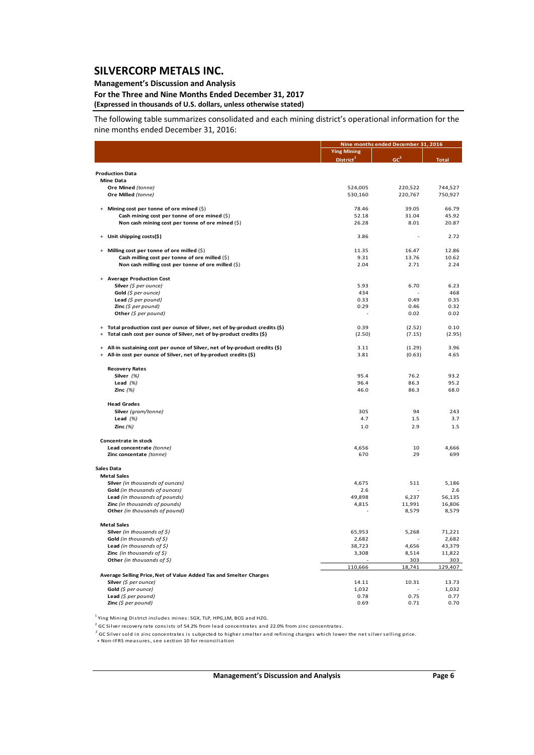The following table summarizes consolidated and each mining district's operational information for the nine months ended December 31, 2016:

| | Nine months ended December 31, 2016 | | |
|---|---|---|---|
| | Ying Mining District[1] | GC[2] | Total |
| **Production Data** | | | |
| **Mine Data** | | | |
| **Ore Mined** *(tonne)* | 524,005 | 220,522 | 744,527 |
| **Ore Milled** *(tonne)* | 530,160 | 220,767 | 750,927 |
| + **Mining cost per tonne of ore mined** ($) | 78.46 | 39.05 | 66.79 |
| **Cash mining cost per tonne of ore mined** ($) | 52.18 | 31.04 | 45.92 |
| **Non cash mining cost per tonne of ore mined** ($) | 26.28 | 8.01 | 20.87 |
| + **Unit shipping costs($)** | 3.86 | - | 2.72 |
| + **Milling cost per tonne of ore milled** ($) | 11.35 | 16.47 | 12.86 |
| **Cash milling cost per tonne of ore milled** ($) | 9.31 | 13.76 | 10.62 |
| **Non cash milling cost per tonne of ore milled** ($) | 2.04 | 2.71 | 2.24 |
| + **Average Production Cost** | | | |
| **Silver** *($ per ounce)* | 5.93 | 6.70 | 6.23 |
| **Gold** *($ per ounce)* | 434 | - | 468 |
| **Lead** *($ per pound)* | 0.33 | 0.49 | 0.35 |
| **Zinc** *($ per pound)* | 0.29 | 0.46 | 0.32 |
| **Other** *($ per pound)* | - | 0.02 | 0.02 |
| + **Total production cost per ounce of Silver, net of by-product credits ($)** | 0.39 | (2.52) | 0.10 |
| + **Total cash cost per ounce of Silver, net of by-product credits ($)** | (2.50) | (7.15) | (2.95) |
| + **All-in sustaining cost per ounce of Silver, net of by-product credits ($)** | 3.11 | (1.29) | 3.96 |
| + **All-in cost per ounce of Silver, net of by-product credits ($)** | 3.81 | (0.63) | 4.65 |
| **Recovery Rates** | | | |
| **Silver** *(%)* | 95.4 | 76.2 | 93.2 |
| **Lead** *(%)* | 96.4 | 86.3 | 95.2 |
| **Zinc** *(%)* | 46.0 | 86.3 | 68.0 |
| **Head Grades** | | | |
| **Silver** *(gram/tonne)* | 305 | 94 | 243 |
| **Lead** *(%)* | 4.7 | 1.5 | 3.7 |
| **Zinc** *(%)* | 1.0 | 2.9 | 1.5 |
| **Concentrate in stock** | | | |
| **Lead concentrate** *(tonne)* | 4,656 | 10 | 4,666 |
| **Zinc concentate** *(tonne)* | 670 | 29 | 699 |
| **Sales Data** | | | |
| **Metal Sales** | | | |
| **Silver** *(in thousands of ounces)* | 4,675 | 511 | 5,186 |
| **Gold** *(in thousands of ounces)* | 2.6 | - | 2.6 |
| **Lead** *(in thousands of pounds)* | 49,898 | 6,237 | 56,135 |
| **Zinc** *(in thousands of pounds)* | 4,815 | 11,991 | 16,806 |
| **Other** *(in thousands of pound)* | - | 8,579 | 8,579 |
| **Metal Sales** | | | |
| **Silver** *(in thousands of $)* | 65,953 | 5,268 | 71,221 |
| **Gold** *(in thousands of $)* | 2,682 | - | 2,682 |
| **Lead** *(in thousands of $)* | 38,723 | 4,656 | 43,379 |
| **Zinc** *(in thousands of $)* | 3,308 | 8,514 | 11,822 |
| **Other** *(in thousands of $)* | - | 303 | 303 |
| | 110,666 | 18,741 | 129,407 |
| **Average Selling Price, Net of Value Added Tax and Smelter Charges** | | | |
| **Silver** *($ per ounce)* | 14.11 | 10.31 | 13.73 |
| **Gold** *($ per ounce)* | 1,032 | - | 1,032 |
| **Lead** *($ per pound)* | 0.78 | 0.75 | 0.77 |
| **Zinc** *($ per pound)* | 0.69 | 0.71 | 0.70 |

[1] Ying Mining District includes mines: SGX, TLP, HPG,LM, BCG and HZG.

[2] GC Silver recovery rate consists of 54.2% from lead concentrates and 22.0% from zinc concentrates.

[2] GC Silver sold in zinc concentrates is subjected to higher smelter and refining charges which lower the net silver selling price.

+ Non-IFRS measures, see section 10 for reconciliation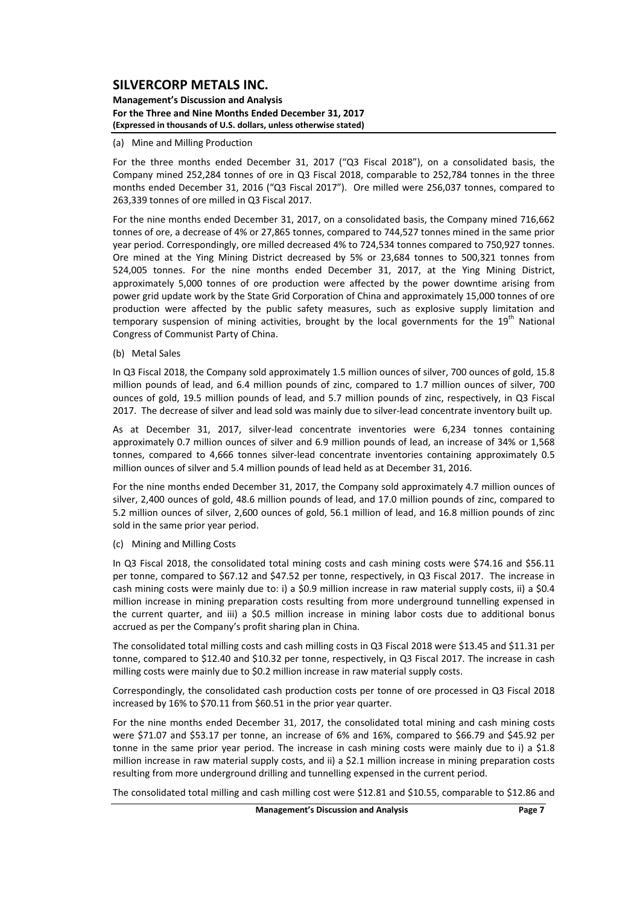(a) Mine and Milling Production

For the three months ended December 31, 2017 ("Q3 Fiscal 2018"), on a consolidated basis, the Company mined 252,284 tonnes of ore in Q3 Fiscal 2018, comparable to 252,784 tonnes in the three months ended December 31, 2016 ("Q3 Fiscal 2017"). Ore milled were 256,037 tonnes, compared to 263,339 tonnes of ore milled in Q3 Fiscal 2017.

For the nine months ended December 31, 2017, on a consolidated basis, the Company mined 716,662 tonnes of ore, a decrease of 4% or 27,865 tonnes, compared to 744,527 tonnes mined in the same prior year period. Correspondingly, ore milled decreased 4% to 724,534 tonnes compared to 750,927 tonnes. Ore mined at the Ying Mining District decreased by 5% or 23,684 tonnes to 500,321 tonnes from 524,005 tonnes. For the nine months ended December 31, 2017, at the Ying Mining District, approximately 5,000 tonnes of ore production were affected by the power downtime arising from power grid update work by the State Grid Corporation of China and approximately 15,000 tonnes of ore production were affected by the public safety measures, such as explosive supply limitation and temporary suspension of mining activities, brought by the local governments for the 19th National Congress of Communist Party of China.

(b) Metal Sales

In Q3 Fiscal 2018, the Company sold approximately 1.5 million ounces of silver, 700 ounces of gold, 15.8 million pounds of lead, and 6.4 million pounds of zinc, compared to 1.7 million ounces of silver, 700 ounces of gold, 19.5 million pounds of lead, and 5.7 million pounds of zinc, respectively, in Q3 Fiscal 2017. The decrease of silver and lead sold was mainly due to silver-lead concentrate inventory built up.

As at December 31, 2017, silver-lead concentrate inventories were 6,234 tonnes containing approximately 0.7 million ounces of silver and 6.9 million pounds of lead, an increase of 34% or 1,568 tonnes, compared to 4,666 tonnes silver-lead concentrate inventories containing approximately 0.5 million ounces of silver and 5.4 million pounds of lead held as at December 31, 2016.

For the nine months ended December 31, 2017, the Company sold approximately 4.7 million ounces of silver, 2,400 ounces of gold, 48.6 million pounds of lead, and 17.0 million pounds of zinc, compared to 5.2 million ounces of silver, 2,600 ounces of gold, 56.1 million of lead, and 16.8 million pounds of zinc sold in the same prior year period.

(c) Mining and Milling Costs

In Q3 Fiscal 2018, the consolidated total mining costs and cash mining costs were $74.16 and $56.11 per tonne, compared to $67.12 and $47.52 per tonne, respectively, in Q3 Fiscal 2017. The increase in cash mining costs were mainly due to: i) a $0.9 million increase in raw material supply costs, ii) a $0.4 million increase in mining preparation costs resulting from more underground tunnelling expensed in the current quarter, and iii) a $0.5 million increase in mining labor costs due to additional bonus accrued as per the Company's profit sharing plan in China.

The consolidated total milling costs and cash milling costs in Q3 Fiscal 2018 were $13.45 and $11.31 per tonne, compared to $12.40 and $10.32 per tonne, respectively, in Q3 Fiscal 2017. The increase in cash milling costs were mainly due to $0.2 million increase in raw material supply costs.

Correspondingly, the consolidated cash production costs per tonne of ore processed in Q3 Fiscal 2018 increased by 16% to $70.11 from $60.51 in the prior year quarter.

For the nine months ended December 31, 2017, the consolidated total mining and cash mining costs were $71.07 and $53.17 per tonne, an increase of 6% and 16%, compared to $66.79 and $45.92 per tonne in the same prior year period. The increase in cash mining costs were mainly due to i) a $1.8 million increase in raw material supply costs, and ii) a $2.1 million increase in mining preparation costs resulting from more underground drilling and tunnelling expensed in the current period.

The consolidated total milling and cash milling cost were $12.81 and $10.55, comparable to $12.86 and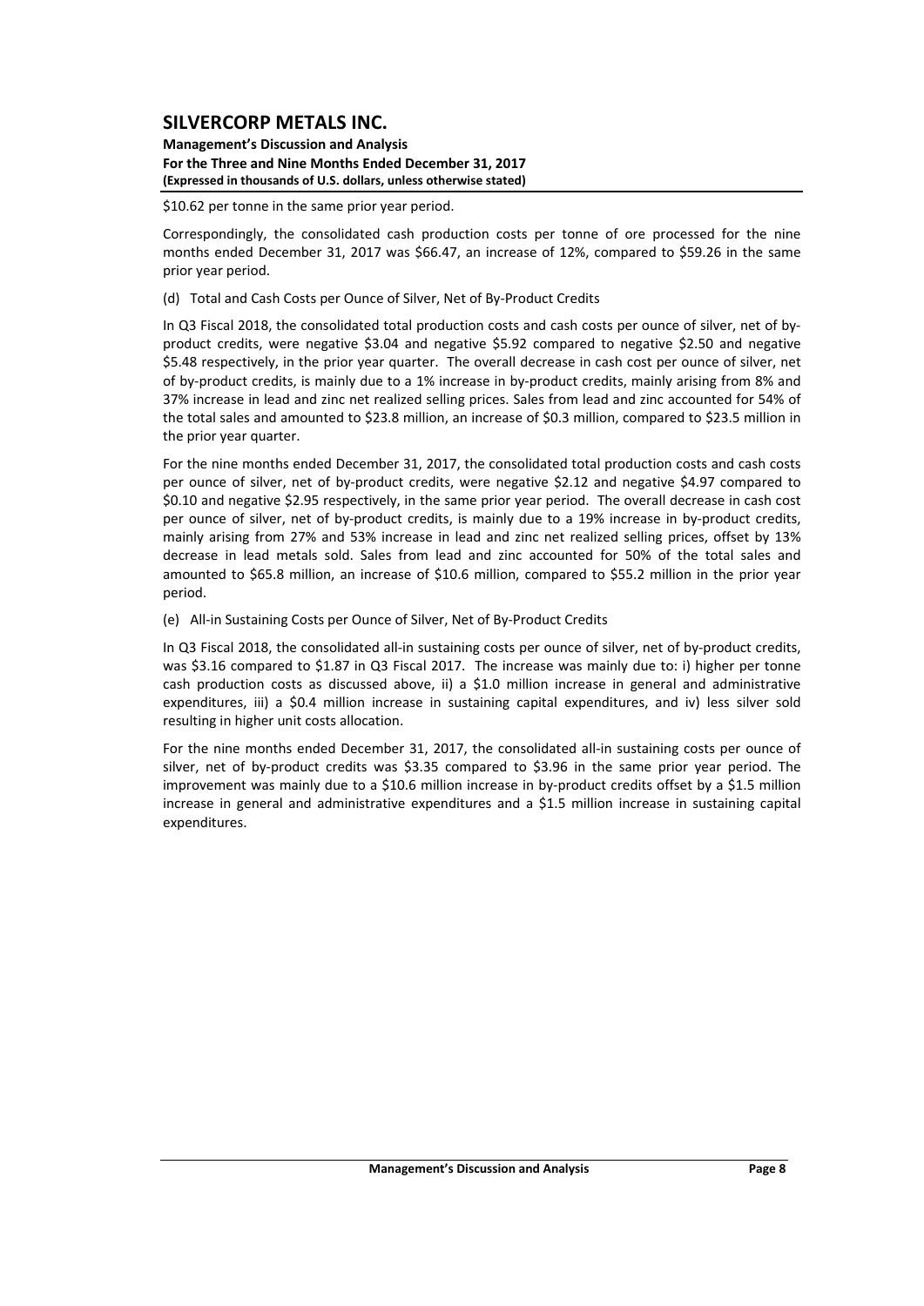$10.62 per tonne in the same prior year period.

Correspondingly, the consolidated cash production costs per tonne of ore processed for the nine months ended December 31, 2017 was $66.47, an increase of 12%, compared to $59.26 in the same prior year period.

(d) Total and Cash Costs per Ounce of Silver, Net of By-Product Credits

In Q3 Fiscal 2018, the consolidated total production costs and cash costs per ounce of silver, net of by-product credits, were negative $3.04 and negative $5.92 compared to negative $2.50 and negative $5.48 respectively, in the prior year quarter. The overall decrease in cash cost per ounce of silver, net of by-product credits, is mainly due to a 1% increase in by-product credits, mainly arising from 8% and 37% increase in lead and zinc net realized selling prices. Sales from lead and zinc accounted for 54% of the total sales and amounted to $23.8 million, an increase of $0.3 million, compared to $23.5 million in the prior year quarter.

For the nine months ended December 31, 2017, the consolidated total production costs and cash costs per ounce of silver, net of by-product credits, were negative $2.12 and negative $4.97 compared to $0.10 and negative $2.95 respectively, in the same prior year period. The overall decrease in cash cost per ounce of silver, net of by-product credits, is mainly due to a 19% increase in by-product credits, mainly arising from 27% and 53% increase in lead and zinc net realized selling prices, offset by 13% decrease in lead metals sold. Sales from lead and zinc accounted for 50% of the total sales and amounted to $65.8 million, an increase of $10.6 million, compared to $55.2 million in the prior year period.

(e) All-in Sustaining Costs per Ounce of Silver, Net of By-Product Credits

In Q3 Fiscal 2018, the consolidated all-in sustaining costs per ounce of silver, net of by-product credits, was $3.16 compared to $1.87 in Q3 Fiscal 2017. The increase was mainly due to: i) higher per tonne cash production costs as discussed above, ii) a $1.0 million increase in general and administrative expenditures, iii) a $0.4 million increase in sustaining capital expenditures, and iv) less silver sold resulting in higher unit costs allocation.

For the nine months ended December 31, 2017, the consolidated all-in sustaining costs per ounce of silver, net of by-product credits was $3.35 compared to $3.96 in the same prior year period. The improvement was mainly due to a $10.6 million increase in by-product credits offset by a $1.5 million increase in general and administrative expenditures and a $1.5 million increase in sustaining capital expenditures.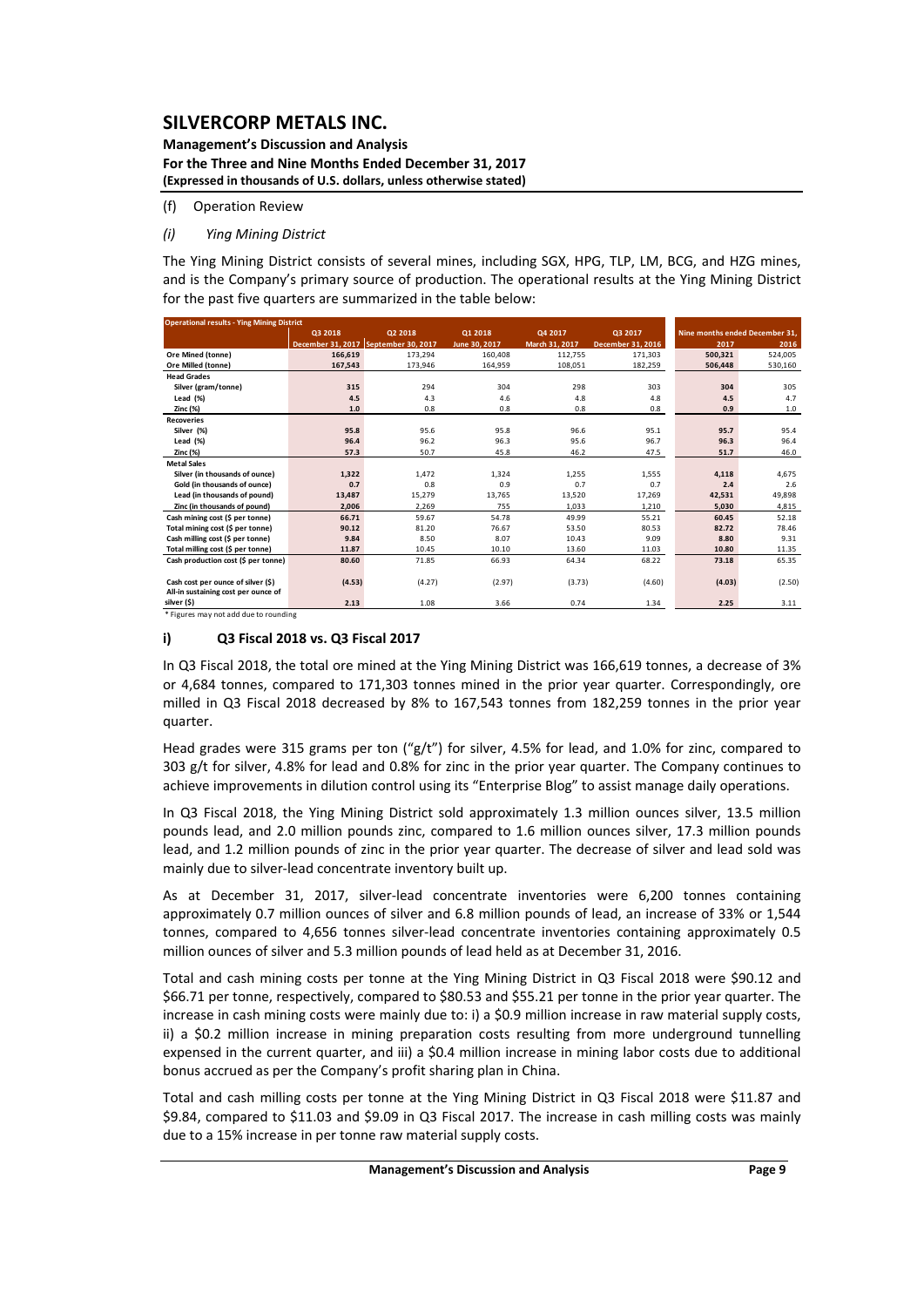# SILVERCORP METALS INC.

**Management's Discussion and Analysis**
**For the Three and Nine Months Ended December 31, 2017**
**(Expressed in thousands of U.S. dollars, unless otherwise stated)**

(f) Operation Review

*(i) Ying Mining District*

The Ying Mining District consists of several mines, including SGX, HPG, TLP, LM, BCG, and HZG mines, and is the Company's primary source of production. The operational results at the Ying Mining District for the past five quarters are summarized in the table below:

| Operational results - Ying Mining District | Q3 2018 | Q2 2018 | Q1 2018 | Q4 2017 | Q3 2017 | Nine months ended December 31, | |
|---|---|---|---|---|---|---|---|
| | December 31, 2017 | September 30, 2017 | June 30, 2017 | March 31, 2017 | December 31, 2016 | 2017 | 2016 |
| Ore Mined (tonne) | 166,619 | 173,294 | 160,408 | 112,755 | 171,303 | 500,321 | 524,005 |
| Ore Milled (tonne) | 167,543 | 173,946 | 164,959 | 108,051 | 182,259 | 506,448 | 530,160 |
| **Head Grades** | | | | | | | |
| Silver (gram/tonne) | 315 | 294 | 304 | 298 | 303 | 304 | 305 |
| Lead (%) | 4.5 | 4.3 | 4.6 | 4.8 | 4.8 | 4.5 | 4.7 |
| Zinc (%) | 1.0 | 0.8 | 0.8 | 0.8 | 0.8 | 0.9 | 1.0 |
| **Recoveries** | | | | | | | |
| Silver (%) | 95.8 | 95.6 | 95.8 | 96.6 | 95.1 | 95.7 | 95.4 |
| Lead (%) | 96.4 | 96.2 | 96.3 | 95.6 | 96.7 | 96.3 | 96.4 |
| Zinc (%) | 57.3 | 50.7 | 45.8 | 46.2 | 47.5 | 51.7 | 46.0 |
| **Metal Sales** | | | | | | | |
| Silver (in thousands of ounce) | 1,322 | 1,472 | 1,324 | 1,255 | 1,555 | 4,118 | 4,675 |
| Gold (in thousands of ounce) | 0.7 | 0.8 | 0.9 | 0.7 | 0.7 | 2.4 | 2.6 |
| Lead (in thousands of pound) | 13,487 | 15,279 | 13,765 | 13,520 | 17,269 | 42,531 | 49,898 |
| Zinc (in thousands of pound) | 2,006 | 2,269 | 755 | 1,033 | 1,210 | 5,030 | 4,815 |
| Cash mining cost ($ per tonne) | 66.71 | 59.67 | 54.78 | 49.99 | 55.21 | 60.45 | 52.18 |
| Total mining cost ($ per tonne) | 90.12 | 81.20 | 76.67 | 53.50 | 80.53 | 82.72 | 78.46 |
| Cash milling cost ($ per tonne) | 9.84 | 8.50 | 8.07 | 10.43 | 9.09 | 8.80 | 9.31 |
| Total milling cost ($ per tonne) | 11.87 | 10.45 | 10.10 | 13.60 | 11.03 | 10.80 | 11.35 |
| Cash production cost ($ per tonne) | 80.60 | 71.85 | 66.93 | 64.34 | 68.22 | 73.18 | 65.35 |
| Cash cost per ounce of silver ($) | (4.53) | (4.27) | (2.97) | (3.73) | (4.60) | (4.03) | (2.50) |
| All-in sustaining cost per ounce of silver ($) | 2.13 | 1.08 | 3.66 | 0.74 | 1.34 | 2.25 | 3.11 |

\* Figures may not add due to rounding

### i) Q3 Fiscal 2018 vs. Q3 Fiscal 2017

In Q3 Fiscal 2018, the total ore mined at the Ying Mining District was 166,619 tonnes, a decrease of 3% or 4,684 tonnes, compared to 171,303 tonnes mined in the prior year quarter. Correspondingly, ore milled in Q3 Fiscal 2018 decreased by 8% to 167,543 tonnes from 182,259 tonnes in the prior year quarter.

Head grades were 315 grams per ton ("g/t") for silver, 4.5% for lead, and 1.0% for zinc, compared to 303 g/t for silver, 4.8% for lead and 0.8% for zinc in the prior year quarter. The Company continues to achieve improvements in dilution control using its "Enterprise Blog" to assist manage daily operations.

In Q3 Fiscal 2018, the Ying Mining District sold approximately 1.3 million ounces silver, 13.5 million pounds lead, and 2.0 million pounds zinc, compared to 1.6 million ounces silver, 17.3 million pounds lead, and 1.2 million pounds of zinc in the prior year quarter. The decrease of silver and lead sold was mainly due to silver-lead concentrate inventory built up.

As at December 31, 2017, silver-lead concentrate inventories were 6,200 tonnes containing approximately 0.7 million ounces of silver and 6.8 million pounds of lead, an increase of 33% or 1,544 tonnes, compared to 4,656 tonnes silver-lead concentrate inventories containing approximately 0.5 million ounces of silver and 5.3 million pounds of lead held as at December 31, 2016.

Total and cash mining costs per tonne at the Ying Mining District in Q3 Fiscal 2018 were $90.12 and $66.71 per tonne, respectively, compared to $80.53 and $55.21 per tonne in the prior year quarter. The increase in cash mining costs were mainly due to: i) a $0.9 million increase in raw material supply costs, ii) a $0.2 million increase in mining preparation costs resulting from more underground tunnelling expensed in the current quarter, and iii) a $0.4 million increase in mining labor costs due to additional bonus accrued as per the Company's profit sharing plan in China.

Total and cash milling costs per tonne at the Ying Mining District in Q3 Fiscal 2018 were $11.87 and $9.84, compared to $11.03 and $9.09 in Q3 Fiscal 2017. The increase in cash milling costs was mainly due to a 15% increase in per tonne raw material supply costs.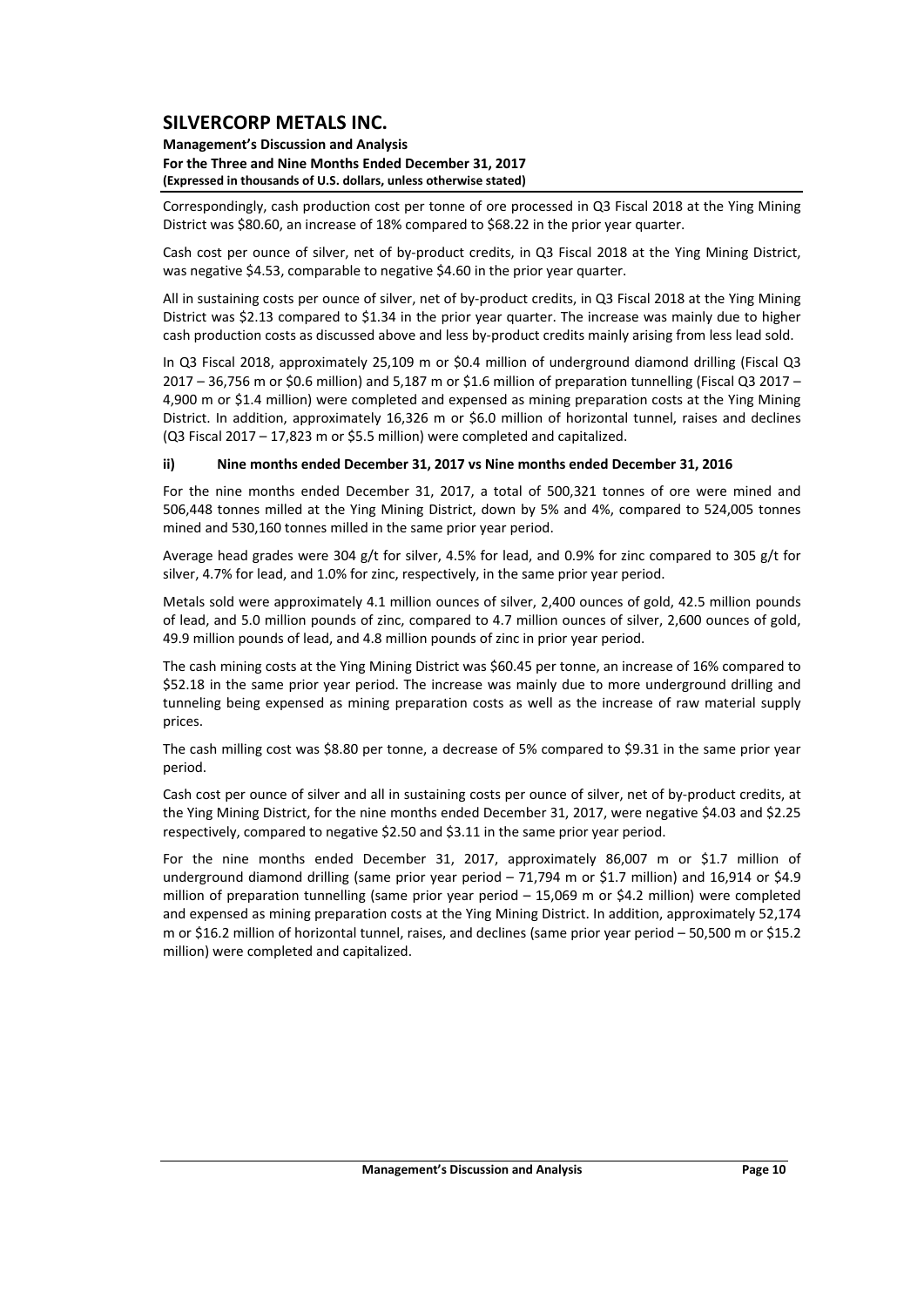Correspondingly, cash production cost per tonne of ore processed in Q3 Fiscal 2018 at the Ying Mining District was \$80.60, an increase of 18% compared to \$68.22 in the prior year quarter.

Cash cost per ounce of silver, net of by-product credits, in Q3 Fiscal 2018 at the Ying Mining District, was negative \$4.53, comparable to negative \$4.60 in the prior year quarter.

All in sustaining costs per ounce of silver, net of by-product credits, in Q3 Fiscal 2018 at the Ying Mining District was \$2.13 compared to \$1.34 in the prior year quarter. The increase was mainly due to higher cash production costs as discussed above and less by-product credits mainly arising from less lead sold.

In Q3 Fiscal 2018, approximately 25,109 m or \$0.4 million of underground diamond drilling (Fiscal Q3 2017 – 36,756 m or \$0.6 million) and 5,187 m or \$1.6 million of preparation tunnelling (Fiscal Q3 2017 – 4,900 m or \$1.4 million) were completed and expensed as mining preparation costs at the Ying Mining District. In addition, approximately 16,326 m or \$6.0 million of horizontal tunnel, raises and declines (Q3 Fiscal 2017 – 17,823 m or \$5.5 million) were completed and capitalized.

### ii) Nine months ended December 31, 2017 vs Nine months ended December 31, 2016

For the nine months ended December 31, 2017, a total of 500,321 tonnes of ore were mined and 506,448 tonnes milled at the Ying Mining District, down by 5% and 4%, compared to 524,005 tonnes mined and 530,160 tonnes milled in the same prior year period.

Average head grades were 304 g/t for silver, 4.5% for lead, and 0.9% for zinc compared to 305 g/t for silver, 4.7% for lead, and 1.0% for zinc, respectively, in the same prior year period.

Metals sold were approximately 4.1 million ounces of silver, 2,400 ounces of gold, 42.5 million pounds of lead, and 5.0 million pounds of zinc, compared to 4.7 million ounces of silver, 2,600 ounces of gold, 49.9 million pounds of lead, and 4.8 million pounds of zinc in prior year period.

The cash mining costs at the Ying Mining District was \$60.45 per tonne, an increase of 16% compared to \$52.18 in the same prior year period. The increase was mainly due to more underground drilling and tunneling being expensed as mining preparation costs as well as the increase of raw material supply prices.

The cash milling cost was \$8.80 per tonne, a decrease of 5% compared to \$9.31 in the same prior year period.

Cash cost per ounce of silver and all in sustaining costs per ounce of silver, net of by-product credits, at the Ying Mining District, for the nine months ended December 31, 2017, were negative \$4.03 and \$2.25 respectively, compared to negative \$2.50 and \$3.11 in the same prior year period.

For the nine months ended December 31, 2017, approximately 86,007 m or \$1.7 million of underground diamond drilling (same prior year period – 71,794 m or \$1.7 million) and 16,914 or \$4.9 million of preparation tunnelling (same prior year period – 15,069 m or \$4.2 million) were completed and expensed as mining preparation costs at the Ying Mining District. In addition, approximately 52,174 m or \$16.2 million of horizontal tunnel, raises, and declines (same prior year period – 50,500 m or \$15.2 million) were completed and capitalized.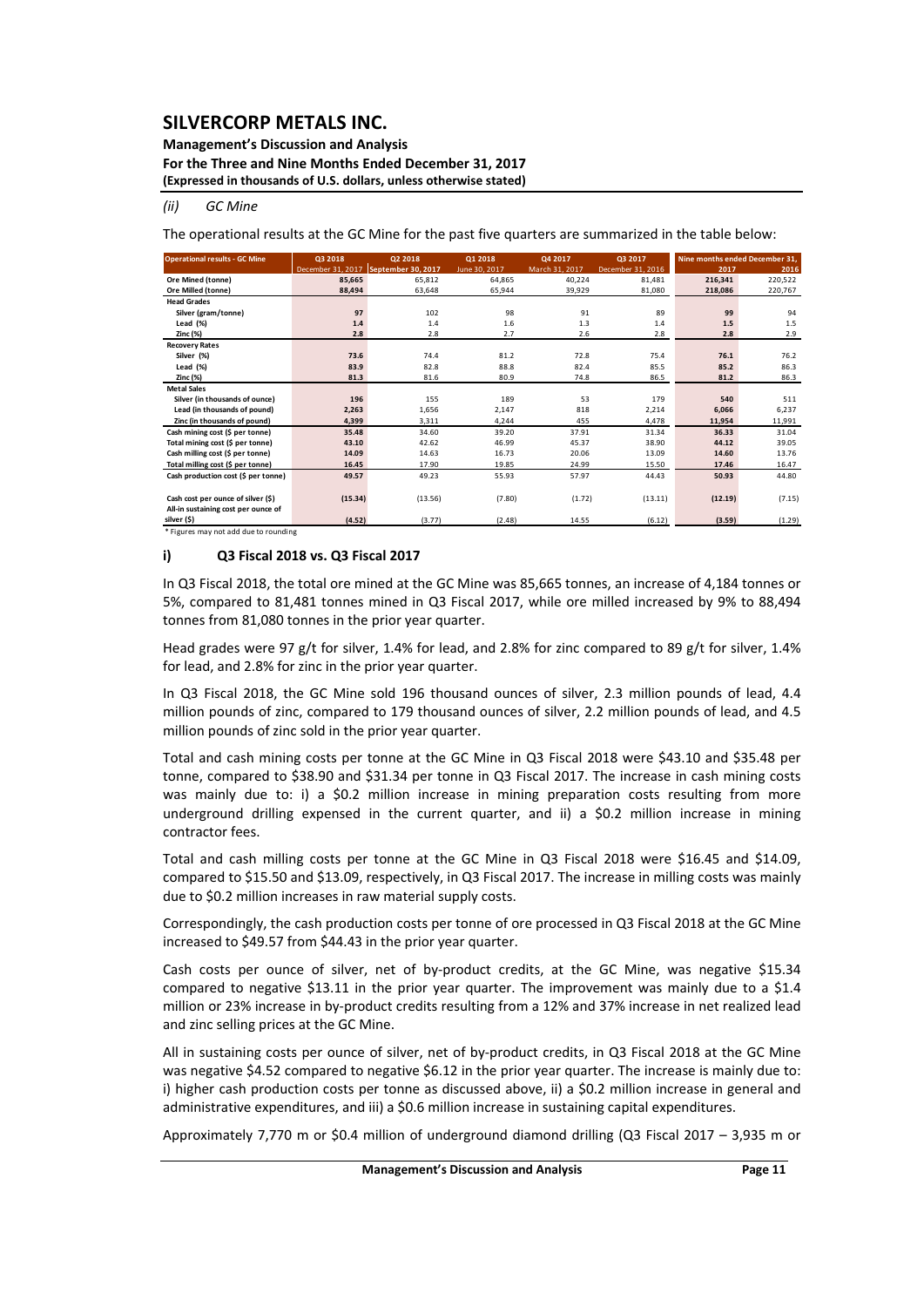### *(ii) GC Mine*

The operational results at the GC Mine for the past five quarters are summarized in the table below:

| Operational results - GC Mine | Q3 2018 | Q2 2018 | Q1 2018 | Q4 2017 | Q3 2017 | Nine months ended December 31, | |
|---|---|---|---|---|---|---|---|
| | December 31, 2017 | September 30, 2017 | June 30, 2017 | March 31, 2017 | December 31, 2016 | 2017 | 2016 |
| **Ore Mined (tonne)** | **85,665** | 65,812 | 64,865 | 40,224 | 81,481 | **216,341** | 220,522 |
| **Ore Milled (tonne)** | **88,494** | 63,648 | 65,944 | 39,929 | 81,080 | **218,086** | 220,767 |
| **Head Grades** | | | | | | | |
| Silver (gram/tonne) | **97** | 102 | 98 | 91 | 89 | **99** | 94 |
| Lead (%) | **1.4** | 1.4 | 1.6 | 1.3 | 1.4 | **1.5** | 1.5 |
| Zinc (%) | **2.8** | 2.8 | 2.7 | 2.6 | 2.8 | **2.8** | 2.9 |
| **Recovery Rates** | | | | | | | |
| Silver (%) | **73.6** | 74.4 | 81.2 | 72.8 | 75.4 | **76.1** | 76.2 |
| Lead (%) | **83.9** | 82.8 | 88.8 | 82.4 | 85.5 | **85.2** | 86.3 |
| Zinc (%) | **81.3** | 81.6 | 80.9 | 74.8 | 86.5 | **81.2** | 86.3 |
| **Metal Sales** | | | | | | | |
| Silver (in thousands of ounce) | **196** | 155 | 189 | 53 | 179 | **540** | 511 |
| Lead (in thousands of pound) | **2,263** | 1,656 | 2,147 | 818 | 2,214 | **6,066** | 6,237 |
| Zinc (in thousands of pound) | **4,399** | 3,311 | 4,244 | 455 | 4,478 | **11,954** | 11,991 |
| Cash mining cost ($ per tonne) | **35.48** | 34.60 | 39.20 | 37.91 | 31.34 | **36.33** | 31.04 |
| Total mining cost ($ per tonne) | **43.10** | 42.62 | 46.99 | 45.37 | 38.90 | **44.12** | 39.05 |
| Cash milling cost ($ per tonne) | **14.09** | 14.63 | 16.73 | 20.06 | 13.09 | **14.60** | 13.76 |
| Total milling cost ($ per tonne) | **16.45** | 17.90 | 19.85 | 24.99 | 15.50 | **17.46** | 16.47 |
| Cash production cost ($ per tonne) | **49.57** | 49.23 | 55.93 | 57.97 | 44.43 | **50.93** | 44.80 |
| Cash cost per ounce of silver ($) | **(15.34)** | (13.56) | (7.80) | (1.72) | (13.11) | **(12.19)** | (7.15) |
| All-in sustaining cost per ounce of silver ($) | **(4.52)** | (3.77) | (2.48) | 14.55 | (6.12) | **(3.59)** | (1.29) |

* Figures may not add due to rounding

### i) Q3 Fiscal 2018 vs. Q3 Fiscal 2017

In Q3 Fiscal 2018, the total ore mined at the GC Mine was 85,665 tonnes, an increase of 4,184 tonnes or 5%, compared to 81,481 tonnes mined in Q3 Fiscal 2017, while ore milled increased by 9% to 88,494 tonnes from 81,080 tonnes in the prior year quarter.

Head grades were 97 g/t for silver, 1.4% for lead, and 2.8% for zinc compared to 89 g/t for silver, 1.4% for lead, and 2.8% for zinc in the prior year quarter.

In Q3 Fiscal 2018, the GC Mine sold 196 thousand ounces of silver, 2.3 million pounds of lead, 4.4 million pounds of zinc, compared to 179 thousand ounces of silver, 2.2 million pounds of lead, and 4.5 million pounds of zinc sold in the prior year quarter.

Total and cash mining costs per tonne at the GC Mine in Q3 Fiscal 2018 were $43.10 and $35.48 per tonne, compared to $38.90 and $31.34 per tonne in Q3 Fiscal 2017. The increase in cash mining costs was mainly due to: i) a $0.2 million increase in mining preparation costs resulting from more underground drilling expensed in the current quarter, and ii) a $0.2 million increase in mining contractor fees.

Total and cash milling costs per tonne at the GC Mine in Q3 Fiscal 2018 were $16.45 and $14.09, compared to $15.50 and $13.09, respectively, in Q3 Fiscal 2017. The increase in milling costs was mainly due to $0.2 million increases in raw material supply costs.

Correspondingly, the cash production costs per tonne of ore processed in Q3 Fiscal 2018 at the GC Mine increased to $49.57 from $44.43 in the prior year quarter.

Cash costs per ounce of silver, net of by-product credits, at the GC Mine, was negative $15.34 compared to negative $13.11 in the prior year quarter. The improvement was mainly due to a $1.4 million or 23% increase in by-product credits resulting from a 12% and 37% increase in net realized lead and zinc selling prices at the GC Mine.

All in sustaining costs per ounce of silver, net of by-product credits, in Q3 Fiscal 2018 at the GC Mine was negative $4.52 compared to negative $6.12 in the prior year quarter. The increase is mainly due to: i) higher cash production costs per tonne as discussed above, ii) a $0.2 million increase in general and administrative expenditures, and iii) a $0.6 million increase in sustaining capital expenditures.

Approximately 7,770 m or $0.4 million of underground diamond drilling (Q3 Fiscal 2017 – 3,935 m or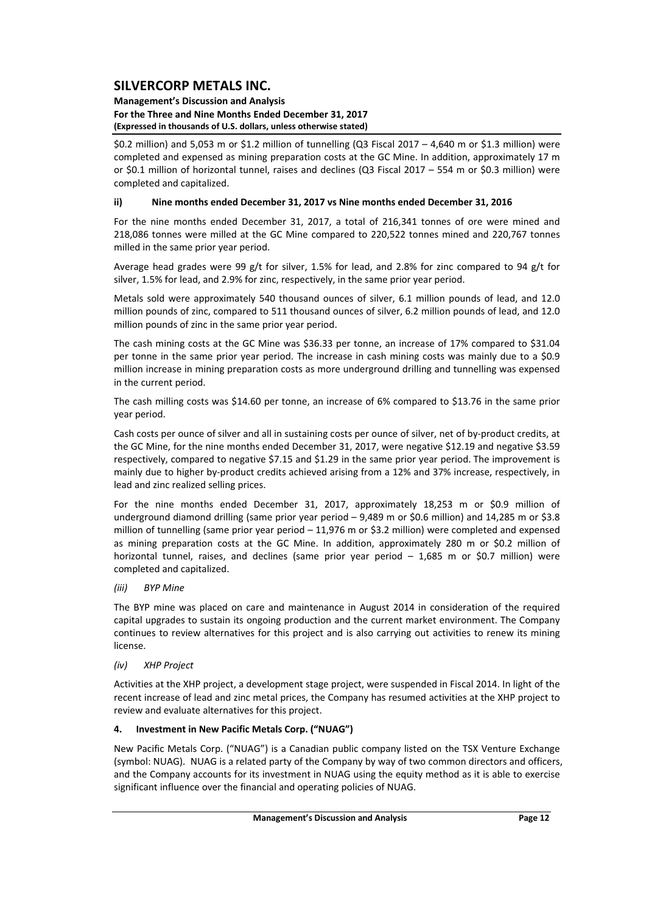$0.2 million) and 5,053 m or $1.2 million of tunnelling (Q3 Fiscal 2017 – 4,640 m or $1.3 million) were completed and expensed as mining preparation costs at the GC Mine. In addition, approximately 17 m or $0.1 million of horizontal tunnel, raises and declines (Q3 Fiscal 2017 – 554 m or $0.3 million) were completed and capitalized.

### ii) Nine months ended December 31, 2017 vs Nine months ended December 31, 2016

For the nine months ended December 31, 2017, a total of 216,341 tonnes of ore were mined and 218,086 tonnes were milled at the GC Mine compared to 220,522 tonnes mined and 220,767 tonnes milled in the same prior year period.

Average head grades were 99 g/t for silver, 1.5% for lead, and 2.8% for zinc compared to 94 g/t for silver, 1.5% for lead, and 2.9% for zinc, respectively, in the same prior year period.

Metals sold were approximately 540 thousand ounces of silver, 6.1 million pounds of lead, and 12.0 million pounds of zinc, compared to 511 thousand ounces of silver, 6.2 million pounds of lead, and 12.0 million pounds of zinc in the same prior year period.

The cash mining costs at the GC Mine was $36.33 per tonne, an increase of 17% compared to $31.04 per tonne in the same prior year period. The increase in cash mining costs was mainly due to a $0.9 million increase in mining preparation costs as more underground drilling and tunnelling was expensed in the current period.

The cash milling costs was $14.60 per tonne, an increase of 6% compared to $13.76 in the same prior year period.

Cash costs per ounce of silver and all in sustaining costs per ounce of silver, net of by-product credits, at the GC Mine, for the nine months ended December 31, 2017, were negative $12.19 and negative $3.59 respectively, compared to negative $7.15 and $1.29 in the same prior year period. The improvement is mainly due to higher by-product credits achieved arising from a 12% and 37% increase, respectively, in lead and zinc realized selling prices.

For the nine months ended December 31, 2017, approximately 18,253 m or $0.9 million of underground diamond drilling (same prior year period – 9,489 m or $0.6 million) and 14,285 m or $3.8 million of tunnelling (same prior year period – 11,976 m or $3.2 million) were completed and expensed as mining preparation costs at the GC Mine. In addition, approximately 280 m or $0.2 million of horizontal tunnel, raises, and declines (same prior year period – 1,685 m or $0.7 million) were completed and capitalized.

### *(iii) BYP Mine*

The BYP mine was placed on care and maintenance in August 2014 in consideration of the required capital upgrades to sustain its ongoing production and the current market environment. The Company continues to review alternatives for this project and is also carrying out activities to renew its mining license.

### *(iv) XHP Project*

Activities at the XHP project, a development stage project, were suspended in Fiscal 2014. In light of the recent increase of lead and zinc metal prices, the Company has resumed activities at the XHP project to review and evaluate alternatives for this project.

## 4. Investment in New Pacific Metals Corp. ("NUAG")

New Pacific Metals Corp. ("NUAG") is a Canadian public company listed on the TSX Venture Exchange (symbol: NUAG). NUAG is a related party of the Company by way of two common directors and officers, and the Company accounts for its investment in NUAG using the equity method as it is able to exercise significant influence over the financial and operating policies of NUAG.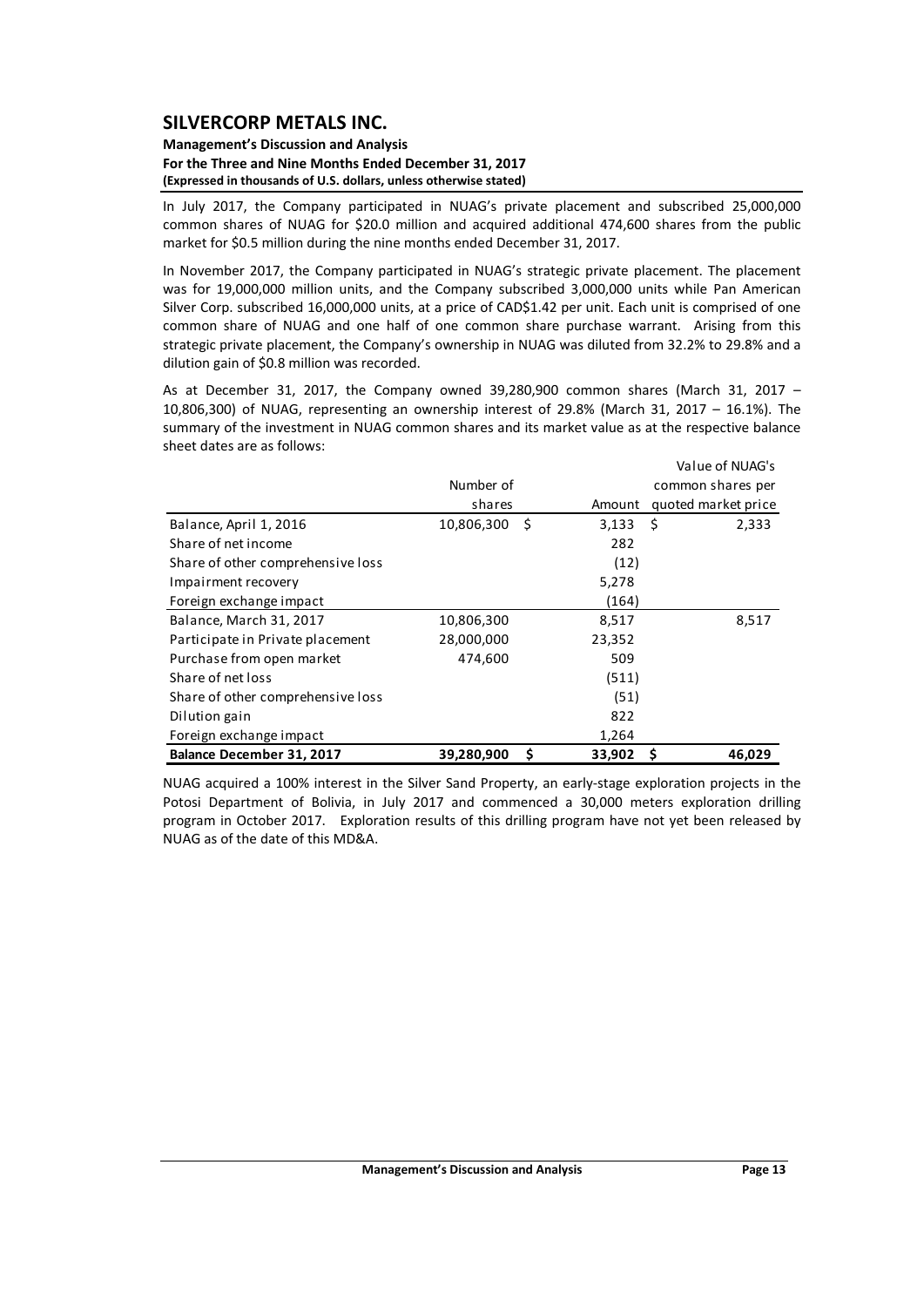In July 2017, the Company participated in NUAG's private placement and subscribed 25,000,000 common shares of NUAG for $20.0 million and acquired additional 474,600 shares from the public market for $0.5 million during the nine months ended December 31, 2017.

In November 2017, the Company participated in NUAG's strategic private placement. The placement was for 19,000,000 million units, and the Company subscribed 3,000,000 units while Pan American Silver Corp. subscribed 16,000,000 units, at a price of CAD$1.42 per unit. Each unit is comprised of one common share of NUAG and one half of one common share purchase warrant. Arising from this strategic private placement, the Company's ownership in NUAG was diluted from 32.2% to 29.8% and a dilution gain of $0.8 million was recorded.

As at December 31, 2017, the Company owned 39,280,900 common shares (March 31, 2017 – 10,806,300) of NUAG, representing an ownership interest of 29.8% (March 31, 2017 – 16.1%). The summary of the investment in NUAG common shares and its market value as at the respective balance sheet dates are as follows:

| | Number of shares | Amount | Value of NUAG's common shares per quoted market price |
|---|---|---|---|
| Balance, April 1, 2016 | 10,806,300 | $ 3,133 | $ 2,333 |
| Share of net income | | 282 | |
| Share of other comprehensive loss | | (12) | |
| Impairment recovery | | 5,278 | |
| Foreign exchange impact | | (164) | |
| Balance, March 31, 2017 | 10,806,300 | 8,517 | 8,517 |
| Participate in Private placement | 28,000,000 | 23,352 | |
| Purchase from open market | 474,600 | 509 | |
| Share of net loss | | (511) | |
| Share of other comprehensive loss | | (51) | |
| Dilution gain | | 822 | |
| Foreign exchange impact | | 1,264 | |
| **Balance December 31, 2017** | **39,280,900** | **$ 33,902** | **$ 46,029** |

NUAG acquired a 100% interest in the Silver Sand Property, an early-stage exploration projects in the Potosi Department of Bolivia, in July 2017 and commenced a 30,000 meters exploration drilling program in October 2017. Exploration results of this drilling program have not yet been released by NUAG as of the date of this MD&A.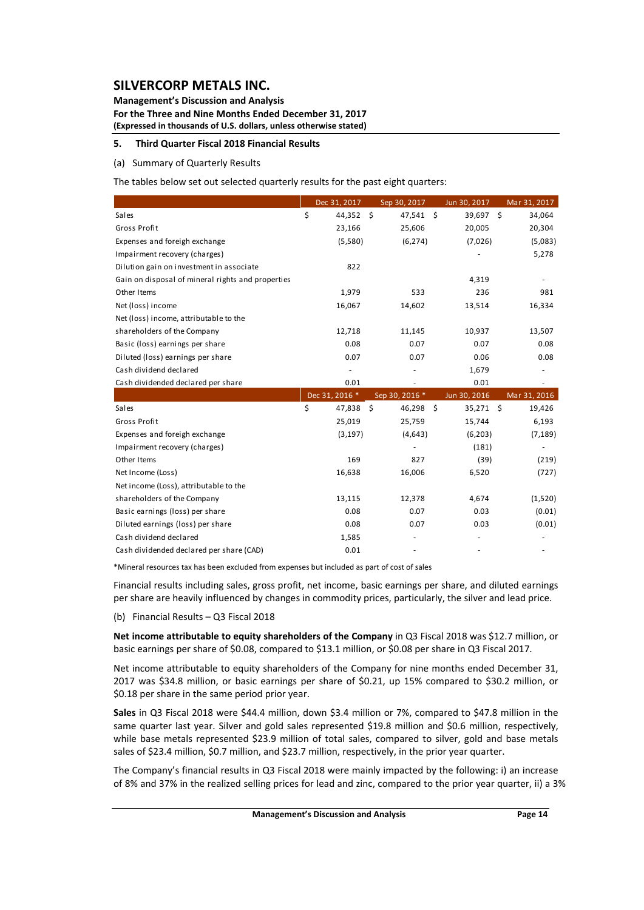## 5. Third Quarter Fiscal 2018 Financial Results

(a) Summary of Quarterly Results

The tables below set out selected quarterly results for the past eight quarters:

| | Dec 31, 2017 | Sep 30, 2017 | Jun 30, 2017 | Mar 31, 2017 |
|---|---|---|---|---|
| Sales | $ 44,352 | $ 47,541 | $ 39,697 | $ 34,064 |
| Gross Profit | 23,166 | 25,606 | 20,005 | 20,304 |
| Expenses and foreign exchange | (5,580) | (6,274) | (7,026) | (5,083) |
| Impairment recovery (charges) | | | - | 5,278 |
| Dilution gain on investment in associate | 822 | | | |
| Gain on disposal of mineral rights and properties | | | 4,319 | - |
| Other Items | 1,979 | 533 | 236 | 981 |
| Net (loss) income | 16,067 | 14,602 | 13,514 | 16,334 |
| Net (loss) income, attributable to the shareholders of the Company | 12,718 | 11,145 | 10,937 | 13,507 |
| Basic (loss) earnings per share | 0.08 | 0.07 | 0.07 | 0.08 |
| Diluted (loss) earnings per share | 0.07 | 0.07 | 0.06 | 0.08 |
| Cash dividend declared | - | - | 1,679 | - |
| Cash dividended declared per share | 0.01 | - | 0.01 | - |
| | **Dec 31, 2016 *** | **Sep 30, 2016 *** | **Jun 30, 2016** | **Mar 31, 2016** |
| Sales | $ 47,838 | $ 46,298 | $ 35,271 | $ 19,426 |
| Gross Profit | 25,019 | 25,759 | 15,744 | 6,193 |
| Expenses and foreign exchange | (3,197) | (4,643) | (6,203) | (7,189) |
| Impairment recovery (charges) | | - | (181) | - |
| Other Items | 169 | 827 | (39) | (219) |
| Net Income (Loss) | 16,638 | 16,006 | 6,520 | (727) |
| Net income (Loss), attributable to the shareholders of the Company | 13,115 | 12,378 | 4,674 | (1,520) |
| Basic earnings (loss) per share | 0.08 | 0.07 | 0.03 | (0.01) |
| Diluted earnings (loss) per share | 0.08 | 0.07 | 0.03 | (0.01) |
| Cash dividend declared | 1,585 | - | - | - |
| Cash dividended declared per share (CAD) | 0.01 | - | - | - |

*Mineral resources tax has been excluded from expenses but included as part of cost of sales

Financial results including sales, gross profit, net income, basic earnings per share, and diluted earnings per share are heavily influenced by changes in commodity prices, particularly, the silver and lead price.

(b) Financial Results – Q3 Fiscal 2018

**Net income attributable to equity shareholders of the Company** in Q3 Fiscal 2018 was $12.7 million, or basic earnings per share of $0.08, compared to $13.1 million, or $0.08 per share in Q3 Fiscal 2017.

Net income attributable to equity shareholders of the Company for nine months ended December 31, 2017 was $34.8 million, or basic earnings per share of $0.21, up 15% compared to $30.2 million, or $0.18 per share in the same period prior year.

**Sales** in Q3 Fiscal 2018 were $44.4 million, down $3.4 million or 7%, compared to $47.8 million in the same quarter last year. Silver and gold sales represented $19.8 million and $0.6 million, respectively, while base metals represented $23.9 million of total sales, compared to silver, gold and base metals sales of $23.4 million, $0.7 million, and $23.7 million, respectively, in the prior year quarter.

The Company's financial results in Q3 Fiscal 2018 were mainly impacted by the following: i) an increase of 8% and 37% in the realized selling prices for lead and zinc, compared to the prior year quarter, ii) a 3%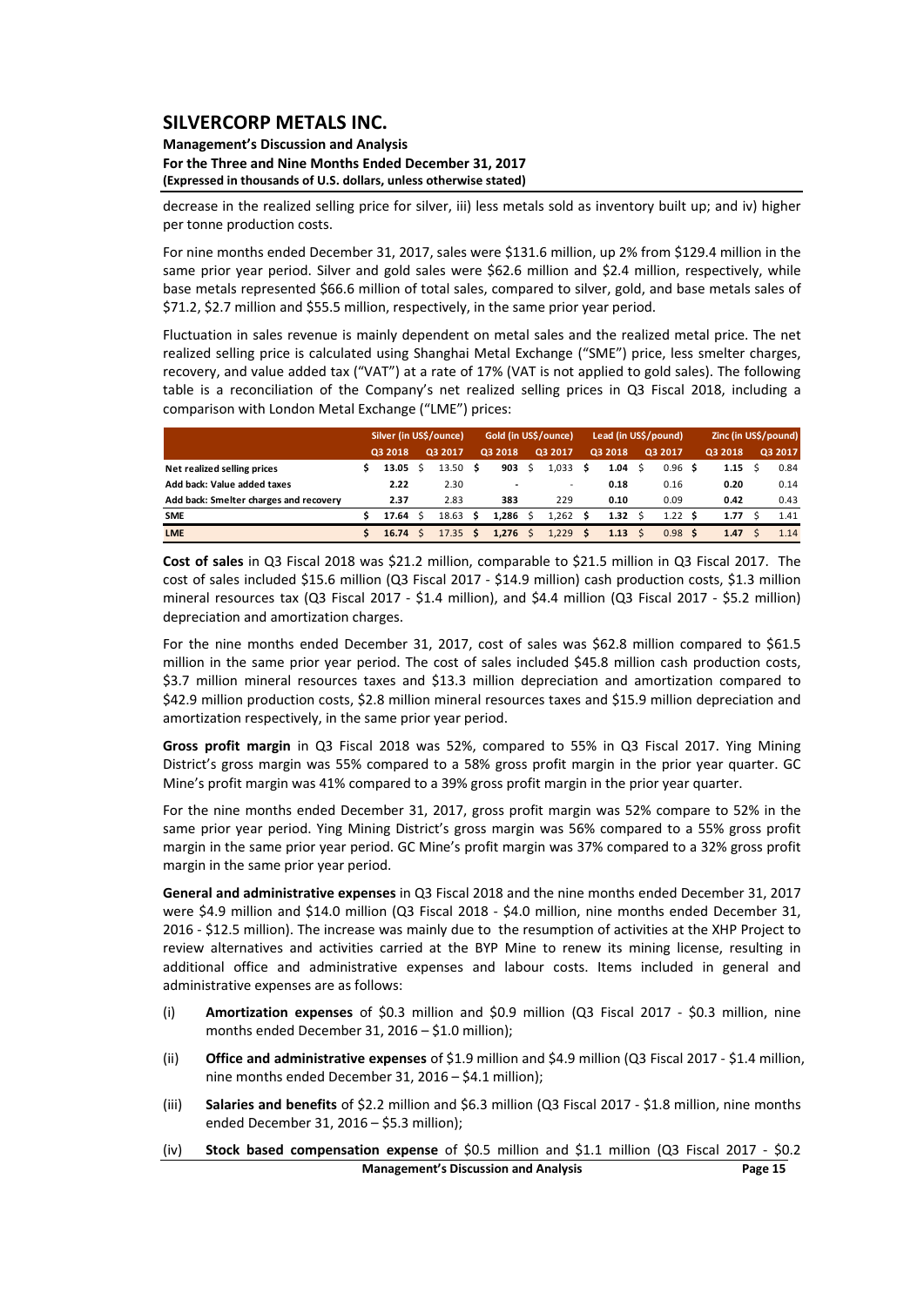decrease in the realized selling price for silver, iii) less metals sold as inventory built up; and iv) higher per tonne production costs.

For nine months ended December 31, 2017, sales were $131.6 million, up 2% from $129.4 million in the same prior year period. Silver and gold sales were $62.6 million and $2.4 million, respectively, while base metals represented $66.6 million of total sales, compared to silver, gold, and base metals sales of $71.2, $2.7 million and $55.5 million, respectively, in the same prior year period.

Fluctuation in sales revenue is mainly dependent on metal sales and the realized metal price. The net realized selling price is calculated using Shanghai Metal Exchange ("SME") price, less smelter charges, recovery, and value added tax ("VAT") at a rate of 17% (VAT is not applied to gold sales). The following table is a reconciliation of the Company's net realized selling prices in Q3 Fiscal 2018, including a comparison with London Metal Exchange ("LME") prices:

| | Silver (in US$/ounce) | | Gold (in US$/ounce) | | Lead (in US$/pound) | | Zinc (in US$/pound) | |
|---|---|---|---|---|---|---|---|---|
| | Q3 2018 | Q3 2017 | Q3 2018 | Q3 2017 | Q3 2018 | Q3 2017 | Q3 2018 | Q3 2017 |
| **Net realized selling prices** | $ **13.05** | $ 13.50 | $ **903** | $ 1,033 | $ **1.04** | $ 0.96 | $ **1.15** | $ 0.84 |
| **Add back: Value added taxes** | **2.22** | 2.30 | **-** | - | **0.18** | 0.16 | **0.20** | 0.14 |
| **Add back: Smelter charges and recovery** | **2.37** | 2.83 | **383** | 229 | **0.10** | 0.09 | **0.42** | 0.43 |
| **SME** | $ **17.64** | $ 18.63 | $ **1,286** | $ 1,262 | $ **1.32** | $ 1.22 | $ **1.77** | $ 1.41 |
| **LME** | $ **16.74** | $ 17.35 | $ **1,276** | $ 1,229 | $ **1.13** | $ 0.98 | $ **1.47** | $ 1.14 |

**Cost of sales** in Q3 Fiscal 2018 was $21.2 million, comparable to $21.5 million in Q3 Fiscal 2017. The cost of sales included $15.6 million (Q3 Fiscal 2017 - $14.9 million) cash production costs, $1.3 million mineral resources tax (Q3 Fiscal 2017 - $1.4 million), and $4.4 million (Q3 Fiscal 2017 - $5.2 million) depreciation and amortization charges.

For the nine months ended December 31, 2017, cost of sales was $62.8 million compared to $61.5 million in the same prior year period. The cost of sales included $45.8 million cash production costs, $3.7 million mineral resources taxes and $13.3 million depreciation and amortization compared to $42.9 million production costs, $2.8 million mineral resources taxes and $15.9 million depreciation and amortization respectively, in the same prior year period.

**Gross profit margin** in Q3 Fiscal 2018 was 52%, compared to 55% in Q3 Fiscal 2017. Ying Mining District's gross margin was 55% compared to a 58% gross profit margin in the prior year quarter. GC Mine's profit margin was 41% compared to a 39% gross profit margin in the prior year quarter.

For the nine months ended December 31, 2017, gross profit margin was 52% compare to 52% in the same prior year period. Ying Mining District's gross margin was 56% compared to a 55% gross profit margin in the same prior year period. GC Mine's profit margin was 37% compared to a 32% gross profit margin in the same prior year period.

**General and administrative expenses** in Q3 Fiscal 2018 and the nine months ended December 31, 2017 were $4.9 million and $14.0 million (Q3 Fiscal 2018 - $4.0 million, nine months ended December 31, 2016 - $12.5 million). The increase was mainly due to the resumption of activities at the XHP Project to review alternatives and activities carried at the BYP Mine to renew its mining license, resulting in additional office and administrative expenses and labour costs. Items included in general and administrative expenses are as follows:

(i) **Amortization expenses** of $0.3 million and $0.9 million (Q3 Fiscal 2017 - $0.3 million, nine months ended December 31, 2016 – $1.0 million);

(ii) **Office and administrative expenses** of $1.9 million and $4.9 million (Q3 Fiscal 2017 - $1.4 million, nine months ended December 31, 2016 – $4.1 million);

(iii) **Salaries and benefits** of $2.2 million and $6.3 million (Q3 Fiscal 2017 - $1.8 million, nine months ended December 31, 2016 – $5.3 million);

(iv) **Stock based compensation expense** of $0.5 million and $1.1 million (Q3 Fiscal 2017 - $0.2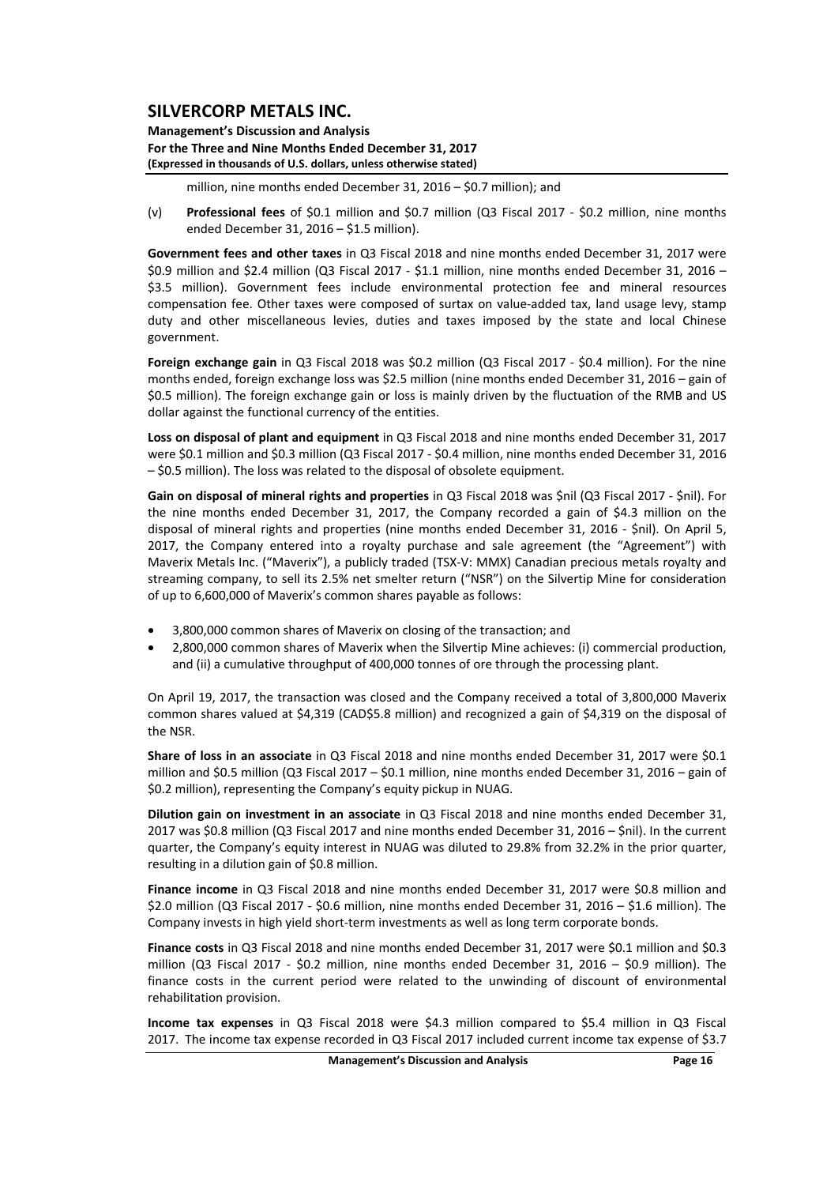million, nine months ended December 31, 2016 – $0.7 million); and

(v) **Professional fees** of $0.1 million and $0.7 million (Q3 Fiscal 2017 - $0.2 million, nine months ended December 31, 2016 – $1.5 million).

**Government fees and other taxes** in Q3 Fiscal 2018 and nine months ended December 31, 2017 were $0.9 million and $2.4 million (Q3 Fiscal 2017 - $1.1 million, nine months ended December 31, 2016 – $3.5 million). Government fees include environmental protection fee and mineral resources compensation fee. Other taxes were composed of surtax on value-added tax, land usage levy, stamp duty and other miscellaneous levies, duties and taxes imposed by the state and local Chinese government.

**Foreign exchange gain** in Q3 Fiscal 2018 was $0.2 million (Q3 Fiscal 2017 - $0.4 million). For the nine months ended, foreign exchange loss was $2.5 million (nine months ended December 31, 2016 – gain of $0.5 million). The foreign exchange gain or loss is mainly driven by the fluctuation of the RMB and US dollar against the functional currency of the entities.

**Loss on disposal of plant and equipment** in Q3 Fiscal 2018 and nine months ended December 31, 2017 were $0.1 million and $0.3 million (Q3 Fiscal 2017 - $0.4 million, nine months ended December 31, 2016 – $0.5 million). The loss was related to the disposal of obsolete equipment.

**Gain on disposal of mineral rights and properties** in Q3 Fiscal 2018 was $nil (Q3 Fiscal 2017 - $nil). For the nine months ended December 31, 2017, the Company recorded a gain of $4.3 million on the disposal of mineral rights and properties (nine months ended December 31, 2016 - $nil). On April 5, 2017, the Company entered into a royalty purchase and sale agreement (the "Agreement") with Maverix Metals Inc. ("Maverix"), a publicly traded (TSX-V: MMX) Canadian precious metals royalty and streaming company, to sell its 2.5% net smelter return ("NSR") on the Silvertip Mine for consideration of up to 6,600,000 of Maverix's common shares payable as follows:

- 3,800,000 common shares of Maverix on closing of the transaction; and
- 2,800,000 common shares of Maverix when the Silvertip Mine achieves: (i) commercial production, and (ii) a cumulative throughput of 400,000 tonnes of ore through the processing plant.

On April 19, 2017, the transaction was closed and the Company received a total of 3,800,000 Maverix common shares valued at $4,319 (CAD$5.8 million) and recognized a gain of $4,319 on the disposal of the NSR.

**Share of loss in an associate** in Q3 Fiscal 2018 and nine months ended December 31, 2017 were $0.1 million and $0.5 million (Q3 Fiscal 2017 – $0.1 million, nine months ended December 31, 2016 – gain of $0.2 million), representing the Company's equity pickup in NUAG.

**Dilution gain on investment in an associate** in Q3 Fiscal 2018 and nine months ended December 31, 2017 was $0.8 million (Q3 Fiscal 2017 and nine months ended December 31, 2016 – $nil). In the current quarter, the Company's equity interest in NUAG was diluted to 29.8% from 32.2% in the prior quarter, resulting in a dilution gain of $0.8 million.

**Finance income** in Q3 Fiscal 2018 and nine months ended December 31, 2017 were $0.8 million and $2.0 million (Q3 Fiscal 2017 - $0.6 million, nine months ended December 31, 2016 – $1.6 million). The Company invests in high yield short-term investments as well as long term corporate bonds.

**Finance costs** in Q3 Fiscal 2018 and nine months ended December 31, 2017 were $0.1 million and $0.3 million (Q3 Fiscal 2017 - $0.2 million, nine months ended December 31, 2016 – $0.9 million). The finance costs in the current period were related to the unwinding of discount of environmental rehabilitation provision.

**Income tax expenses** in Q3 Fiscal 2018 were $4.3 million compared to $5.4 million in Q3 Fiscal 2017. The income tax expense recorded in Q3 Fiscal 2017 included current income tax expense of $3.7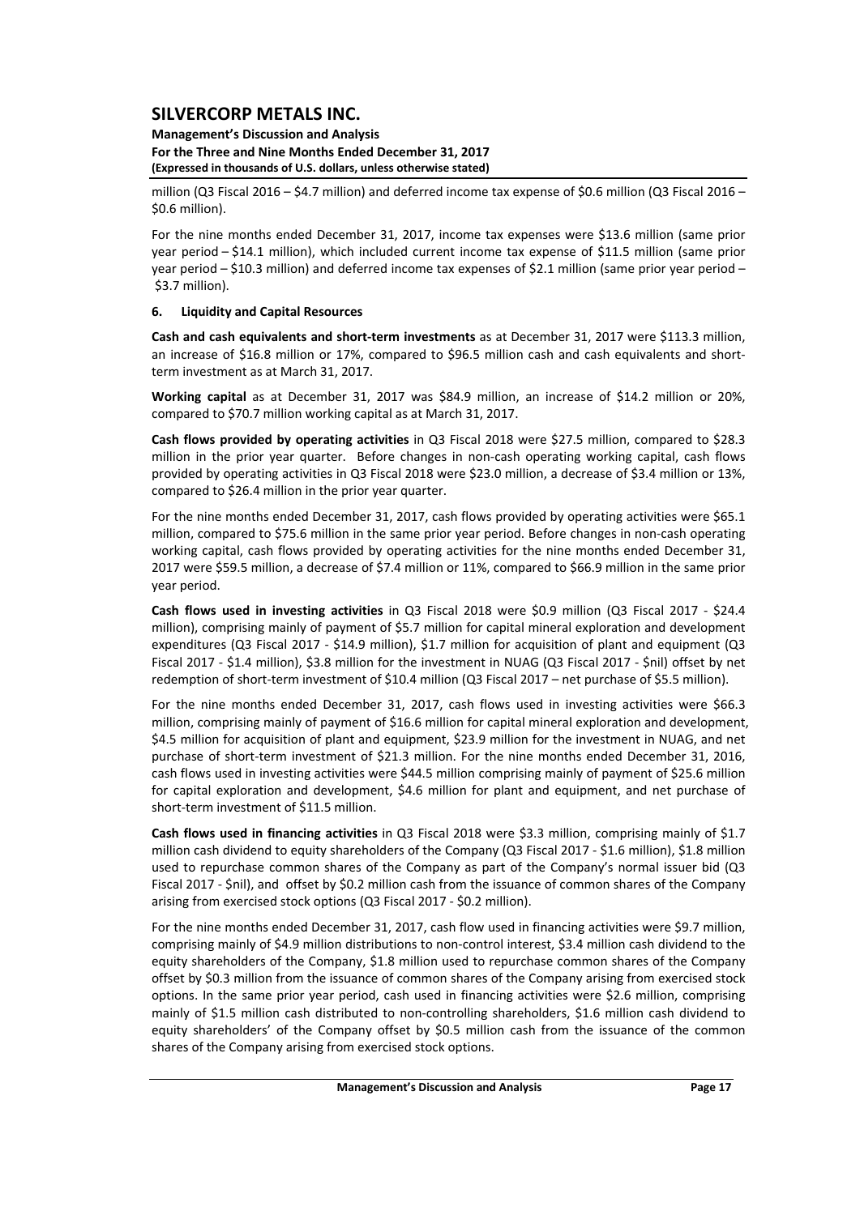million (Q3 Fiscal 2016 – $4.7 million) and deferred income tax expense of $0.6 million (Q3 Fiscal 2016 – $0.6 million).

For the nine months ended December 31, 2017, income tax expenses were $13.6 million (same prior year period – $14.1 million), which included current income tax expense of $11.5 million (same prior year period – $10.3 million) and deferred income tax expenses of $2.1 million (same prior year period – $3.7 million).

## 6. Liquidity and Capital Resources

**Cash and cash equivalents and short-term investments** as at December 31, 2017 were $113.3 million, an increase of $16.8 million or 17%, compared to $96.5 million cash and cash equivalents and short-term investment as at March 31, 2017.

**Working capital** as at December 31, 2017 was $84.9 million, an increase of $14.2 million or 20%, compared to $70.7 million working capital as at March 31, 2017.

**Cash flows provided by operating activities** in Q3 Fiscal 2018 were $27.5 million, compared to $28.3 million in the prior year quarter. Before changes in non-cash operating working capital, cash flows provided by operating activities in Q3 Fiscal 2018 were $23.0 million, a decrease of $3.4 million or 13%, compared to $26.4 million in the prior year quarter.

For the nine months ended December 31, 2017, cash flows provided by operating activities were $65.1 million, compared to $75.6 million in the same prior year period. Before changes in non-cash operating working capital, cash flows provided by operating activities for the nine months ended December 31, 2017 were $59.5 million, a decrease of $7.4 million or 11%, compared to $66.9 million in the same prior year period.

**Cash flows used in investing activities** in Q3 Fiscal 2018 were $0.9 million (Q3 Fiscal 2017 - $24.4 million), comprising mainly of payment of $5.7 million for capital mineral exploration and development expenditures (Q3 Fiscal 2017 - $14.9 million), $1.7 million for acquisition of plant and equipment (Q3 Fiscal 2017 - $1.4 million), $3.8 million for the investment in NUAG (Q3 Fiscal 2017 - $nil) offset by net redemption of short-term investment of $10.4 million (Q3 Fiscal 2017 – net purchase of $5.5 million).

For the nine months ended December 31, 2017, cash flows used in investing activities were $66.3 million, comprising mainly of payment of $16.6 million for capital mineral exploration and development, $4.5 million for acquisition of plant and equipment, $23.9 million for the investment in NUAG, and net purchase of short-term investment of $21.3 million. For the nine months ended December 31, 2016, cash flows used in investing activities were $44.5 million comprising mainly of payment of $25.6 million for capital exploration and development, $4.6 million for plant and equipment, and net purchase of short-term investment of $11.5 million.

**Cash flows used in financing activities** in Q3 Fiscal 2018 were $3.3 million, comprising mainly of $1.7 million cash dividend to equity shareholders of the Company (Q3 Fiscal 2017 - $1.6 million), $1.8 million used to repurchase common shares of the Company as part of the Company's normal issuer bid (Q3 Fiscal 2017 - $nil), and offset by $0.2 million cash from the issuance of common shares of the Company arising from exercised stock options (Q3 Fiscal 2017 - $0.2 million).

For the nine months ended December 31, 2017, cash flow used in financing activities were $9.7 million, comprising mainly of $4.9 million distributions to non-control interest, $3.4 million cash dividend to the equity shareholders of the Company, $1.8 million used to repurchase common shares of the Company offset by $0.3 million from the issuance of common shares of the Company arising from exercised stock options. In the same prior year period, cash used in financing activities were $2.6 million, comprising mainly of $1.5 million cash distributed to non-controlling shareholders, $1.6 million cash dividend to equity shareholders' of the Company offset by $0.5 million cash from the issuance of the common shares of the Company arising from exercised stock options.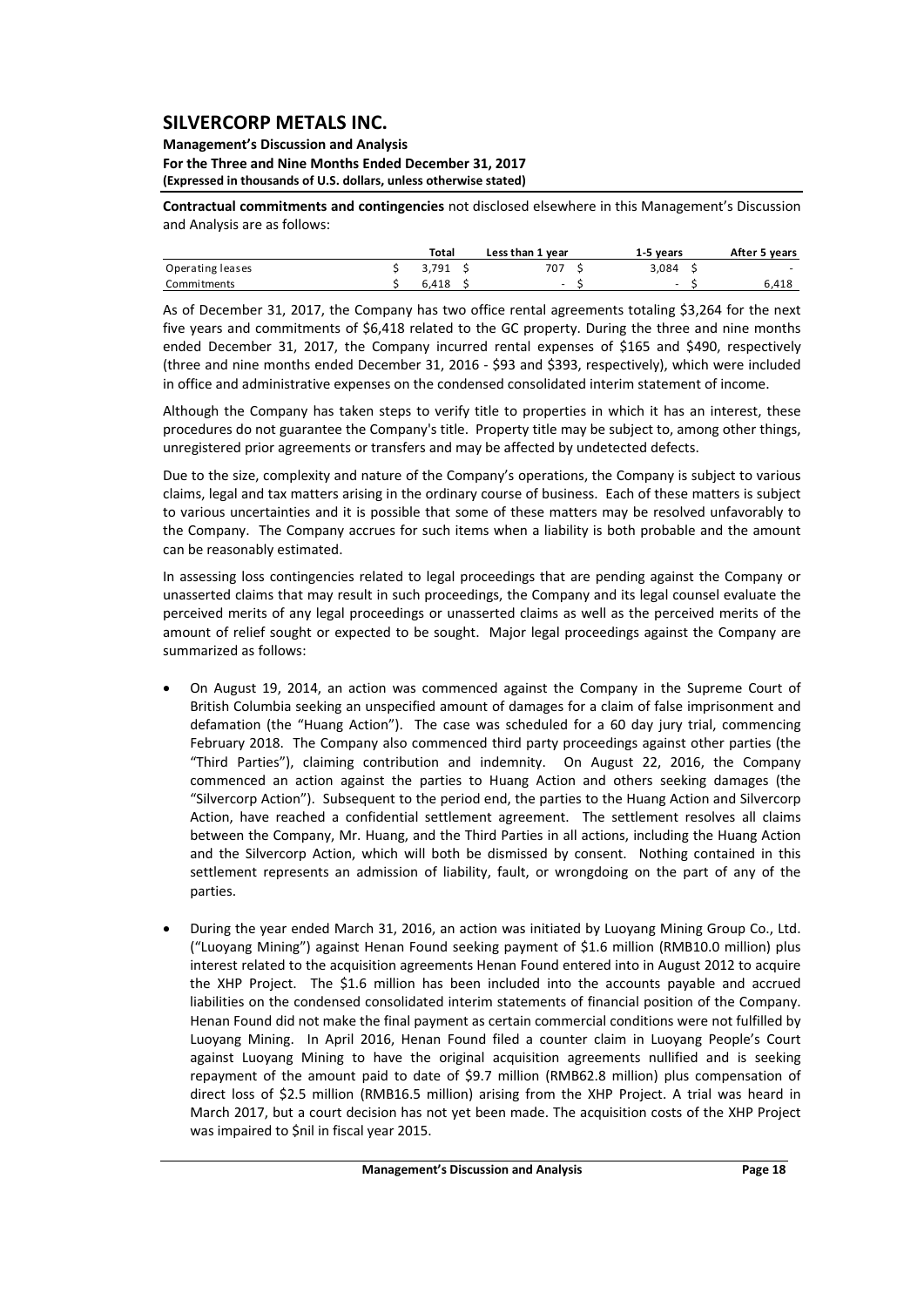**Contractual commitments and contingencies** not disclosed elsewhere in this Management's Discussion and Analysis are as follows:

| | Total | Less than 1 year | 1-5 years | After 5 years |
|---|---|---|---|---|
| Operating leases | $ 3,791 | $ 707 | $ 3,084 | $ - |
| Commitments | $ 6,418 | $ - | $ - | $ 6,418 |

As of December 31, 2017, the Company has two office rental agreements totaling $3,264 for the next five years and commitments of $6,418 related to the GC property. During the three and nine months ended December 31, 2017, the Company incurred rental expenses of $165 and $490, respectively (three and nine months ended December 31, 2016 - $93 and $393, respectively), which were included in office and administrative expenses on the condensed consolidated interim statement of income.

Although the Company has taken steps to verify title to properties in which it has an interest, these procedures do not guarantee the Company's title. Property title may be subject to, among other things, unregistered prior agreements or transfers and may be affected by undetected defects.

Due to the size, complexity and nature of the Company's operations, the Company is subject to various claims, legal and tax matters arising in the ordinary course of business. Each of these matters is subject to various uncertainties and it is possible that some of these matters may be resolved unfavorably to the Company. The Company accrues for such items when a liability is both probable and the amount can be reasonably estimated.

In assessing loss contingencies related to legal proceedings that are pending against the Company or unasserted claims that may result in such proceedings, the Company and its legal counsel evaluate the perceived merits of any legal proceedings or unasserted claims as well as the perceived merits of the amount of relief sought or expected to be sought. Major legal proceedings against the Company are summarized as follows:

- On August 19, 2014, an action was commenced against the Company in the Supreme Court of British Columbia seeking an unspecified amount of damages for a claim of false imprisonment and defamation (the "Huang Action"). The case was scheduled for a 60 day jury trial, commencing February 2018. The Company also commenced third party proceedings against other parties (the "Third Parties"), claiming contribution and indemnity. On August 22, 2016, the Company commenced an action against the parties to Huang Action and others seeking damages (the "Silvercorp Action"). Subsequent to the period end, the parties to the Huang Action and Silvercorp Action, have reached a confidential settlement agreement. The settlement resolves all claims between the Company, Mr. Huang, and the Third Parties in all actions, including the Huang Action and the Silvercorp Action, which will both be dismissed by consent. Nothing contained in this settlement represents an admission of liability, fault, or wrongdoing on the part of any of the parties.

- During the year ended March 31, 2016, an action was initiated by Luoyang Mining Group Co., Ltd. ("Luoyang Mining") against Henan Found seeking payment of $1.6 million (RMB10.0 million) plus interest related to the acquisition agreements Henan Found entered into in August 2012 to acquire the XHP Project. The $1.6 million has been included into the accounts payable and accrued liabilities on the condensed consolidated interim statements of financial position of the Company. Henan Found did not make the final payment as certain commercial conditions were not fulfilled by Luoyang Mining. In April 2016, Henan Found filed a counter claim in Luoyang People's Court against Luoyang Mining to have the original acquisition agreements nullified and is seeking repayment of the amount paid to date of $9.7 million (RMB62.8 million) plus compensation of direct loss of $2.5 million (RMB16.5 million) arising from the XHP Project. A trial was heard in March 2017, but a court decision has not yet been made. The acquisition costs of the XHP Project was impaired to $nil in fiscal year 2015.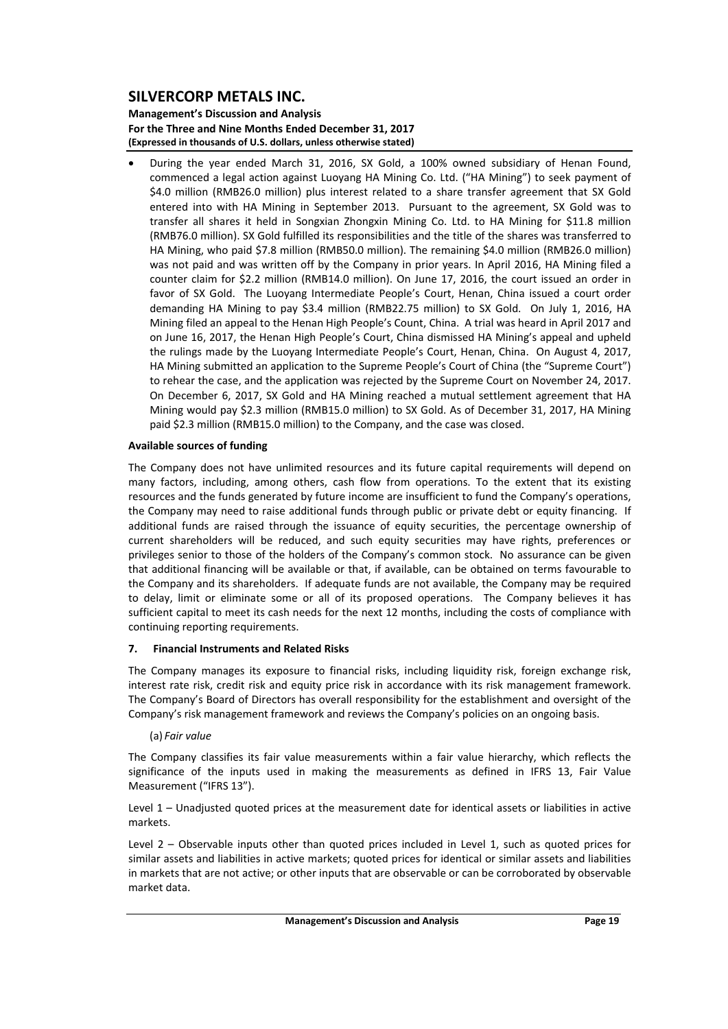- During the year ended March 31, 2016, SX Gold, a 100% owned subsidiary of Henan Found, commenced a legal action against Luoyang HA Mining Co. Ltd. ("HA Mining") to seek payment of $4.0 million (RMB26.0 million) plus interest related to a share transfer agreement that SX Gold entered into with HA Mining in September 2013. Pursuant to the agreement, SX Gold was to transfer all shares it held in Songxian Zhongxin Mining Co. Ltd. to HA Mining for $11.8 million (RMB76.0 million). SX Gold fulfilled its responsibilities and the title of the shares was transferred to HA Mining, who paid $7.8 million (RMB50.0 million). The remaining $4.0 million (RMB26.0 million) was not paid and was written off by the Company in prior years. In April 2016, HA Mining filed a counter claim for $2.2 million (RMB14.0 million). On June 17, 2016, the court issued an order in favor of SX Gold. The Luoyang Intermediate People's Court, Henan, China issued a court order demanding HA Mining to pay $3.4 million (RMB22.75 million) to SX Gold. On July 1, 2016, HA Mining filed an appeal to the Henan High People's Count, China. A trial was heard in April 2017 and on June 16, 2017, the Henan High People's Court, China dismissed HA Mining's appeal and upheld the rulings made by the Luoyang Intermediate People's Court, Henan, China. On August 4, 2017, HA Mining submitted an application to the Supreme People's Court of China (the "Supreme Court") to rehear the case, and the application was rejected by the Supreme Court on November 24, 2017. On December 6, 2017, SX Gold and HA Mining reached a mutual settlement agreement that HA Mining would pay $2.3 million (RMB15.0 million) to SX Gold. As of December 31, 2017, HA Mining paid $2.3 million (RMB15.0 million) to the Company, and the case was closed.

**Available sources of funding**

The Company does not have unlimited resources and its future capital requirements will depend on many factors, including, among others, cash flow from operations. To the extent that its existing resources and the funds generated by future income are insufficient to fund the Company's operations, the Company may need to raise additional funds through public or private debt or equity financing. If additional funds are raised through the issuance of equity securities, the percentage ownership of current shareholders will be reduced, and such equity securities may have rights, preferences or privileges senior to those of the holders of the Company's common stock. No assurance can be given that additional financing will be available or that, if available, can be obtained on terms favourable to the Company and its shareholders. If adequate funds are not available, the Company may be required to delay, limit or eliminate some or all of its proposed operations. The Company believes it has sufficient capital to meet its cash needs for the next 12 months, including the costs of compliance with continuing reporting requirements.

## 7. Financial Instruments and Related Risks

The Company manages its exposure to financial risks, including liquidity risk, foreign exchange risk, interest rate risk, credit risk and equity price risk in accordance with its risk management framework. The Company's Board of Directors has overall responsibility for the establishment and oversight of the Company's risk management framework and reviews the Company's policies on an ongoing basis.

(a) *Fair value*

The Company classifies its fair value measurements within a fair value hierarchy, which reflects the significance of the inputs used in making the measurements as defined in IFRS 13, Fair Value Measurement ("IFRS 13").

Level 1 – Unadjusted quoted prices at the measurement date for identical assets or liabilities in active markets.

Level 2 – Observable inputs other than quoted prices included in Level 1, such as quoted prices for similar assets and liabilities in active markets; quoted prices for identical or similar assets and liabilities in markets that are not active; or other inputs that are observable or can be corroborated by observable market data.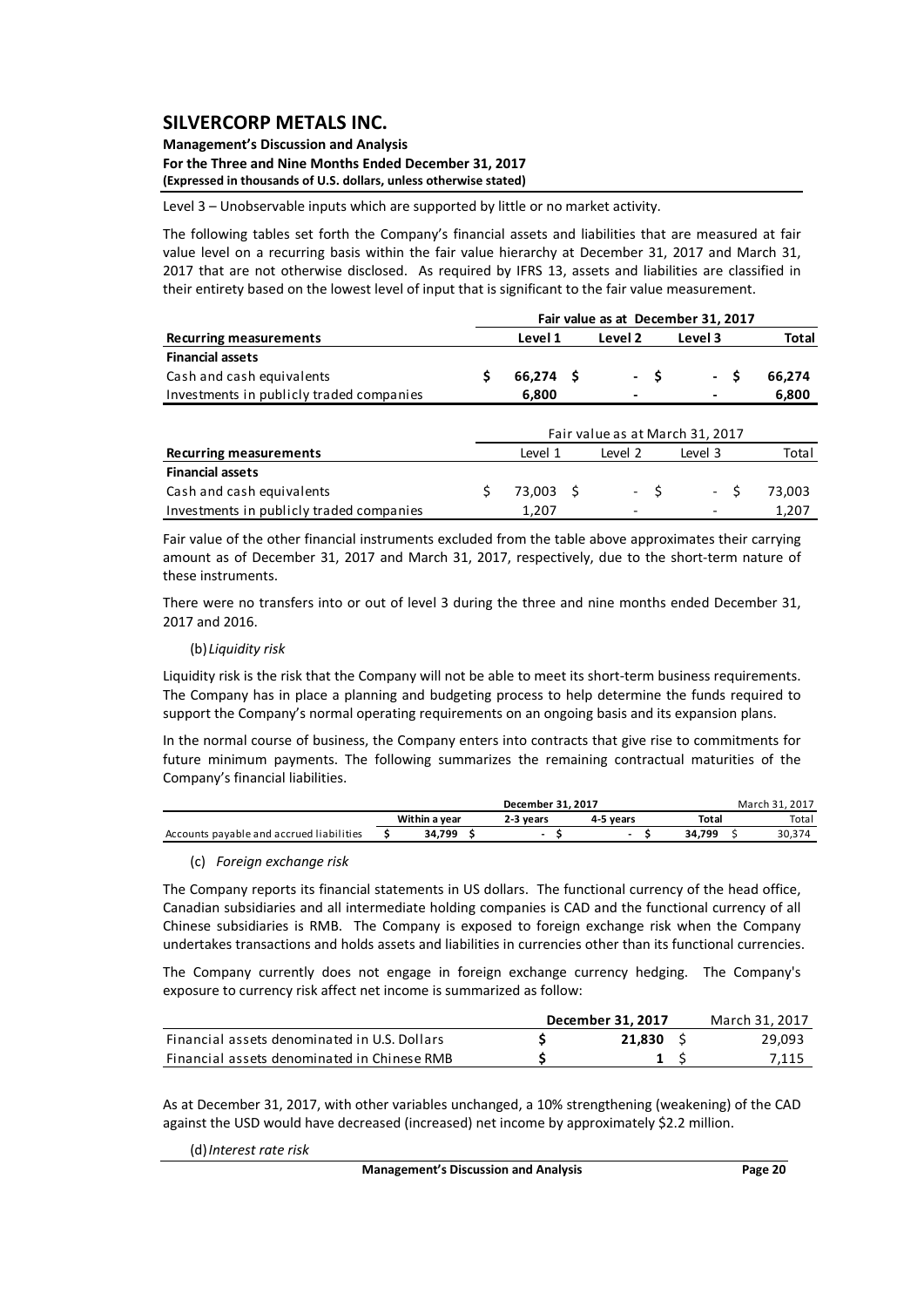Level 3 – Unobservable inputs which are supported by little or no market activity.

The following tables set forth the Company's financial assets and liabilities that are measured at fair value level on a recurring basis within the fair value hierarchy at December 31, 2017 and March 31, 2017 that are not otherwise disclosed. As required by IFRS 13, assets and liabilities are classified in their entirety based on the lowest level of input that is significant to the fair value measurement.

| | Fair value as at December 31, 2017 | | | |
|---|---|---|---|---|
| **Recurring measurements** | **Level 1** | **Level 2** | **Level 3** | **Total** |
| **Financial assets** | | | | |
| Cash and cash equivalents | $ 66,274 | $ - | $ - | $ 66,274 |
| Investments in publicly traded companies | 6,800 | - | - | 6,800 |

| | Fair value as at March 31, 2017 | | | |
|---|---|---|---|---|
| **Recurring measurements** | Level 1 | Level 2 | Level 3 | Total |
| **Financial assets** | | | | |
| Cash and cash equivalents | $ 73,003 | $ - | $ - | $ 73,003 |
| Investments in publicly traded companies | 1,207 | - | - | 1,207 |

Fair value of the other financial instruments excluded from the table above approximates their carrying amount as of December 31, 2017 and March 31, 2017, respectively, due to the short-term nature of these instruments.

There were no transfers into or out of level 3 during the three and nine months ended December 31, 2017 and 2016.

(b) *Liquidity risk*

Liquidity risk is the risk that the Company will not be able to meet its short-term business requirements. The Company has in place a planning and budgeting process to help determine the funds required to support the Company's normal operating requirements on an ongoing basis and its expansion plans.

In the normal course of business, the Company enters into contracts that give rise to commitments for future minimum payments. The following summarizes the remaining contractual maturities of the Company's financial liabilities.

| | December 31, 2017 | | | | March 31, 2017 |
|---|---|---|---|---|---|
| | **Within a year** | **2-3 years** | **4-5 years** | **Total** | Total |
| Accounts payable and accrued liabilities | $ 34,799 | $ - | $ - | $ 34,799 | $ 30,374 |

(c) *Foreign exchange risk*

The Company reports its financial statements in US dollars. The functional currency of the head office, Canadian subsidiaries and all intermediate holding companies is CAD and the functional currency of all Chinese subsidiaries is RMB. The Company is exposed to foreign exchange risk when the Company undertakes transactions and holds assets and liabilities in currencies other than its functional currencies.

The Company currently does not engage in foreign exchange currency hedging. The Company's exposure to currency risk affect net income is summarized as follow:

| | **December 31, 2017** | March 31, 2017 |
|---|---|---|
| Financial assets denominated in U.S. Dollars | $ 21,830 | $ 29,093 |
| Financial assets denominated in Chinese RMB | $ 1 | $ 7,115 |

As at December 31, 2017, with other variables unchanged, a 10% strengthening (weakening) of the CAD against the USD would have decreased (increased) net income by approximately $2.2 million.

(d) *Interest rate risk*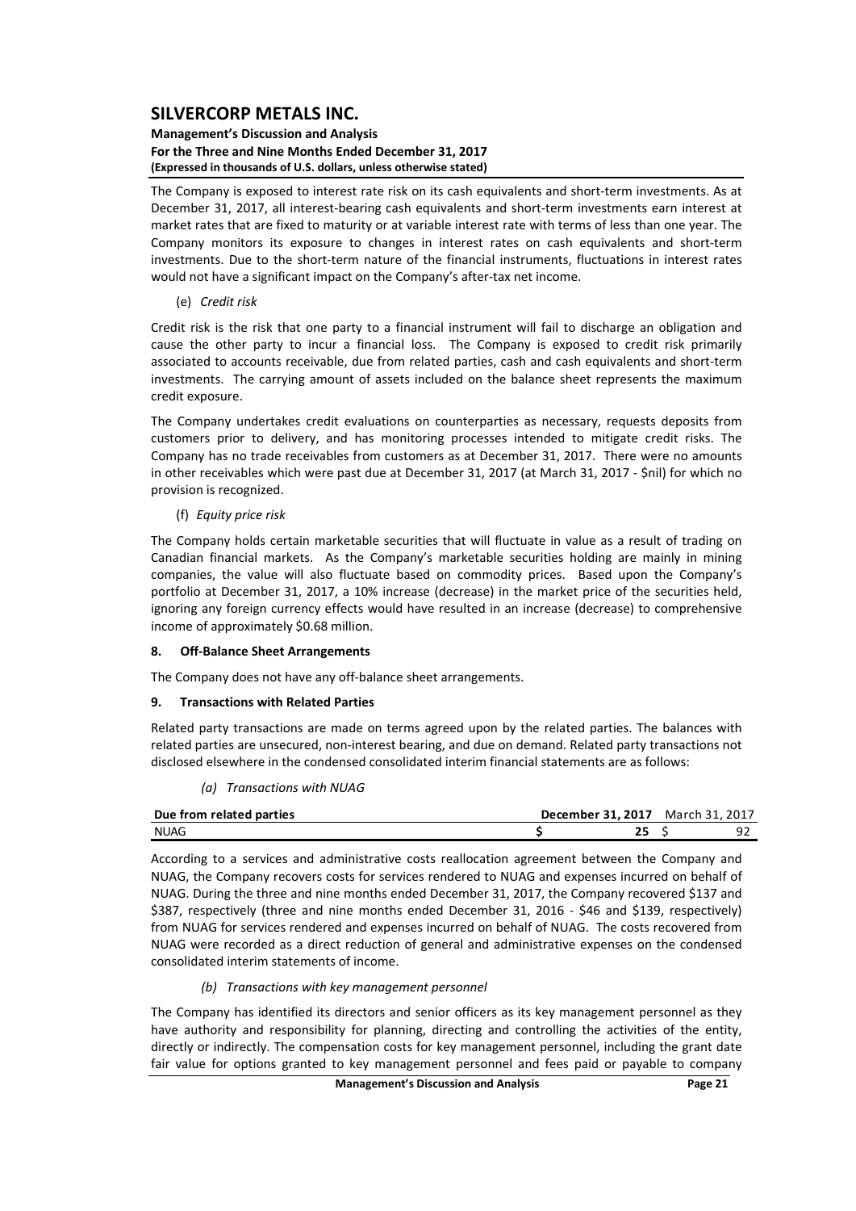The Company is exposed to interest rate risk on its cash equivalents and short-term investments. As at December 31, 2017, all interest-bearing cash equivalents and short-term investments earn interest at market rates that are fixed to maturity or at variable interest rate with terms of less than one year. The Company monitors its exposure to changes in interest rates on cash equivalents and short-term investments. Due to the short-term nature of the financial instruments, fluctuations in interest rates would not have a significant impact on the Company's after-tax net income.

(e) *Credit risk*

Credit risk is the risk that one party to a financial instrument will fail to discharge an obligation and cause the other party to incur a financial loss. The Company is exposed to credit risk primarily associated to accounts receivable, due from related parties, cash and cash equivalents and short-term investments. The carrying amount of assets included on the balance sheet represents the maximum credit exposure.

The Company undertakes credit evaluations on counterparties as necessary, requests deposits from customers prior to delivery, and has monitoring processes intended to mitigate credit risks. The Company has no trade receivables from customers as at December 31, 2017. There were no amounts in other receivables which were past due at December 31, 2017 (at March 31, 2017 - $nil) for which no provision is recognized.

(f) *Equity price risk*

The Company holds certain marketable securities that will fluctuate in value as a result of trading on Canadian financial markets. As the Company's marketable securities holding are mainly in mining companies, the value will also fluctuate based on commodity prices. Based upon the Company's portfolio at December 31, 2017, a 10% increase (decrease) in the market price of the securities held, ignoring any foreign currency effects would have resulted in an increase (decrease) to comprehensive income of approximately $0.68 million.

## 8. Off-Balance Sheet Arrangements

The Company does not have any off-balance sheet arrangements.

## 9. Transactions with Related Parties

Related party transactions are made on terms agreed upon by the related parties. The balances with related parties are unsecured, non-interest bearing, and due on demand. Related party transactions not disclosed elsewhere in the condensed consolidated interim financial statements are as follows:

*(a) Transactions with NUAG*

| Due from related parties | December 31, 2017 | March 31, 2017 |
|---|---|---|
| NUAG | $ 25 | $ 92 |

According to a services and administrative costs reallocation agreement between the Company and NUAG, the Company recovers costs for services rendered to NUAG and expenses incurred on behalf of NUAG. During the three and nine months ended December 31, 2017, the Company recovered $137 and $387, respectively (three and nine months ended December 31, 2016 - $46 and $139, respectively) from NUAG for services rendered and expenses incurred on behalf of NUAG. The costs recovered from NUAG were recorded as a direct reduction of general and administrative expenses on the condensed consolidated interim statements of income.

*(b) Transactions with key management personnel*

The Company has identified its directors and senior officers as its key management personnel as they have authority and responsibility for planning, directing and controlling the activities of the entity, directly or indirectly. The compensation costs for key management personnel, including the grant date fair value for options granted to key management personnel and fees paid or payable to company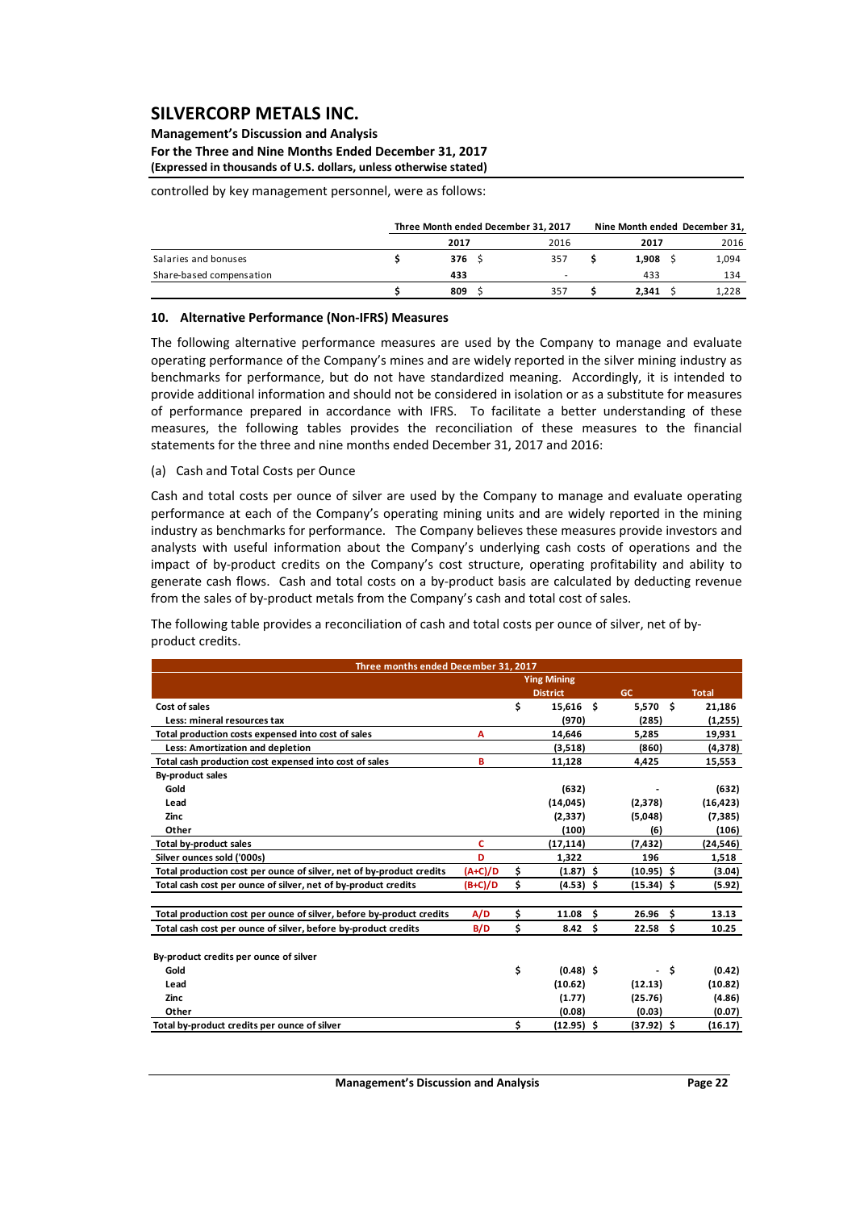controlled by key management personnel, were as follows:

| | Three Month ended December 31, 2017 | | Nine Month ended December 31, | |
|---|---|---|---|---|
| | **2017** | 2016 | **2017** | 2016 |
| Salaries and bonuses | $ **376** | $ 357 | $ **1,908** | $ 1,094 |
| Share-based compensation | **433** | - | 433 | 134 |
| | $ **809** | $ 357 | $ **2,341** | $ 1,228 |

## 10. Alternative Performance (Non-IFRS) Measures

The following alternative performance measures are used by the Company to manage and evaluate operating performance of the Company's mines and are widely reported in the silver mining industry as benchmarks for performance, but do not have standardized meaning. Accordingly, it is intended to provide additional information and should not be considered in isolation or as a substitute for measures of performance prepared in accordance with IFRS. To facilitate a better understanding of these measures, the following tables provides the reconciliation of these measures to the financial statements for the three and nine months ended December 31, 2017 and 2016:

(a) Cash and Total Costs per Ounce

Cash and total costs per ounce of silver are used by the Company to manage and evaluate operating performance at each of the Company's operating mining units and are widely reported in the mining industry as benchmarks for performance. The Company believes these measures provide investors and analysts with useful information about the Company's underlying cash costs of operations and the impact of by-product credits on the Company's cost structure, operating profitability and ability to generate cash flows. Cash and total costs on a by-product basis are calculated by deducting revenue from the sales of by-product metals from the Company's cash and total cost of sales.

The following table provides a reconciliation of cash and total costs per ounce of silver, net of by-product credits.

| Three months ended December 31, 2017 | | Ying Mining District | GC | Total |
|---|---|---|---|---|
| **Cost of sales** | | $ 15,616 | $ 5,570 | $ 21,186 |
| **Less: mineral resources tax** | | (970) | (285) | (1,255) |
| **Total production costs expensed into cost of sales** | **A** | 14,646 | 5,285 | 19,931 |
| **Less: Amortization and depletion** | | (3,518) | (860) | (4,378) |
| **Total cash production cost expensed into cost of sales** | **B** | 11,128 | 4,425 | 15,553 |
| **By-product sales** | | | | |
| **Gold** | | (632) | - | (632) |
| **Lead** | | (14,045) | (2,378) | (16,423) |
| **Zinc** | | (2,337) | (5,048) | (7,385) |
| **Other** | | (100) | (6) | (106) |
| **Total by-product sales** | **C** | (17,114) | (7,432) | (24,546) |
| **Silver ounces sold ('000s)** | **D** | 1,322 | 196 | 1,518 |
| **Total production cost per ounce of silver, net of by-product credits** | **(A+C)/D** | $ (1.87) | $ (10.95) | $ (3.04) |
| **Total cash cost per ounce of silver, net of by-product credits** | **(B+C)/D** | $ (4.53) | $ (15.34) | $ (5.92) |
| | | | | |
| **Total production cost per ounce of silver, before by-product credits** | **A/D** | $ 11.08 | $ 26.96 | $ 13.13 |
| **Total cash cost per ounce of silver, before by-product credits** | **B/D** | $ 8.42 | $ 22.58 | $ 10.25 |
| | | | | |
| **By-product credits per ounce of silver** | | | | |
| **Gold** | | $ (0.48) | $ - | $ (0.42) |
| **Lead** | | (10.62) | (12.13) | (10.82) |
| **Zinc** | | (1.77) | (25.76) | (4.86) |
| **Other** | | (0.08) | (0.03) | (0.07) |
| **Total by-product credits per ounce of silver** | | $ (12.95) | $ (37.92) | $ (16.17) |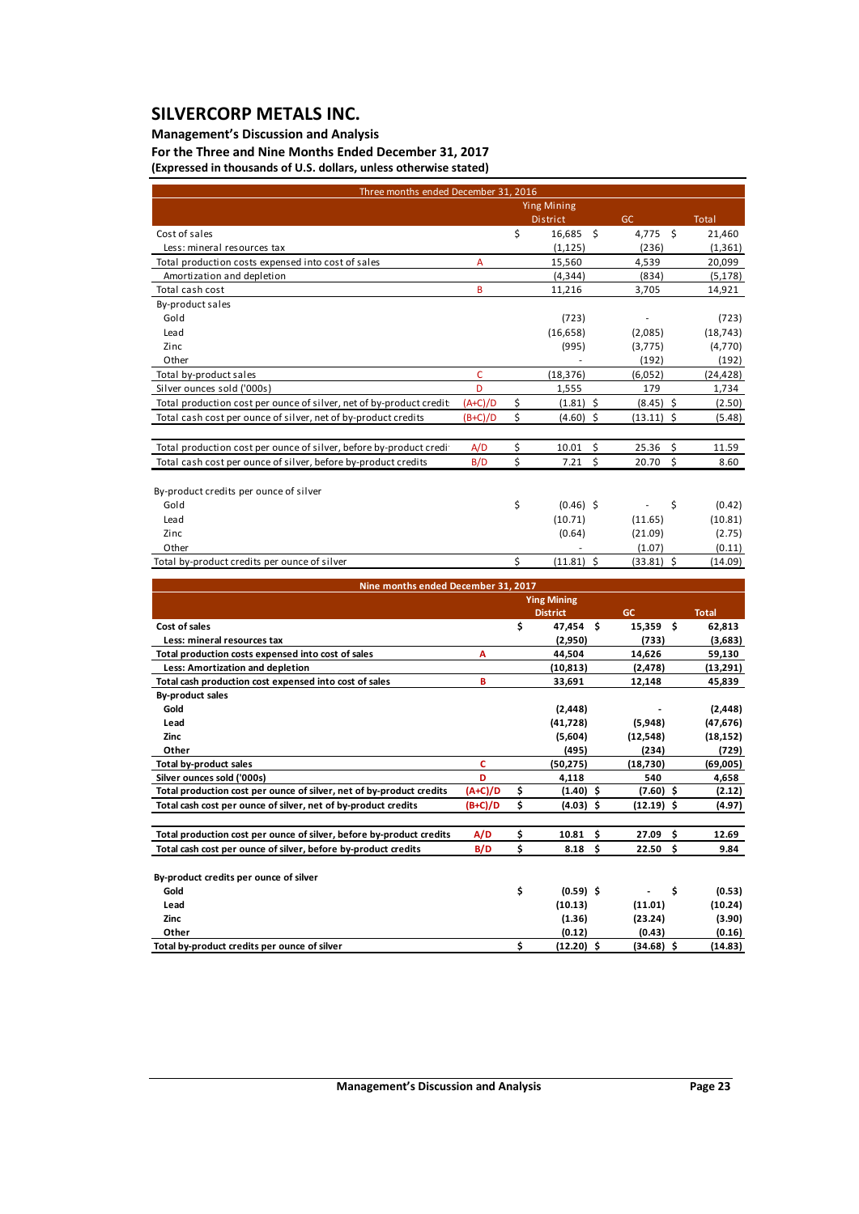# SILVERCORP METALS INC.

**Management's Discussion and Analysis**

**For the Three and Nine Months Ended December 31, 2017**

**(Expressed in thousands of U.S. dollars, unless otherwise stated)**

| Three months ended December 31, 2016 | | Ying Mining District | GC | Total |
|---|---|---|---|---|
| Cost of sales | | $ 16,685 | $ 4,775 | $ 21,460 |
| Less: mineral resources tax | | (1,125) | (236) | (1,361) |
| Total production costs expensed into cost of sales | A | 15,560 | 4,539 | 20,099 |
| Amortization and depletion | | (4,344) | (834) | (5,178) |
| Total cash cost | B | 11,216 | 3,705 | 14,921 |
| By-product sales | | | | |
| Gold | | (723) | - | (723) |
| Lead | | (16,658) | (2,085) | (18,743) |
| Zinc | | (995) | (3,775) | (4,770) |
| Other | | - | (192) | (192) |
| Total by-product sales | C | (18,376) | (6,052) | (24,428) |
| Silver ounces sold ('000s) | D | 1,555 | 179 | 1,734 |
| Total production cost per ounce of silver, net of by-product credit | (A+C)/D | $ (1.81) | $ (8.45) | $ (2.50) |
| Total cash cost per ounce of silver, net of by-product credits | (B+C)/D | $ (4.60) | $ (13.11) | $ (5.48) |
| | | | | |
| Total production cost per ounce of silver, before by-product credi | A/D | $ 10.01 | $ 25.36 | $ 11.59 |
| Total cash cost per ounce of silver, before by-product credits | B/D | $ 7.21 | $ 20.70 | $ 8.60 |
| | | | | |
| By-product credits per ounce of silver | | | | |
| Gold | | $ (0.46) | $ - | $ (0.42) |
| Lead | | (10.71) | (11.65) | (10.81) |
| Zinc | | (0.64) | (21.09) | (2.75) |
| Other | | - | (1.07) | (0.11) |
| Total by-product credits per ounce of silver | | $ (11.81) | $ (33.81) | $ (14.09) |

| **Nine months ended December 31, 2017** | | **Ying Mining District** | **GC** | **Total** |
|---|---|---|---|---|
| **Cost of sales** | | **$ 47,454** | **$ 15,359** | **$ 62,813** |
| **Less: mineral resources tax** | | **(2,950)** | **(733)** | **(3,683)** |
| **Total production costs expensed into cost of sales** | **A** | **44,504** | **14,626** | **59,130** |
| **Less: Amortization and depletion** | | **(10,813)** | **(2,478)** | **(13,291)** |
| **Total cash production cost expensed into cost of sales** | **B** | **33,691** | **12,148** | **45,839** |
| **By-product sales** | | | | |
| **Gold** | | **(2,448)** | **-** | **(2,448)** |
| **Lead** | | **(41,728)** | **(5,948)** | **(47,676)** |
| **Zinc** | | **(5,604)** | **(12,548)** | **(18,152)** |
| **Other** | | **(495)** | **(234)** | **(729)** |
| **Total by-product sales** | **C** | **(50,275)** | **(18,730)** | **(69,005)** |
| **Silver ounces sold ('000s)** | **D** | **4,118** | **540** | **4,658** |
| **Total production cost per ounce of silver, net of by-product credits** | **(A+C)/D** | **$ (1.40)** | **$ (7.60)** | **$ (2.12)** |
| **Total cash cost per ounce of silver, net of by-product credits** | **(B+C)/D** | **$ (4.03)** | **$ (12.19)** | **$ (4.97)** |
| | | | | |
| **Total production cost per ounce of silver, before by-product credits** | **A/D** | **$ 10.81** | **$ 27.09** | **$ 12.69** |
| **Total cash cost per ounce of silver, before by-product credits** | **B/D** | **$ 8.18** | **$ 22.50** | **$ 9.84** |
| | | | | |
| **By-product credits per ounce of silver** | | | | |
| **Gold** | | **$ (0.59)** | **$ -** | **$ (0.53)** |
| **Lead** | | **(10.13)** | **(11.01)** | **(10.24)** |
| **Zinc** | | **(1.36)** | **(23.24)** | **(3.90)** |
| **Other** | | **(0.12)** | **(0.43)** | **(0.16)** |
| **Total by-product credits per ounce of silver** | | **$ (12.20)** | **$ (34.68)** | **$ (14.83)** |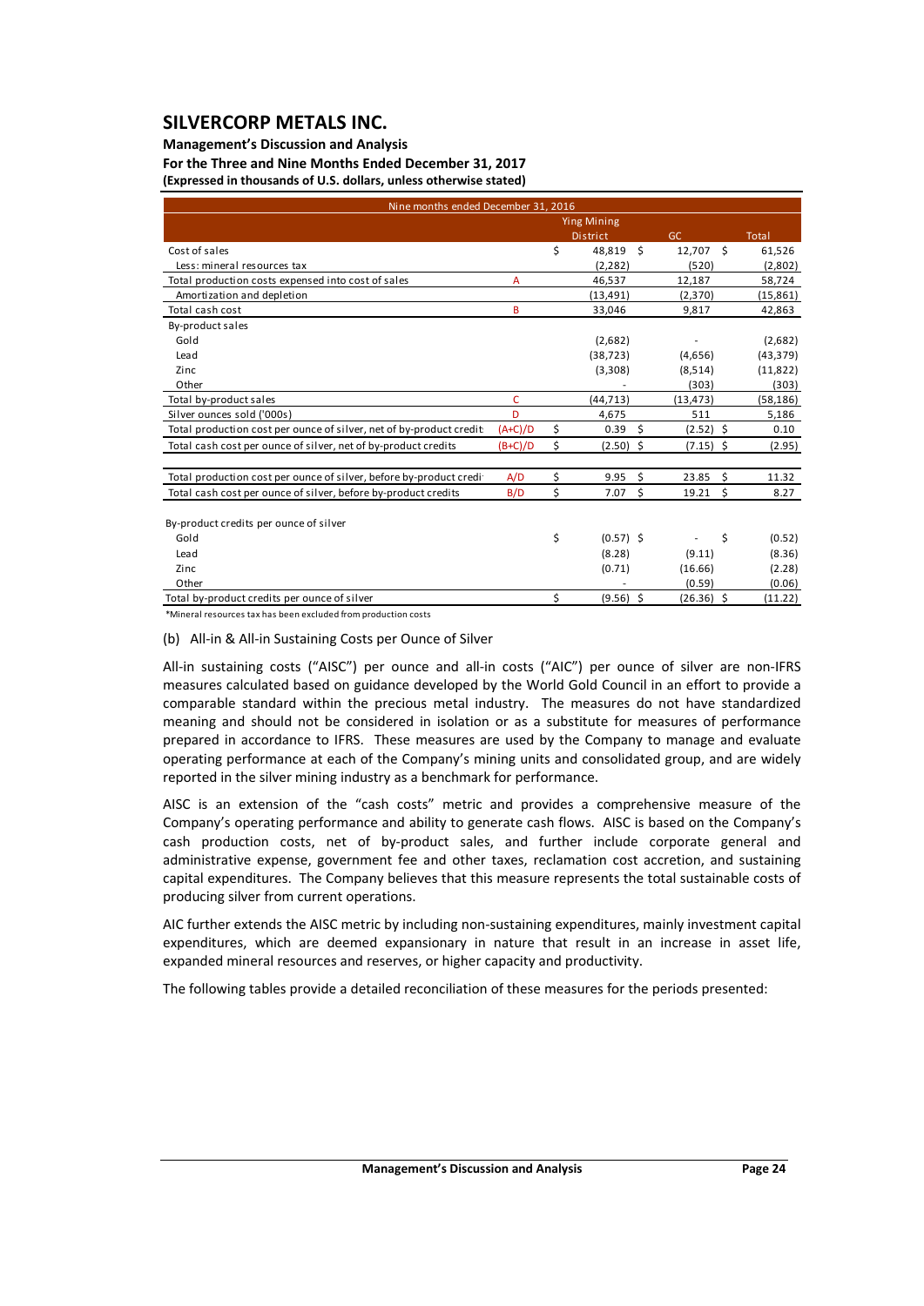| Nine months ended December 31, 2016 | | Ying Mining District | GC | Total |
|---|---|---|---|---|
| Cost of sales | | $ 48,819 | $ 12,707 | $ 61,526 |
| Less: mineral resources tax | | (2,282) | (520) | (2,802) |
| Total production costs expensed into cost of sales | A | 46,537 | 12,187 | 58,724 |
| Amortization and depletion | | (13,491) | (2,370) | (15,861) |
| Total cash cost | B | 33,046 | 9,817 | 42,863 |
| By-product sales | | | | |
| Gold | | (2,682) | - | (2,682) |
| Lead | | (38,723) | (4,656) | (43,379) |
| Zinc | | (3,308) | (8,514) | (11,822) |
| Other | | - | (303) | (303) |
| Total by-product sales | C | (44,713) | (13,473) | (58,186) |
| Silver ounces sold ('000s) | D | 4,675 | 511 | 5,186 |
| Total production cost per ounce of silver, net of by-product credits | (A+C)/D | $ 0.39 | $ (2.52) | $ 0.10 |
| Total cash cost per ounce of silver, net of by-product credits | (B+C)/D | $ (2.50) | $ (7.15) | $ (2.95) |
| | | | | |
| Total production cost per ounce of silver, before by-product credits | A/D | $ 9.95 | $ 23.85 | $ 11.32 |
| Total cash cost per ounce of silver, before by-product credits | B/D | $ 7.07 | $ 19.21 | $ 8.27 |
| | | | | |
| By-product credits per ounce of silver | | | | |
| Gold | | $ (0.57) | $ - | $ (0.52) |
| Lead | | (8.28) | (9.11) | (8.36) |
| Zinc | | (0.71) | (16.66) | (2.28) |
| Other | | - | (0.59) | (0.06) |
| Total by-product credits per ounce of silver | | $ (9.56) | $ (26.36) | $ (11.22) |

*Mineral resources tax has been excluded from production costs

(b) All-in & All-in Sustaining Costs per Ounce of Silver

All-in sustaining costs ("AISC") per ounce and all-in costs ("AIC") per ounce of silver are non-IFRS measures calculated based on guidance developed by the World Gold Council in an effort to provide a comparable standard within the precious metal industry. The measures do not have standardized meaning and should not be considered in isolation or as a substitute for measures of performance prepared in accordance to IFRS. These measures are used by the Company to manage and evaluate operating performance at each of the Company's mining units and consolidated group, and are widely reported in the silver mining industry as a benchmark for performance.

AISC is an extension of the "cash costs" metric and provides a comprehensive measure of the Company's operating performance and ability to generate cash flows. AISC is based on the Company's cash production costs, net of by-product sales, and further include corporate general and administrative expense, government fee and other taxes, reclamation cost accretion, and sustaining capital expenditures. The Company believes that this measure represents the total sustainable costs of producing silver from current operations.

AIC further extends the AISC metric by including non-sustaining expenditures, mainly investment capital expenditures, which are deemed expansionary in nature that result in an increase in asset life, expanded mineral resources and reserves, or higher capacity and productivity.

The following tables provide a detailed reconciliation of these measures for the periods presented: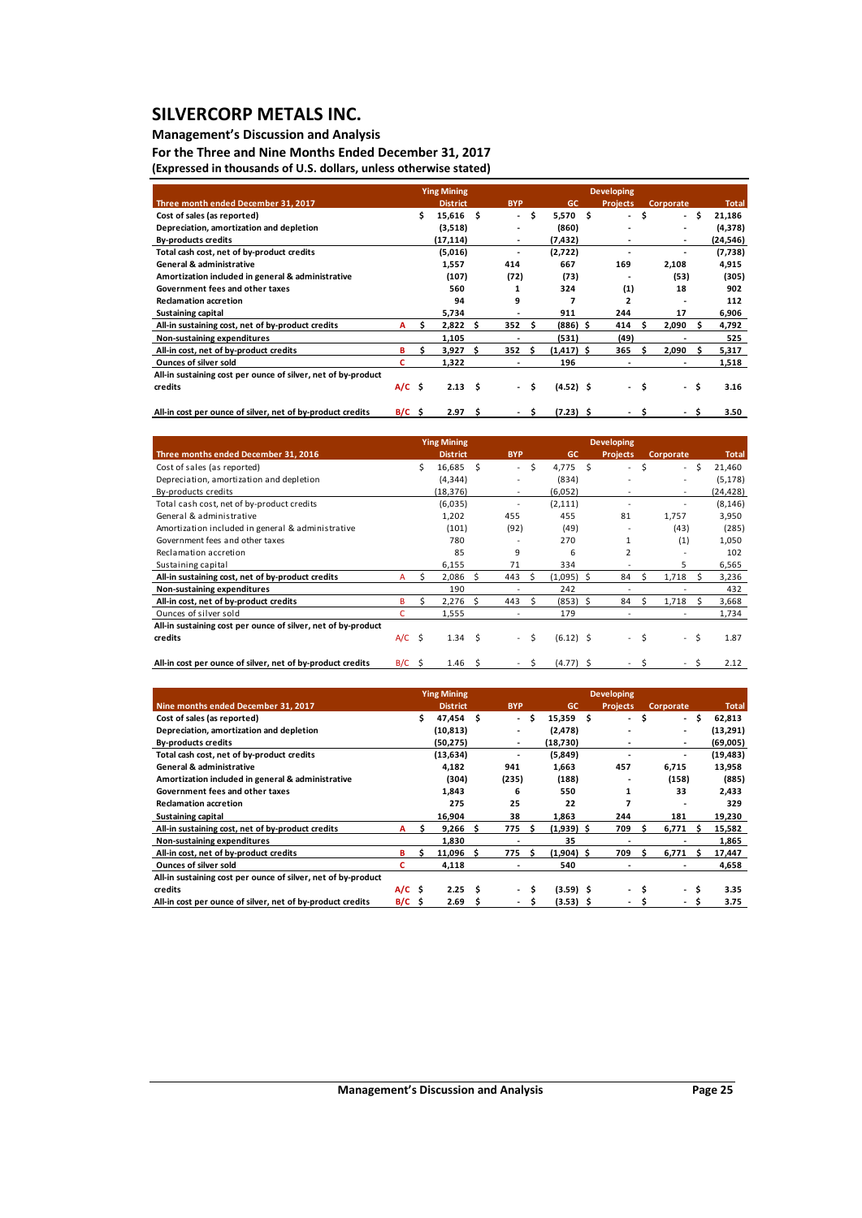# SILVERCORP METALS INC.

**Management's Discussion and Analysis**

**For the Three and Nine Months Ended December 31, 2017**

**(Expressed in thousands of U.S. dollars, unless otherwise stated)**

| Three month ended December 31, 2017 | | Ying Mining District | BYP | GC | Developing Projects | Corporate | Total |
|---|---|---|---|---|---|---|---|
| Cost of sales (as reported) | | $ 15,616 | $ - | $ 5,570 | $ - | $ - | $ 21,186 |
| Depreciation, amortization and depletion | | (3,518) | - | (860) | - | - | (4,378) |
| By-products credits | | (17,114) | - | (7,432) | - | - | (24,546) |
| Total cash cost, net of by-product credits | | (5,016) | - | (2,722) | - | - | (7,738) |
| General & administrative | | 1,557 | 414 | 667 | 169 | 2,108 | 4,915 |
| Amortization included in general & administrative | | (107) | (72) | (73) | - | (53) | (305) |
| Government fees and other taxes | | 560 | 1 | 324 | (1) | 18 | 902 |
| Reclamation accretion | | 94 | 9 | 7 | 2 | - | 112 |
| Sustaining capital | | 5,734 | - | 911 | 244 | 17 | 6,906 |
| All-in sustaining cost, net of by-product credits | A | $ 2,822 | $ 352 | $ (886) | $ 414 | $ 2,090 | $ 4,792 |
| Non-sustaining expenditures | | 1,105 | - | (531) | (49) | - | 525 |
| All-in cost, net of by-product credits | B | $ 3,927 | $ 352 | $ (1,417) | $ 365 | $ 2,090 | $ 5,317 |
| Ounces of silver sold | C | 1,322 | - | 196 | - | - | 1,518 |
| All-in sustaining cost per ounce of silver, net of by-product credits | A/C | $ 2.13 | $ - | $ (4.52) | $ - | $ - | $ 3.16 |
| All-in cost per ounce of silver, net of by-product credits | B/C | $ 2.97 | $ - | $ (7.23) | $ - | $ - | $ 3.50 |

| Three months ended December 31, 2016 | | Ying Mining District | BYP | GC | Developing Projects | Corporate | Total |
|---|---|---|---|---|---|---|---|
| Cost of sales (as reported) | | $ 16,685 | $ - | $ 4,775 | $ - | $ - | $ 21,460 |
| Depreciation, amortization and depletion | | (4,344) | - | (834) | - | - | (5,178) |
| By-products credits | | (18,376) | - | (6,052) | - | - | (24,428) |
| Total cash cost, net of by-product credits | | (6,035) | - | (2,111) | - | - | (8,146) |
| General & administrative | | 1,202 | 455 | 455 | 81 | 1,757 | 3,950 |
| Amortization included in general & administrative | | (101) | (92) | (49) | - | (43) | (285) |
| Government fees and other taxes | | 780 | - | 270 | 1 | (1) | 1,050 |
| Reclamation accretion | | 85 | 9 | 6 | 2 | - | 102 |
| Sustaining capital | | 6,155 | 71 | 334 | - | 5 | 6,565 |
| All-in sustaining cost, net of by-product credits | A | $ 2,086 | $ 443 | $ (1,095) | $ 84 | $ 1,718 | $ 3,236 |
| Non-sustaining expenditures | | 190 | - | 242 | - | - | 432 |
| All-in cost, net of by-product credits | B | $ 2,276 | $ 443 | $ (853) | $ 84 | $ 1,718 | $ 3,668 |
| Ounces of silver sold | C | 1,555 | - | 179 | - | - | 1,734 |
| All-in sustaining cost per ounce of silver, net of by-product credits | A/C | $ 1.34 | $ - | $ (6.12) | $ - | $ - | $ 1.87 |
| All-in cost per ounce of silver, net of by-product credits | B/C | $ 1.46 | $ - | $ (4.77) | $ - | $ - | $ 2.12 |

| Nine months ended December 31, 2017 | | Ying Mining District | BYP | GC | Developing Projects | Corporate | Total |
|---|---|---|---|---|---|---|---|
| Cost of sales (as reported) | | $ 47,454 | $ - | $ 15,359 | $ - | $ - | $ 62,813 |
| Depreciation, amortization and depletion | | (10,813) | - | (2,478) | - | - | (13,291) |
| By-products credits | | (50,275) | - | (18,730) | - | - | (69,005) |
| Total cash cost, net of by-product credits | | (13,634) | - | (5,849) | - | - | (19,483) |
| General & administrative | | 4,182 | 941 | 1,663 | 457 | 6,715 | 13,958 |
| Amortization included in general & administrative | | (304) | (235) | (188) | - | (158) | (885) |
| Government fees and other taxes | | 1,843 | 6 | 550 | 1 | 33 | 2,433 |
| Reclamation accretion | | 275 | 25 | 22 | 7 | - | 329 |
| Sustaining capital | | 16,904 | 38 | 1,863 | 244 | 181 | 19,230 |
| All-in sustaining cost, net of by-product credits | A | $ 9,266 | $ 775 | $ (1,939) | $ 709 | $ 6,771 | $ 15,582 |
| Non-sustaining expenditures | | 1,830 | - | 35 | - | - | 1,865 |
| All-in cost, net of by-product credits | B | $ 11,096 | $ 775 | $ (1,904) | $ 709 | $ 6,771 | $ 17,447 |
| Ounces of silver sold | C | 4,118 | - | 540 | - | - | 4,658 |
| All-in sustaining cost per ounce of silver, net of by-product credits | A/C | $ 2.25 | $ - | $ (3.59) | $ - | $ - | $ 3.35 |
| All-in cost per ounce of silver, net of by-product credits | B/C | $ 2.69 | $ - | $ (3.53) | $ - | $ - | $ 3.75 |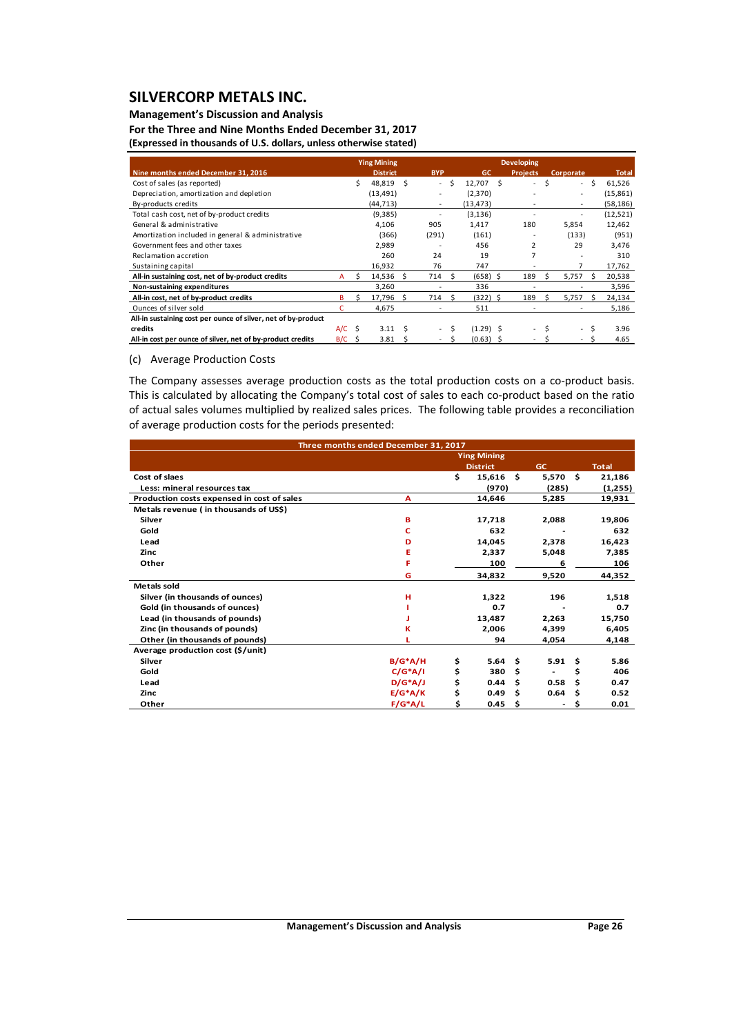# SILVERCORP METALS INC.

**Management's Discussion and Analysis**

**For the Three and Nine Months Ended December 31, 2017**

**(Expressed in thousands of U.S. dollars, unless otherwise stated)**

| Nine months ended December 31, 2016 | | Ying Mining District | BYP | GC | Developing Projects | Corporate | Total |
|---|---|---|---|---|---|---|---|
| Cost of sales (as reported) | | $ 48,819 | $ - | $ 12,707 | $ - | $ - | $ 61,526 |
| Depreciation, amortization and depletion | | (13,491) | - | (2,370) | - | - | (15,861) |
| By-products credits | | (44,713) | - | (13,473) | - | - | (58,186) |
| Total cash cost, net of by-product credits | | (9,385) | - | (3,136) | - | - | (12,521) |
| General & administrative | | 4,106 | 905 | 1,417 | 180 | 5,854 | 12,462 |
| Amortization included in general & administrative | | (366) | (291) | (161) | - | (133) | (951) |
| Government fees and other taxes | | 2,989 | - | 456 | 2 | 29 | 3,476 |
| Reclamation accretion | | 260 | 24 | 19 | 7 | - | 310 |
| Sustaining capital | | 16,932 | 76 | 747 | - | 7 | 17,762 |
| **All-in sustaining cost, net of by-product credits** | A | $ 14,536 | $ 714 | $ (658) | $ 189 | $ 5,757 | $ 20,538 |
| **Non-sustaining expenditures** | | 3,260 | - | 336 | - | - | 3,596 |
| **All-in cost, net of by-product credits** | B | $ 17,796 | $ 714 | $ (322) | $ 189 | $ 5,757 | $ 24,134 |
| Ounces of silver sold | C | 4,675 | - | 511 | - | - | 5,186 |
| **All-in sustaining cost per ounce of silver, net of by-product credits** | A/C | $ 3.11 | $ - | $ (1.29) | $ - | $ - | $ 3.96 |
| **All-in cost per ounce of silver, net of by-product credits** | B/C | $ 3.81 | $ - | $ (0.63) | $ - | $ - | $ 4.65 |

(c) Average Production Costs

The Company assesses average production costs as the total production costs on a co-product basis. This is calculated by allocating the Company's total cost of sales to each co-product based on the ratio of actual sales volumes multiplied by realized sales prices. The following table provides a reconciliation of average production costs for the periods presented:

| Three months ended December 31, 2017 | | Ying Mining District | GC | Total |
|---|---|---|---|---|
| **Cost of slaes** | | $ 15,616 | $ 5,570 | $ 21,186 |
| **Less: mineral resources tax** | | (970) | (285) | (1,255) |
| **Production costs expensed in cost of sales** | A | 14,646 | 5,285 | 19,931 |
| **Metals revenue ( in thousands of US$)** | | | | |
| **Silver** | B | 17,718 | 2,088 | 19,806 |
| **Gold** | C | 632 | - | 632 |
| **Lead** | D | 14,045 | 2,378 | 16,423 |
| **Zinc** | E | 2,337 | 5,048 | 7,385 |
| **Other** | F | 100 | 6 | 106 |
| | G | 34,832 | 9,520 | 44,352 |
| **Metals sold** | | | | |
| **Silver (in thousands of ounces)** | H | 1,322 | 196 | 1,518 |
| **Gold (in thousands of ounces)** | I | 0.7 | - | 0.7 |
| **Lead (in thousands of pounds)** | J | 13,487 | 2,263 | 15,750 |
| **Zinc (in thousands of pounds)** | K | 2,006 | 4,399 | 6,405 |
| **Other (in thousands of pounds)** | L | 94 | 4,054 | 4,148 |
| **Average production cost ($/unit)** | | | | |
| **Silver** | B/G*A/H | $ 5.64 | $ 5.91 | $ 5.86 |
| **Gold** | C/G*A/I | $ 380 | $ - | $ 406 |
| **Lead** | D/G*A/J | $ 0.44 | $ 0.58 | $ 0.47 |
| **Zinc** | E/G*A/K | $ 0.49 | $ 0.64 | $ 0.52 |
| **Other** | F/G*A/L | $ 0.45 | $ - | $ 0.01 |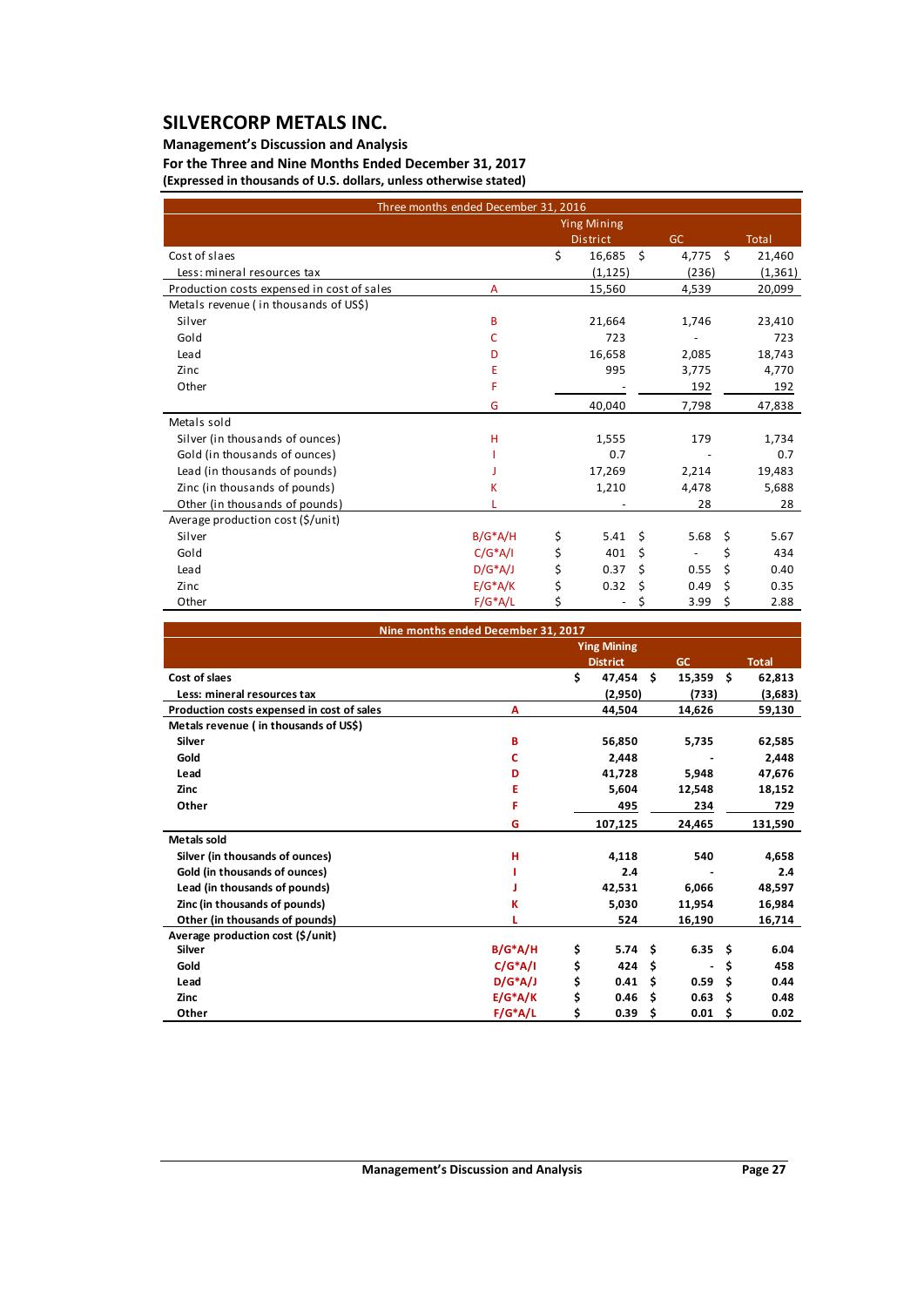# SILVERCORP METALS INC.

**Management's Discussion and Analysis**
**For the Three and Nine Months Ended December 31, 2017**
**(Expressed in thousands of U.S. dollars, unless otherwise stated)**

| Three months ended December 31, 2016 | | Ying Mining District | GC | Total |
|---|---|---|---|---|
| Cost of slaes | | $ 16,685 | $ 4,775 | $ 21,460 |
| Less: mineral resources tax | | (1,125) | (236) | (1,361) |
| Production costs expensed in cost of sales | A | 15,560 | 4,539 | 20,099 |
| Metals revenue ( in thousands of US$) | | | | |
| Silver | B | 21,664 | 1,746 | 23,410 |
| Gold | C | 723 | - | 723 |
| Lead | D | 16,658 | 2,085 | 18,743 |
| Zinc | E | 995 | 3,775 | 4,770 |
| Other | F | - | 192 | 192 |
| | G | 40,040 | 7,798 | 47,838 |
| Metals sold | | | | |
| Silver (in thousands of ounces) | H | 1,555 | 179 | 1,734 |
| Gold (in thousands of ounces) | I | 0.7 | - | 0.7 |
| Lead (in thousands of pounds) | J | 17,269 | 2,214 | 19,483 |
| Zinc (in thousands of pounds) | K | 1,210 | 4,478 | 5,688 |
| Other (in thousands of pounds) | L | - | 28 | 28 |
| Average production cost ($/unit) | | | | |
| Silver | B/G*A/H | $ 5.41 | $ 5.68 | $ 5.67 |
| Gold | C/G*A/I | $ 401 | $ - | $ 434 |
| Lead | D/G*A/J | $ 0.37 | $ 0.55 | $ 0.40 |
| Zinc | E/G*A/K | $ 0.32 | $ 0.49 | $ 0.35 |
| Other | F/G*A/L | $ - | $ 3.99 | $ 2.88 |

| **Nine months ended December 31, 2017** | | **Ying Mining District** | **GC** | **Total** |
|---|---|---|---|---|
| **Cost of slaes** | | **$ 47,454** | **$ 15,359** | **$ 62,813** |
| **Less: mineral resources tax** | | **(2,950)** | **(733)** | **(3,683)** |
| **Production costs expensed in cost of sales** | **A** | **44,504** | **14,626** | **59,130** |
| **Metals revenue ( in thousands of US$)** | | | | |
| **Silver** | **B** | **56,850** | **5,735** | **62,585** |
| **Gold** | **C** | **2,448** | **-** | **2,448** |
| **Lead** | **D** | **41,728** | **5,948** | **47,676** |
| **Zinc** | **E** | **5,604** | **12,548** | **18,152** |
| **Other** | **F** | **495** | **234** | **729** |
| | **G** | **107,125** | **24,465** | **131,590** |
| **Metals sold** | | | | |
| **Silver (in thousands of ounces)** | **H** | **4,118** | **540** | **4,658** |
| **Gold (in thousands of ounces)** | **I** | **2.4** | **-** | **2.4** |
| **Lead (in thousands of pounds)** | **J** | **42,531** | **6,066** | **48,597** |
| **Zinc (in thousands of pounds)** | **K** | **5,030** | **11,954** | **16,984** |
| **Other (in thousands of pounds)** | **L** | **524** | **16,190** | **16,714** |
| **Average production cost ($/unit)** | | | | |
| **Silver** | **B/G*A/H** | **$ 5.74** | **$ 6.35** | **$ 6.04** |
| **Gold** | **C/G*A/I** | **$ 424** | **$ -** | **$ 458** |
| **Lead** | **D/G*A/J** | **$ 0.41** | **$ 0.59** | **$ 0.44** |
| **Zinc** | **E/G*A/K** | **$ 0.46** | **$ 0.63** | **$ 0.48** |
| **Other** | **F/G*A/L** | **$ 0.39** | **$ 0.01** | **$ 0.02** |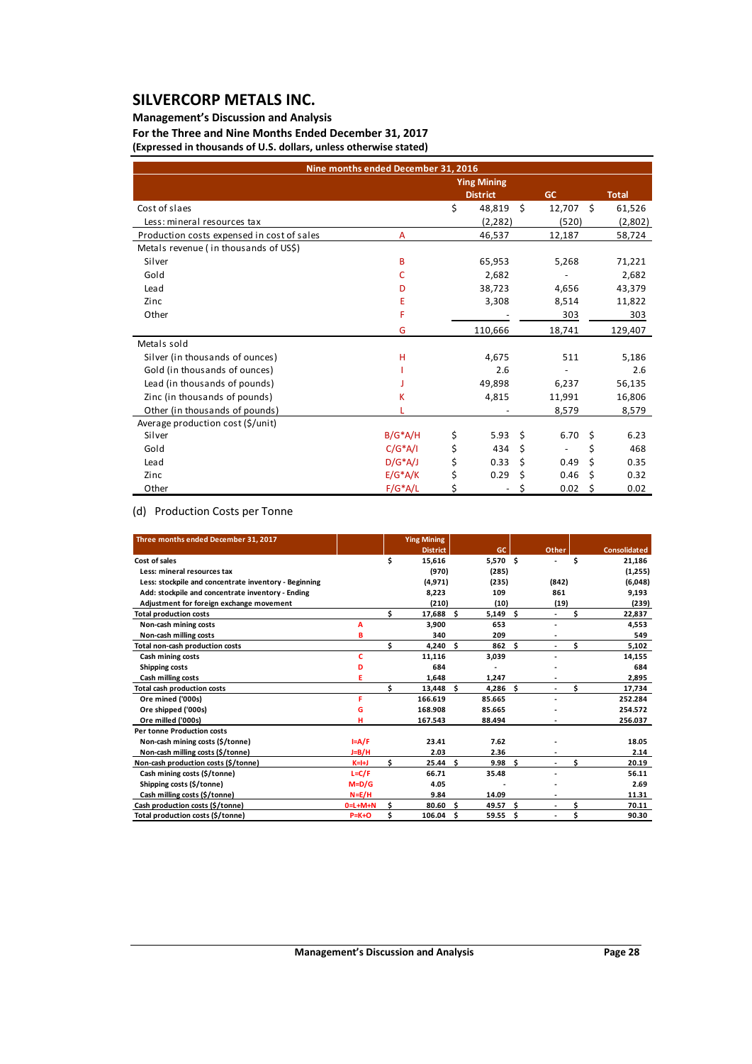| Nine months ended December 31, 2016 | | Ying Mining District | GC | Total |
|---|---|---|---|---|
| Cost of slaes | | $ 48,819 | $ 12,707 | $ 61,526 |
| Less: mineral resources tax | | (2,282) | (520) | (2,802) |
| Production costs expensed in cost of sales | A | 46,537 | 12,187 | 58,724 |
| Metals revenue ( in thousands of US$) | | | | |
| Silver | B | 65,953 | 5,268 | 71,221 |
| Gold | C | 2,682 | - | 2,682 |
| Lead | D | 38,723 | 4,656 | 43,379 |
| Zinc | E | 3,308 | 8,514 | 11,822 |
| Other | F | - | 303 | 303 |
| | G | 110,666 | 18,741 | 129,407 |
| Metals sold | | | | |
| Silver (in thousands of ounces) | H | 4,675 | 511 | 5,186 |
| Gold (in thousands of ounces) | I | 2.6 | - | 2.6 |
| Lead (in thousands of pounds) | J | 49,898 | 6,237 | 56,135 |
| Zinc (in thousands of pounds) | K | 4,815 | 11,991 | 16,806 |
| Other (in thousands of pounds) | L | - | 8,579 | 8,579 |
| Average production cost ($/unit) | | | | |
| Silver | B/G\*A/H | $ 5.93 | $ 6.70 | $ 6.23 |
| Gold | C/G\*A/I | $ 434 | $ - | $ 468 |
| Lead | D/G\*A/J | $ 0.33 | $ 0.49 | $ 0.35 |
| Zinc | E/G\*A/K | $ 0.29 | $ 0.46 | $ 0.32 |
| Other | F/G\*A/L | $ - | $ 0.02 | $ 0.02 |

(d) Production Costs per Tonne

| Three months ended December 31, 2017 | | Ying Mining District | GC | Other | Consolidated |
|---|---|---|---|---|---|
| **Cost of sales** | | $ 15,616 | 5,570 | $ - | $ 21,186 |
| Less: mineral resources tax | | (970) | (285) | | (1,255) |
| Less: stockpile and concentrate inventory - Beginning | | (4,971) | (235) | (842) | (6,048) |
| Add: stockpile and concentrate inventory - Ending | | 8,223 | 109 | 861 | 9,193 |
| Adjustment for foreign exchange movement | | (210) | (10) | (19) | (239) |
| **Total production costs** | | $ 17,688 | $ 5,149 | $ - | $ 22,837 |
| Non-cash mining costs | A | 3,900 | 653 | - | 4,553 |
| Non-cash milling costs | B | 340 | 209 | - | 549 |
| **Total non-cash production costs** | | $ 4,240 | $ 862 | $ - | $ 5,102 |
| Cash mining costs | C | 11,116 | 3,039 | - | 14,155 |
| Shipping costs | D | 684 | - | - | 684 |
| Cash milling costs | E | 1,648 | 1,247 | - | 2,895 |
| **Total cash production costs** | | $ 13,448 | $ 4,286 | $ - | $ 17,734 |
| Ore mined ('000s) | F | 166.619 | 85.665 | - | 252.284 |
| Ore shipped ('000s) | G | 168.908 | 85.665 | - | 254.572 |
| Ore milled ('000s) | H | 167.543 | 88.494 | - | 256.037 |
| **Per tonne Production costs** | | | | | |
| Non-cash mining costs ($/tonne) | I=A/F | 23.41 | 7.62 | - | 18.05 |
| Non-cash milling costs ($/tonne) | J=B/H | 2.03 | 2.36 | - | 2.14 |
| **Non-cash production costs ($/tonne)** | K=I+J | $ 25.44 | $ 9.98 | $ - | $ 20.19 |
| Cash mining costs ($/tonne) | L=C/F | 66.71 | 35.48 | - | 56.11 |
| Shipping costs ($/tonne) | M=D/G | 4.05 | - | - | 2.69 |
| Cash milling costs ($/tonne) | N=E/H | 9.84 | 14.09 | - | 11.31 |
| **Cash production costs ($/tonne)** | 0=L+M+N | $ 80.60 | $ 49.57 | $ - | $ 70.11 |
| **Total production costs ($/tonne)** | P=K+O | $ 106.04 | $ 59.55 | $ - | $ 90.30 |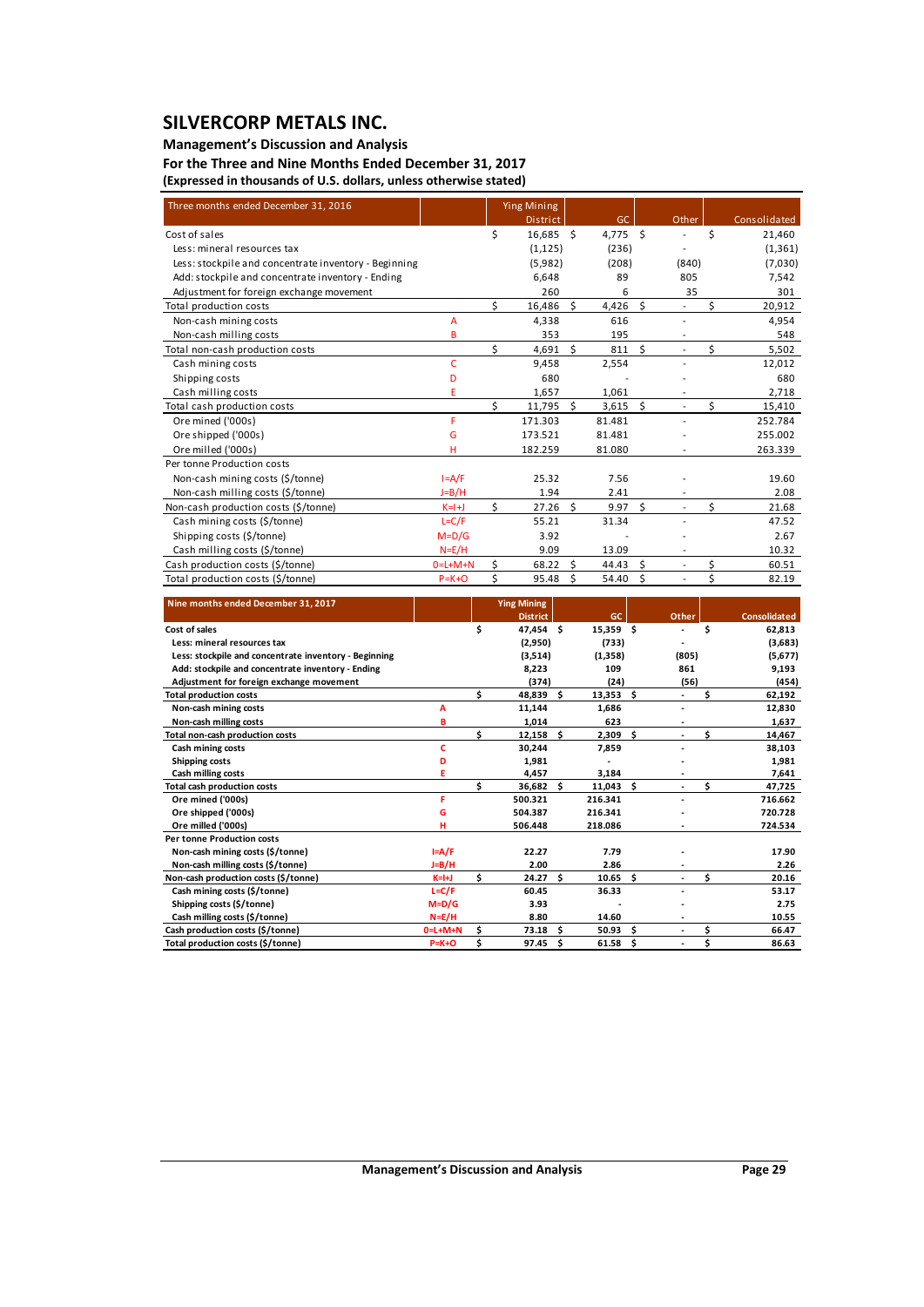# SILVERCORP METALS INC.

## Management's Discussion and Analysis

### For the Three and Nine Months Ended December 31, 2017

**(Expressed in thousands of U.S. dollars, unless otherwise stated)**

| Three months ended December 31, 2016 | | Ying Mining District | GC | Other | Consolidated |
|---|---|---|---|---|---|
| Cost of sales | | $ 16,685 | $ 4,775 | $ - | $ 21,460 |
| Less: mineral resources tax | | (1,125) | (236) | - | (1,361) |
| Less: stockpile and concentrate inventory - Beginning | | (5,982) | (208) | (840) | (7,030) |
| Add: stockpile and concentrate inventory - Ending | | 6,648 | 89 | 805 | 7,542 |
| Adjustment for foreign exchange movement | | 260 | 6 | 35 | 301 |
| Total production costs | | $ 16,486 | $ 4,426 | $ - | $ 20,912 |
| Non-cash mining costs | A | 4,338 | 616 | - | 4,954 |
| Non-cash milling costs | B | 353 | 195 | - | 548 |
| Total non-cash production costs | | $ 4,691 | $ 811 | $ - | $ 5,502 |
| Cash mining costs | C | 9,458 | 2,554 | - | 12,012 |
| Shipping costs | D | 680 | - | - | 680 |
| Cash milling costs | E | 1,657 | 1,061 | - | 2,718 |
| Total cash production costs | | $ 11,795 | $ 3,615 | $ - | $ 15,410 |
| Ore mined ('000s) | F | 171.303 | 81.481 | - | 252.784 |
| Ore shipped ('000s) | G | 173.521 | 81.481 | - | 255.002 |
| Ore milled ('000s) | H | 182.259 | 81.080 | - | 263.339 |
| Per tonne Production costs | | | | | |
| Non-cash mining costs ($/tonne) | I=A/F | 25.32 | 7.56 | - | 19.60 |
| Non-cash milling costs ($/tonne) | J=B/H | 1.94 | 2.41 | - | 2.08 |
| Non-cash production costs ($/tonne) | K=I+J | $ 27.26 | $ 9.97 | $ - | $ 21.68 |
| Cash mining costs ($/tonne) | L=C/F | 55.21 | 31.34 | - | 47.52 |
| Shipping costs ($/tonne) | M=D/G | 3.92 | - | - | 2.67 |
| Cash milling costs ($/tonne) | N=E/H | 9.09 | 13.09 | - | 10.32 |
| Cash production costs ($/tonne) | O=L+M+N | $ 68.22 | $ 44.43 | $ - | $ 60.51 |
| Total production costs ($/tonne) | P=K+O | $ 95.48 | $ 54.40 | $ - | $ 82.19 |

| Nine months ended December 31, 2017 | | Ying Mining District | GC | Other | Consolidated |
|---|---|---|---|---|---|
| **Cost of sales** | | **$ 47,454** | **$ 15,359** | **$ -** | **$ 62,813** |
| **Less: mineral resources tax** | | **(2,950)** | **(733)** | **-** | **(3,683)** |
| **Less: stockpile and concentrate inventory - Beginning** | | **(3,514)** | **(1,358)** | **(805)** | **(5,677)** |
| **Add: stockpile and concentrate inventory - Ending** | | **8,223** | **109** | **861** | **9,193** |
| **Adjustment for foreign exchange movement** | | **(374)** | **(24)** | **(56)** | **(454)** |
| **Total production costs** | | **$ 48,839** | **$ 13,353** | **$ -** | **$ 62,192** |
| **Non-cash mining costs** | **A** | **11,144** | **1,686** | **-** | **12,830** |
| **Non-cash milling costs** | **B** | **1,014** | **623** | **-** | **1,637** |
| **Total non-cash production costs** | | **$ 12,158** | **$ 2,309** | **$ -** | **$ 14,467** |
| **Cash mining costs** | **C** | **30,244** | **7,859** | **-** | **38,103** |
| **Shipping costs** | **D** | **1,981** | **-** | **-** | **1,981** |
| **Cash milling costs** | **E** | **4,457** | **3,184** | **-** | **7,641** |
| **Total cash production costs** | | **$ 36,682** | **$ 11,043** | **$ -** | **$ 47,725** |
| **Ore mined ('000s)** | **F** | **500.321** | **216.341** | **-** | **716.662** |
| **Ore shipped ('000s)** | **G** | **504.387** | **216.341** | **-** | **720.728** |
| **Ore milled ('000s)** | **H** | **506.448** | **218.086** | **-** | **724.534** |
| **Per tonne Production costs** | | | | | |
| **Non-cash mining costs ($/tonne)** | **I=A/F** | **22.27** | **7.79** | **-** | **17.90** |
| **Non-cash milling costs ($/tonne)** | **J=B/H** | **2.00** | **2.86** | **-** | **2.26** |
| **Non-cash production costs ($/tonne)** | **K=I+J** | **$ 24.27** | **$ 10.65** | **$ -** | **$ 20.16** |
| **Cash mining costs ($/tonne)** | **L=C/F** | **60.45** | **36.33** | **-** | **53.17** |
| **Shipping costs ($/tonne)** | **M=D/G** | **3.93** | **-** | **-** | **2.75** |
| **Cash milling costs ($/tonne)** | **N=E/H** | **8.80** | **14.60** | **-** | **10.55** |
| **Cash production costs ($/tonne)** | **O=L+M+N** | **$ 73.18** | **$ 50.93** | **$ -** | **$ 66.47** |
| **Total production costs ($/tonne)** | **P=K+O** | **$ 97.45** | **$ 61.58** | **$ -** | **$ 86.63** |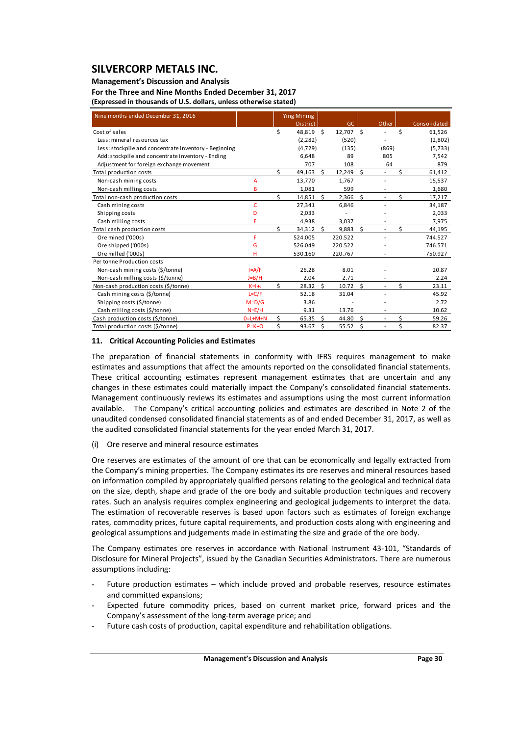| Nine months ended December 31, 2016 | | Ying Mining District | GC | Other | Consolidated |
|---|---|---|---|---|---|
| Cost of sales | | $ 48,819 | $ 12,707 | $ - | $ 61,526 |
| Less: mineral resources tax | | (2,282) | (520) | - | (2,802) |
| Less: stockpile and concentrate inventory - Beginning | | (4,729) | (135) | (869) | (5,733) |
| Add: stockpile and concentrate inventory - Ending | | 6,648 | 89 | 805 | 7,542 |
| Adjustment for foreign exchange movement | | 707 | 108 | 64 | 879 |
| Total production costs | | $ 49,163 | $ 12,249 | $ - | $ 61,412 |
| Non-cash mining costs | A | 13,770 | 1,767 | - | 15,537 |
| Non-cash milling costs | B | 1,081 | 599 | - | 1,680 |
| Total non-cash production costs | | $ 14,851 | $ 2,366 | $ - | $ 17,217 |
| Cash mining costs | C | 27,341 | 6,846 | - | 34,187 |
| Shipping costs | D | 2,033 | - | - | 2,033 |
| Cash milling costs | E | 4,938 | 3,037 | - | 7,975 |
| Total cash production costs | | $ 34,312 | $ 9,883 | $ - | $ 44,195 |
| Ore mined ('000s) | F | 524.005 | 220.522 | - | 744.527 |
| Ore shipped ('000s) | G | 526.049 | 220.522 | - | 746.571 |
| Ore milled ('000s) | H | 530.160 | 220.767 | - | 750.927 |
| Per tonne Production costs | | | | | |
| Non-cash mining costs ($/tonne) | I=A/F | 26.28 | 8.01 | - | 20.87 |
| Non-cash milling costs ($/tonne) | J=B/H | 2.04 | 2.71 | - | 2.24 |
| Non-cash production costs ($/tonne) | K=I+J | $ 28.32 | $ 10.72 | $ - | $ 23.11 |
| Cash mining costs ($/tonne) | L=C/F | 52.18 | 31.04 | - | 45.92 |
| Shipping costs ($/tonne) | M=D/G | 3.86 | - | - | 2.72 |
| Cash milling costs ($/tonne) | N=E/H | 9.31 | 13.76 | - | 10.62 |
| Cash production costs ($/tonne) | O=L+M+N | $ 65.35 | $ 44.80 | $ - | $ 59.26 |
| Total production costs ($/tonne) | P=K+O | $ 93.67 | $ 55.52 | $ - | $ 82.37 |

## 11. Critical Accounting Policies and Estimates

The preparation of financial statements in conformity with IFRS requires management to make estimates and assumptions that affect the amounts reported on the consolidated financial statements. These critical accounting estimates represent management estimates that are uncertain and any changes in these estimates could materially impact the Company's consolidated financial statements. Management continuously reviews its estimates and assumptions using the most current information available. The Company's critical accounting policies and estimates are described in Note 2 of the unaudited condensed consolidated financial statements as of and ended December 31, 2017, as well as the audited consolidated financial statements for the year ended March 31, 2017.

(i) Ore reserve and mineral resource estimates

Ore reserves are estimates of the amount of ore that can be economically and legally extracted from the Company's mining properties. The Company estimates its ore reserves and mineral resources based on information compiled by appropriately qualified persons relating to the geological and technical data on the size, depth, shape and grade of the ore body and suitable production techniques and recovery rates. Such an analysis requires complex engineering and geological judgements to interpret the data. The estimation of recoverable reserves is based upon factors such as estimates of foreign exchange rates, commodity prices, future capital requirements, and production costs along with engineering and geological assumptions and judgements made in estimating the size and grade of the ore body.

The Company estimates ore reserves in accordance with National Instrument 43-101, "Standards of Disclosure for Mineral Projects", issued by the Canadian Securities Administrators. There are numerous assumptions including:

- Future production estimates – which include proved and probable reserves, resource estimates and committed expansions;
- Expected future commodity prices, based on current market price, forward prices and the Company's assessment of the long-term average price; and
- Future cash costs of production, capital expenditure and rehabilitation obligations.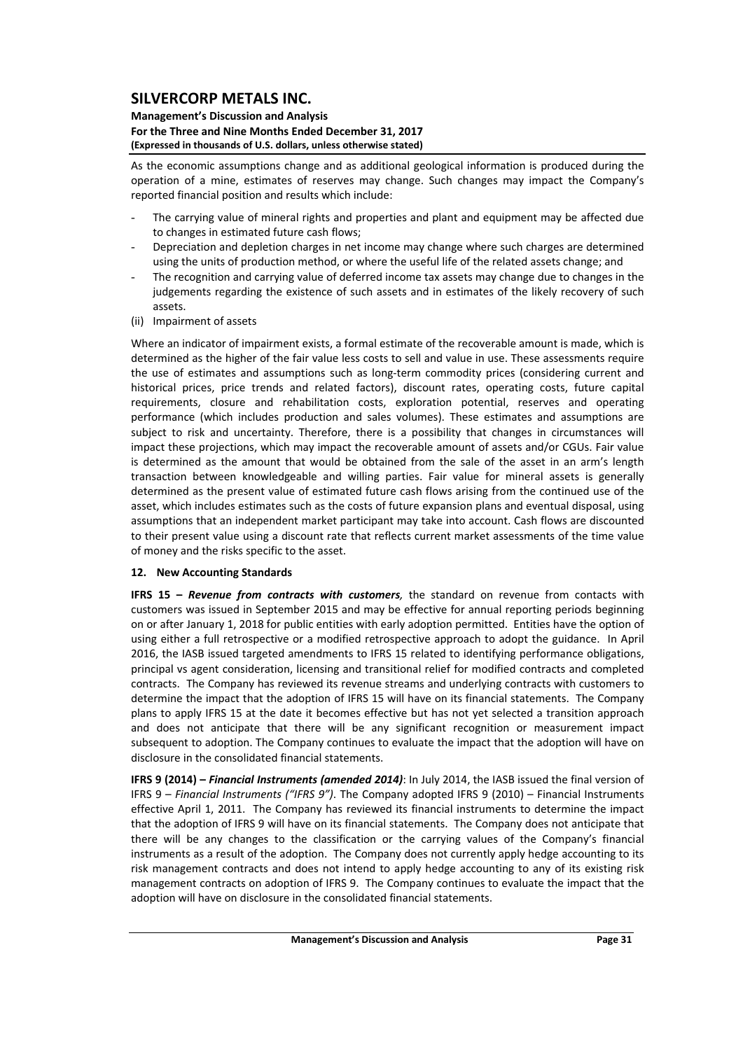As the economic assumptions change and as additional geological information is produced during the operation of a mine, estimates of reserves may change. Such changes may impact the Company's reported financial position and results which include:

- The carrying value of mineral rights and properties and plant and equipment may be affected due to changes in estimated future cash flows;
- Depreciation and depletion charges in net income may change where such charges are determined using the units of production method, or where the useful life of the related assets change; and
- The recognition and carrying value of deferred income tax assets may change due to changes in the judgements regarding the existence of such assets and in estimates of the likely recovery of such assets.

(ii) Impairment of assets

Where an indicator of impairment exists, a formal estimate of the recoverable amount is made, which is determined as the higher of the fair value less costs to sell and value in use. These assessments require the use of estimates and assumptions such as long-term commodity prices (considering current and historical prices, price trends and related factors), discount rates, operating costs, future capital requirements, closure and rehabilitation costs, exploration potential, reserves and operating performance (which includes production and sales volumes). These estimates and assumptions are subject to risk and uncertainty. Therefore, there is a possibility that changes in circumstances will impact these projections, which may impact the recoverable amount of assets and/or CGUs. Fair value is determined as the amount that would be obtained from the sale of the asset in an arm's length transaction between knowledgeable and willing parties. Fair value for mineral assets is generally determined as the present value of estimated future cash flows arising from the continued use of the asset, which includes estimates such as the costs of future expansion plans and eventual disposal, using assumptions that an independent market participant may take into account. Cash flows are discounted to their present value using a discount rate that reflects current market assessments of the time value of money and the risks specific to the asset.

## 12. New Accounting Standards

**IFRS 15 – *Revenue from contracts with customers*,** the standard on revenue from contacts with customers was issued in September 2015 and may be effective for annual reporting periods beginning on or after January 1, 2018 for public entities with early adoption permitted. Entities have the option of using either a full retrospective or a modified retrospective approach to adopt the guidance. In April 2016, the IASB issued targeted amendments to IFRS 15 related to identifying performance obligations, principal vs agent consideration, licensing and transitional relief for modified contracts and completed contracts. The Company has reviewed its revenue streams and underlying contracts with customers to determine the impact that the adoption of IFRS 15 will have on its financial statements. The Company plans to apply IFRS 15 at the date it becomes effective but has not yet selected a transition approach and does not anticipate that there will be any significant recognition or measurement impact subsequent to adoption. The Company continues to evaluate the impact that the adoption will have on disclosure in the consolidated financial statements.

**IFRS 9 (2014) – *Financial Instruments (amended 2014)***: In July 2014, the IASB issued the final version of IFRS 9 – *Financial Instruments ("IFRS 9")*. The Company adopted IFRS 9 (2010) – Financial Instruments effective April 1, 2011. The Company has reviewed its financial instruments to determine the impact that the adoption of IFRS 9 will have on its financial statements. The Company does not anticipate that there will be any changes to the classification or the carrying values of the Company's financial instruments as a result of the adoption. The Company does not currently apply hedge accounting to its risk management contracts and does not intend to apply hedge accounting to any of its existing risk management contracts on adoption of IFRS 9. The Company continues to evaluate the impact that the adoption will have on disclosure in the consolidated financial statements.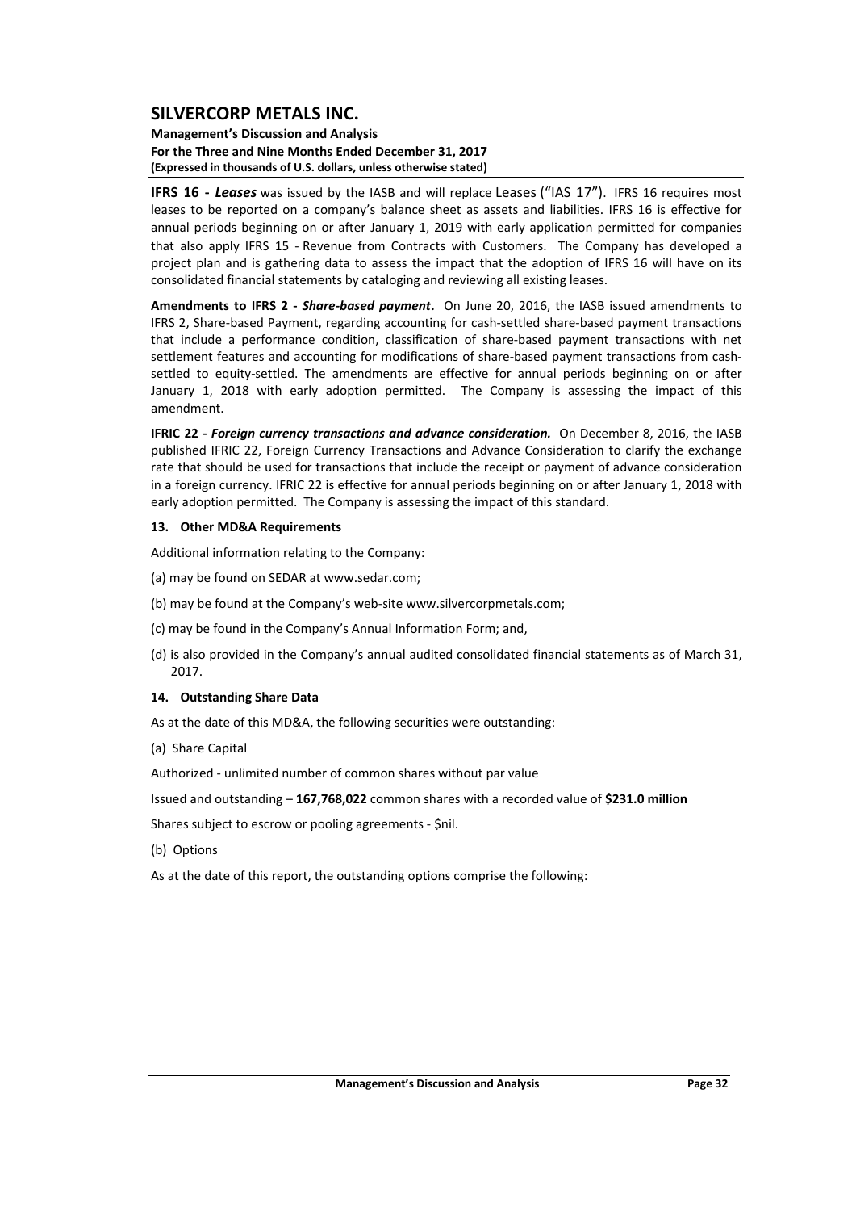**IFRS 16 - *Leases*** was issued by the IASB and will replace Leases ("IAS 17"). IFRS 16 requires most leases to be reported on a company's balance sheet as assets and liabilities. IFRS 16 is effective for annual periods beginning on or after January 1, 2019 with early application permitted for companies that also apply IFRS 15 - Revenue from Contracts with Customers. The Company has developed a project plan and is gathering data to assess the impact that the adoption of IFRS 16 will have on its consolidated financial statements by cataloging and reviewing all existing leases.

**Amendments to IFRS 2 - *Share-based payment*.** On June 20, 2016, the IASB issued amendments to IFRS 2, Share-based Payment, regarding accounting for cash-settled share-based payment transactions that include a performance condition, classification of share-based payment transactions with net settlement features and accounting for modifications of share-based payment transactions from cash-settled to equity-settled. The amendments are effective for annual periods beginning on or after January 1, 2018 with early adoption permitted. The Company is assessing the impact of this amendment.

**IFRIC 22 - *Foreign currency transactions and advance consideration.*** On December 8, 2016, the IASB published IFRIC 22, Foreign Currency Transactions and Advance Consideration to clarify the exchange rate that should be used for transactions that include the receipt or payment of advance consideration in a foreign currency. IFRIC 22 is effective for annual periods beginning on or after January 1, 2018 with early adoption permitted. The Company is assessing the impact of this standard.

## 13. Other MD&A Requirements

Additional information relating to the Company:

(a) may be found on SEDAR at www.sedar.com;

(b) may be found at the Company's web-site www.silvercorpmetals.com;

(c) may be found in the Company's Annual Information Form; and,

(d) is also provided in the Company's annual audited consolidated financial statements as of March 31, 2017.

## 14. Outstanding Share Data

As at the date of this MD&A, the following securities were outstanding:

(a) Share Capital

Authorized - unlimited number of common shares without par value

Issued and outstanding – **167,768,022** common shares with a recorded value of **$231.0 million**

Shares subject to escrow or pooling agreements - $nil.

(b) Options

As at the date of this report, the outstanding options comprise the following: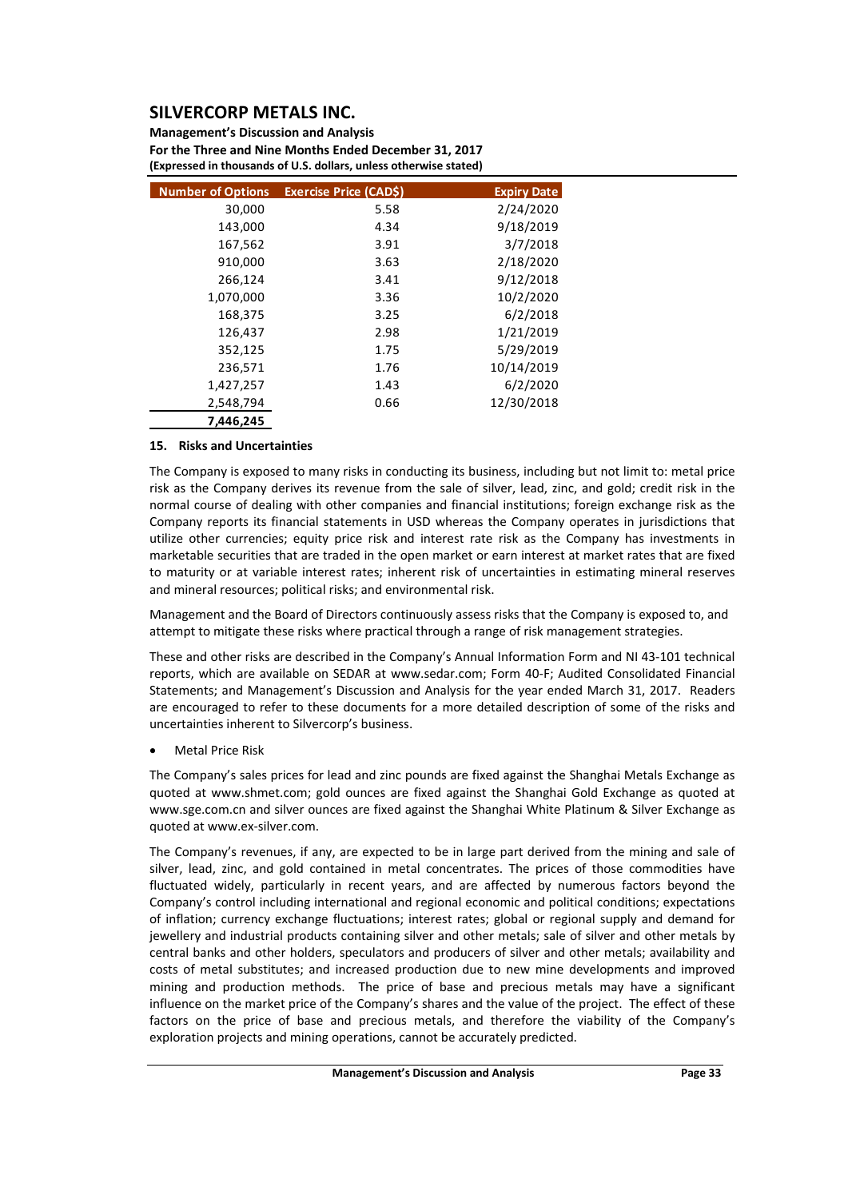| Number of Options | Exercise Price (CAD$) | Expiry Date |
|---|---|---|
| 30,000 | 5.58 | 2/24/2020 |
| 143,000 | 4.34 | 9/18/2019 |
| 167,562 | 3.91 | 3/7/2018 |
| 910,000 | 3.63 | 2/18/2020 |
| 266,124 | 3.41 | 9/12/2018 |
| 1,070,000 | 3.36 | 10/2/2020 |
| 168,375 | 3.25 | 6/2/2018 |
| 126,437 | 2.98 | 1/21/2019 |
| 352,125 | 1.75 | 5/29/2019 |
| 236,571 | 1.76 | 10/14/2019 |
| 1,427,257 | 1.43 | 6/2/2020 |
| 2,548,794 | 0.66 | 12/30/2018 |
| **7,446,245** | | |

## 15. Risks and Uncertainties

The Company is exposed to many risks in conducting its business, including but not limit to: metal price risk as the Company derives its revenue from the sale of silver, lead, zinc, and gold; credit risk in the normal course of dealing with other companies and financial institutions; foreign exchange risk as the Company reports its financial statements in USD whereas the Company operates in jurisdictions that utilize other currencies; equity price risk and interest rate risk as the Company has investments in marketable securities that are traded in the open market or earn interest at market rates that are fixed to maturity or at variable interest rates; inherent risk of uncertainties in estimating mineral reserves and mineral resources; political risks; and environmental risk.

Management and the Board of Directors continuously assess risks that the Company is exposed to, and attempt to mitigate these risks where practical through a range of risk management strategies.

These and other risks are described in the Company's Annual Information Form and NI 43-101 technical reports, which are available on SEDAR at www.sedar.com; Form 40-F; Audited Consolidated Financial Statements; and Management's Discussion and Analysis for the year ended March 31, 2017. Readers are encouraged to refer to these documents for a more detailed description of some of the risks and uncertainties inherent to Silvercorp's business.

- Metal Price Risk

The Company's sales prices for lead and zinc pounds are fixed against the Shanghai Metals Exchange as quoted at www.shmet.com; gold ounces are fixed against the Shanghai Gold Exchange as quoted at www.sge.com.cn and silver ounces are fixed against the Shanghai White Platinum & Silver Exchange as quoted at www.ex-silver.com.

The Company's revenues, if any, are expected to be in large part derived from the mining and sale of silver, lead, zinc, and gold contained in metal concentrates. The prices of those commodities have fluctuated widely, particularly in recent years, and are affected by numerous factors beyond the Company's control including international and regional economic and political conditions; expectations of inflation; currency exchange fluctuations; interest rates; global or regional supply and demand for jewellery and industrial products containing silver and other metals; sale of silver and other metals by central banks and other holders, speculators and producers of silver and other metals; availability and costs of metal substitutes; and increased production due to new mine developments and improved mining and production methods. The price of base and precious metals may have a significant influence on the market price of the Company's shares and the value of the project. The effect of these factors on the price of base and precious metals, and therefore the viability of the Company's exploration projects and mining operations, cannot be accurately predicted.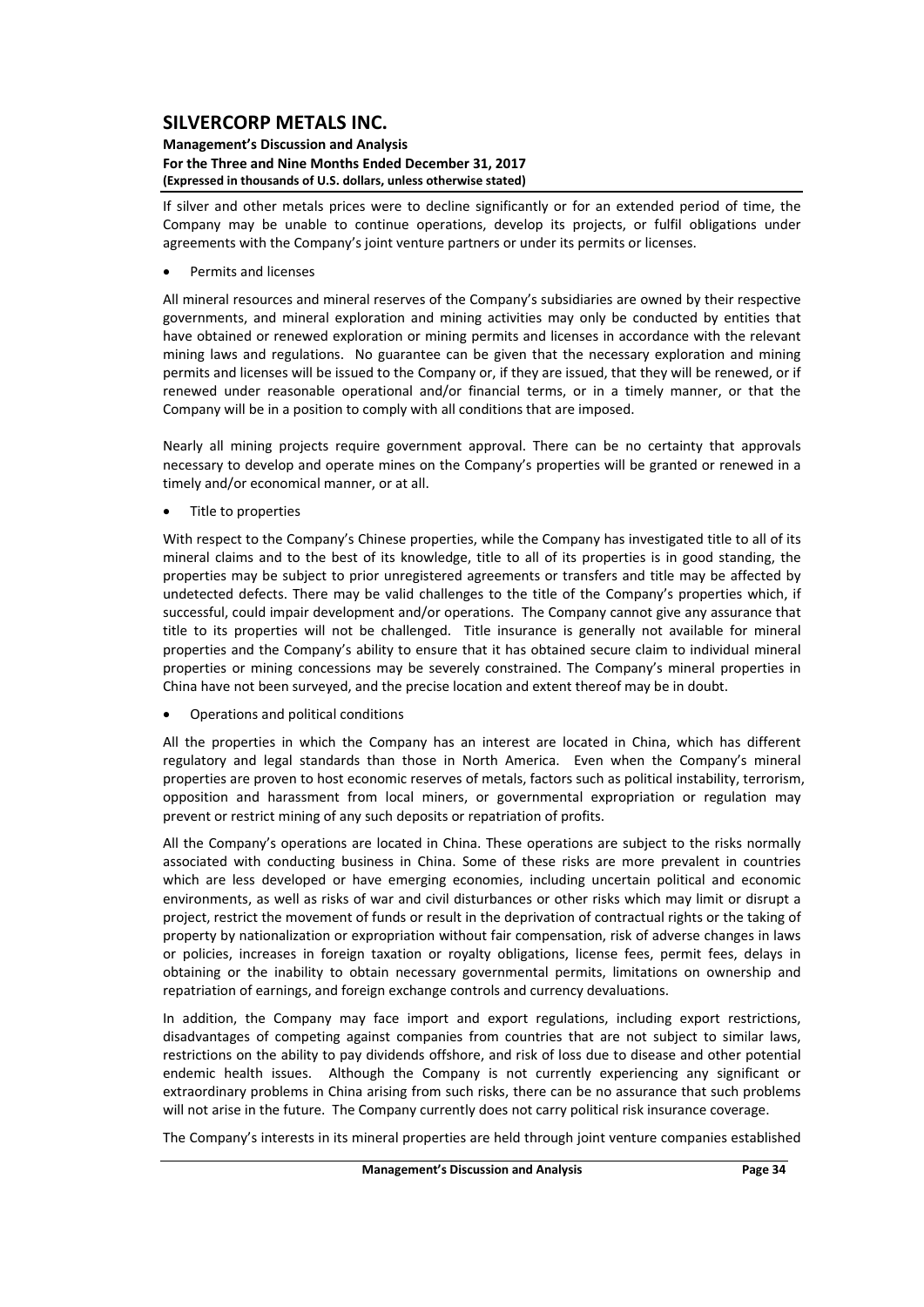If silver and other metals prices were to decline significantly or for an extended period of time, the Company may be unable to continue operations, develop its projects, or fulfil obligations under agreements with the Company's joint venture partners or under its permits or licenses.

- Permits and licenses

All mineral resources and mineral reserves of the Company's subsidiaries are owned by their respective governments, and mineral exploration and mining activities may only be conducted by entities that have obtained or renewed exploration or mining permits and licenses in accordance with the relevant mining laws and regulations. No guarantee can be given that the necessary exploration and mining permits and licenses will be issued to the Company or, if they are issued, that they will be renewed, or if renewed under reasonable operational and/or financial terms, or in a timely manner, or that the Company will be in a position to comply with all conditions that are imposed.

Nearly all mining projects require government approval. There can be no certainty that approvals necessary to develop and operate mines on the Company's properties will be granted or renewed in a timely and/or economical manner, or at all.

- Title to properties

With respect to the Company's Chinese properties, while the Company has investigated title to all of its mineral claims and to the best of its knowledge, title to all of its properties is in good standing, the properties may be subject to prior unregistered agreements or transfers and title may be affected by undetected defects. There may be valid challenges to the title of the Company's properties which, if successful, could impair development and/or operations. The Company cannot give any assurance that title to its properties will not be challenged. Title insurance is generally not available for mineral properties and the Company's ability to ensure that it has obtained secure claim to individual mineral properties or mining concessions may be severely constrained. The Company's mineral properties in China have not been surveyed, and the precise location and extent thereof may be in doubt.

- Operations and political conditions

All the properties in which the Company has an interest are located in China, which has different regulatory and legal standards than those in North America. Even when the Company's mineral properties are proven to host economic reserves of metals, factors such as political instability, terrorism, opposition and harassment from local miners, or governmental expropriation or regulation may prevent or restrict mining of any such deposits or repatriation of profits.

All the Company's operations are located in China. These operations are subject to the risks normally associated with conducting business in China. Some of these risks are more prevalent in countries which are less developed or have emerging economies, including uncertain political and economic environments, as well as risks of war and civil disturbances or other risks which may limit or disrupt a project, restrict the movement of funds or result in the deprivation of contractual rights or the taking of property by nationalization or expropriation without fair compensation, risk of adverse changes in laws or policies, increases in foreign taxation or royalty obligations, license fees, permit fees, delays in obtaining or the inability to obtain necessary governmental permits, limitations on ownership and repatriation of earnings, and foreign exchange controls and currency devaluations.

In addition, the Company may face import and export regulations, including export restrictions, disadvantages of competing against companies from countries that are not subject to similar laws, restrictions on the ability to pay dividends offshore, and risk of loss due to disease and other potential endemic health issues. Although the Company is not currently experiencing any significant or extraordinary problems in China arising from such risks, there can be no assurance that such problems will not arise in the future. The Company currently does not carry political risk insurance coverage.

The Company's interests in its mineral properties are held through joint venture companies established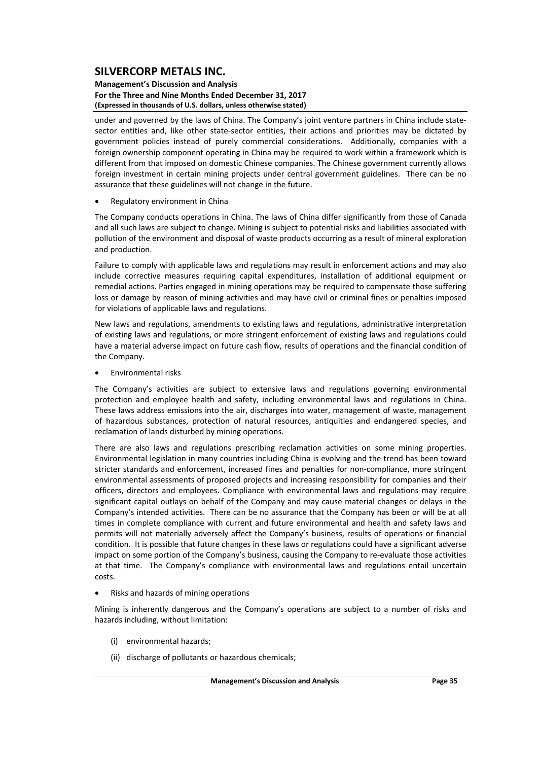under and governed by the laws of China. The Company's joint venture partners in China include state-sector entities and, like other state-sector entities, their actions and priorities may be dictated by government policies instead of purely commercial considerations. Additionally, companies with a foreign ownership component operating in China may be required to work within a framework which is different from that imposed on domestic Chinese companies. The Chinese government currently allows foreign investment in certain mining projects under central government guidelines. There can be no assurance that these guidelines will not change in the future.

- Regulatory environment in China

The Company conducts operations in China. The laws of China differ significantly from those of Canada and all such laws are subject to change. Mining is subject to potential risks and liabilities associated with pollution of the environment and disposal of waste products occurring as a result of mineral exploration and production.

Failure to comply with applicable laws and regulations may result in enforcement actions and may also include corrective measures requiring capital expenditures, installation of additional equipment or remedial actions. Parties engaged in mining operations may be required to compensate those suffering loss or damage by reason of mining activities and may have civil or criminal fines or penalties imposed for violations of applicable laws and regulations.

New laws and regulations, amendments to existing laws and regulations, administrative interpretation of existing laws and regulations, or more stringent enforcement of existing laws and regulations could have a material adverse impact on future cash flow, results of operations and the financial condition of the Company.

- Environmental risks

The Company's activities are subject to extensive laws and regulations governing environmental protection and employee health and safety, including environmental laws and regulations in China. These laws address emissions into the air, discharges into water, management of waste, management of hazardous substances, protection of natural resources, antiquities and endangered species, and reclamation of lands disturbed by mining operations.

There are also laws and regulations prescribing reclamation activities on some mining properties. Environmental legislation in many countries including China is evolving and the trend has been toward stricter standards and enforcement, increased fines and penalties for non-compliance, more stringent environmental assessments of proposed projects and increasing responsibility for companies and their officers, directors and employees. Compliance with environmental laws and regulations may require significant capital outlays on behalf of the Company and may cause material changes or delays in the Company's intended activities. There can be no assurance that the Company has been or will be at all times in complete compliance with current and future environmental and health and safety laws and permits will not materially adversely affect the Company's business, results of operations or financial condition. It is possible that future changes in these laws or regulations could have a significant adverse impact on some portion of the Company's business, causing the Company to re-evaluate those activities at that time. The Company's compliance with environmental laws and regulations entail uncertain costs.

- Risks and hazards of mining operations

Mining is inherently dangerous and the Company's operations are subject to a number of risks and hazards including, without limitation:

(i) environmental hazards;

(ii) discharge of pollutants or hazardous chemicals;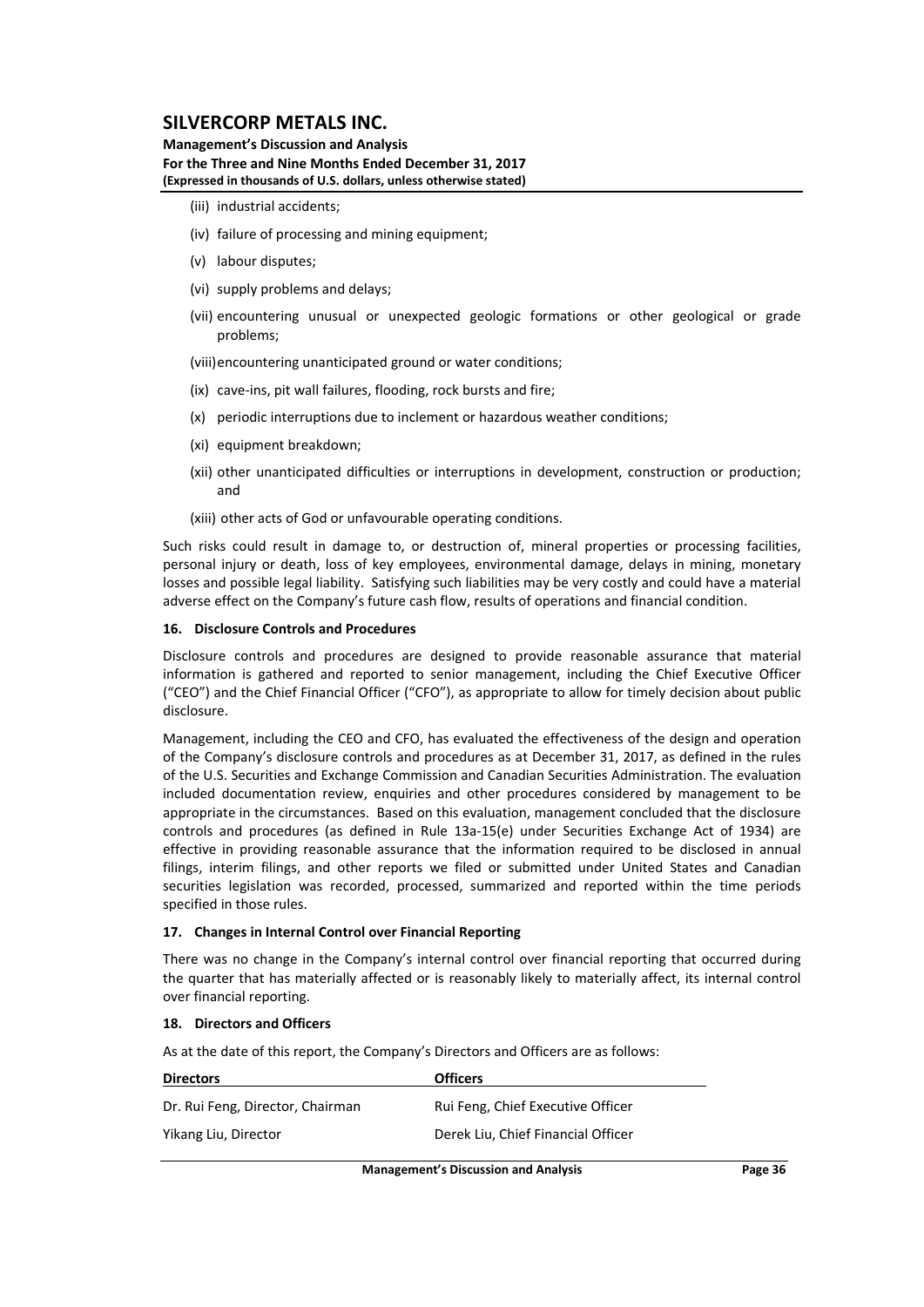(iii) industrial accidents;

(iv) failure of processing and mining equipment;

(v) labour disputes;

(vi) supply problems and delays;

(vii) encountering unusual or unexpected geologic formations or other geological or grade problems;

(viii) encountering unanticipated ground or water conditions;

(ix) cave-ins, pit wall failures, flooding, rock bursts and fire;

(x) periodic interruptions due to inclement or hazardous weather conditions;

(xi) equipment breakdown;

(xii) other unanticipated difficulties or interruptions in development, construction or production; and

(xiii) other acts of God or unfavourable operating conditions.

Such risks could result in damage to, or destruction of, mineral properties or processing facilities, personal injury or death, loss of key employees, environmental damage, delays in mining, monetary losses and possible legal liability. Satisfying such liabilities may be very costly and could have a material adverse effect on the Company's future cash flow, results of operations and financial condition.

### 16. Disclosure Controls and Procedures

Disclosure controls and procedures are designed to provide reasonable assurance that material information is gathered and reported to senior management, including the Chief Executive Officer ("CEO") and the Chief Financial Officer ("CFO"), as appropriate to allow for timely decision about public disclosure.

Management, including the CEO and CFO, has evaluated the effectiveness of the design and operation of the Company's disclosure controls and procedures as at December 31, 2017, as defined in the rules of the U.S. Securities and Exchange Commission and Canadian Securities Administration. The evaluation included documentation review, enquiries and other procedures considered by management to be appropriate in the circumstances. Based on this evaluation, management concluded that the disclosure controls and procedures (as defined in Rule 13a-15(e) under Securities Exchange Act of 1934) are effective in providing reasonable assurance that the information required to be disclosed in annual filings, interim filings, and other reports we filed or submitted under United States and Canadian securities legislation was recorded, processed, summarized and reported within the time periods specified in those rules.

### 17. Changes in Internal Control over Financial Reporting

There was no change in the Company's internal control over financial reporting that occurred during the quarter that has materially affected or is reasonably likely to materially affect, its internal control over financial reporting.

### 18. Directors and Officers

As at the date of this report, the Company's Directors and Officers are as follows:

| Directors | Officers |
|---|---|
| Dr. Rui Feng, Director, Chairman | Rui Feng, Chief Executive Officer |
| Yikang Liu, Director | Derek Liu, Chief Financial Officer |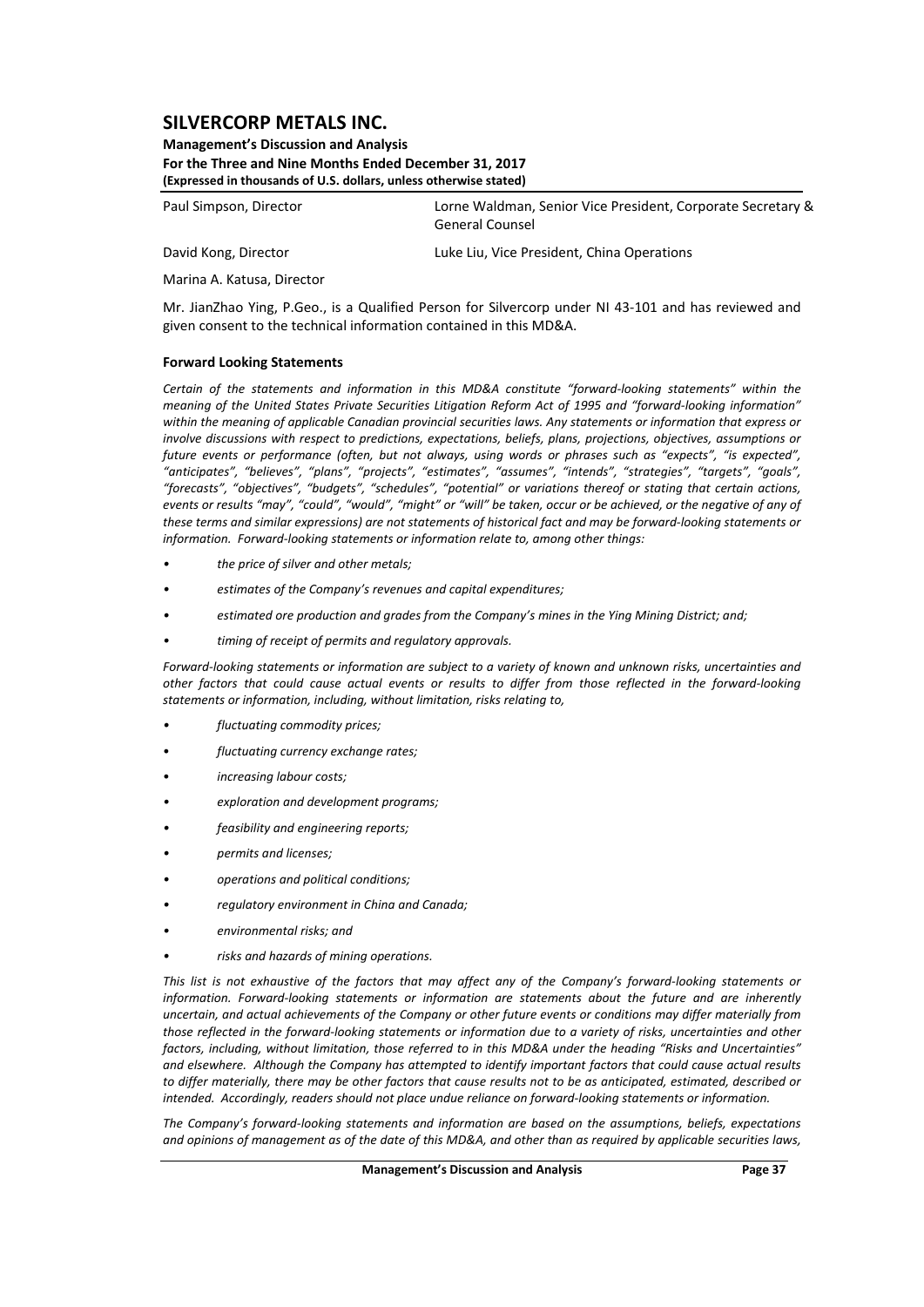Paul Simpson, Director

David Kong, Director

Marina A. Katusa, Director

Lorne Waldman, Senior Vice President, Corporate Secretary & General Counsel

Luke Liu, Vice President, China Operations

Mr. JianZhao Ying, P.Geo., is a Qualified Person for Silvercorp under NI 43-101 and has reviewed and given consent to the technical information contained in this MD&A.

**Forward Looking Statements**

*Certain of the statements and information in this MD&A constitute "forward-looking statements" within the meaning of the United States Private Securities Litigation Reform Act of 1995 and "forward-looking information" within the meaning of applicable Canadian provincial securities laws. Any statements or information that express or involve discussions with respect to predictions, expectations, beliefs, plans, projections, objectives, assumptions or future events or performance (often, but not always, using words or phrases such as "expects", "is expected", "anticipates", "believes", "plans", "projects", "estimates", "assumes", "intends", "strategies", "targets", "goals", "forecasts", "objectives", "budgets", "schedules", "potential" or variations thereof or stating that certain actions, events or results "may", "could", "would", "might" or "will" be taken, occur or be achieved, or the negative of any of these terms and similar expressions) are not statements of historical fact and may be forward-looking statements or information. Forward-looking statements or information relate to, among other things:*

- *the price of silver and other metals;*
- *estimates of the Company's revenues and capital expenditures;*
- *estimated ore production and grades from the Company's mines in the Ying Mining District; and;*
- *timing of receipt of permits and regulatory approvals.*

*Forward-looking statements or information are subject to a variety of known and unknown risks, uncertainties and other factors that could cause actual events or results to differ from those reflected in the forward-looking statements or information, including, without limitation, risks relating to,*

- *fluctuating commodity prices;*
- *fluctuating currency exchange rates;*
- *increasing labour costs;*
- *exploration and development programs;*
- *feasibility and engineering reports;*
- *permits and licenses;*
- *operations and political conditions;*
- *regulatory environment in China and Canada;*
- *environmental risks; and*
- *risks and hazards of mining operations.*

*This list is not exhaustive of the factors that may affect any of the Company's forward-looking statements or information. Forward-looking statements or information are statements about the future and are inherently uncertain, and actual achievements of the Company or other future events or conditions may differ materially from those reflected in the forward-looking statements or information due to a variety of risks, uncertainties and other factors, including, without limitation, those referred to in this MD&A under the heading "Risks and Uncertainties" and elsewhere. Although the Company has attempted to identify important factors that could cause actual results to differ materially, there may be other factors that cause results not to be as anticipated, estimated, described or intended. Accordingly, readers should not place undue reliance on forward-looking statements or information.*

*The Company's forward-looking statements and information are based on the assumptions, beliefs, expectations and opinions of management as of the date of this MD&A, and other than as required by applicable securities laws,*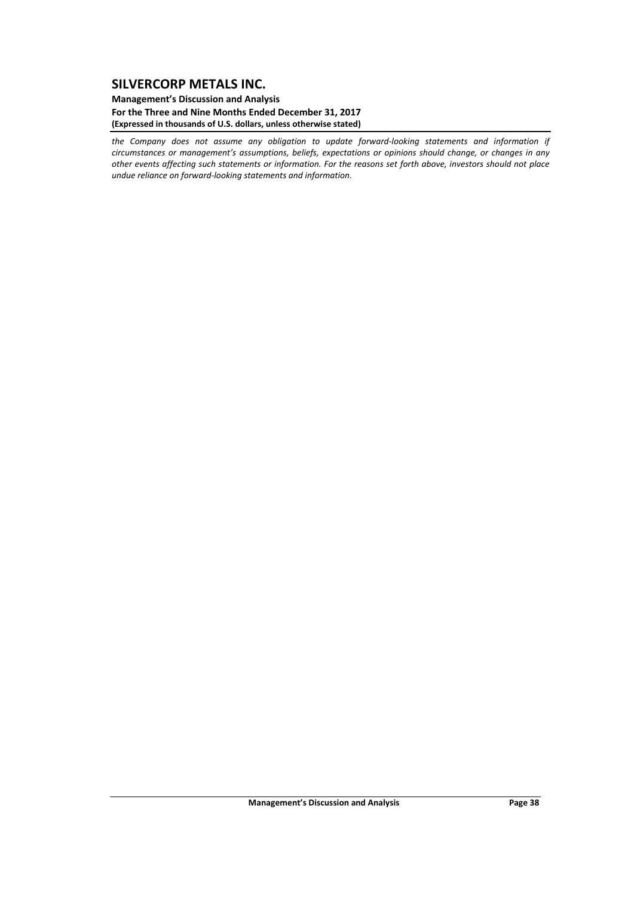*the Company does not assume any obligation to update forward-looking statements and information if circumstances or management's assumptions, beliefs, expectations or opinions should change, or changes in any other events affecting such statements or information. For the reasons set forth above, investors should not place undue reliance on forward-looking statements and information.*